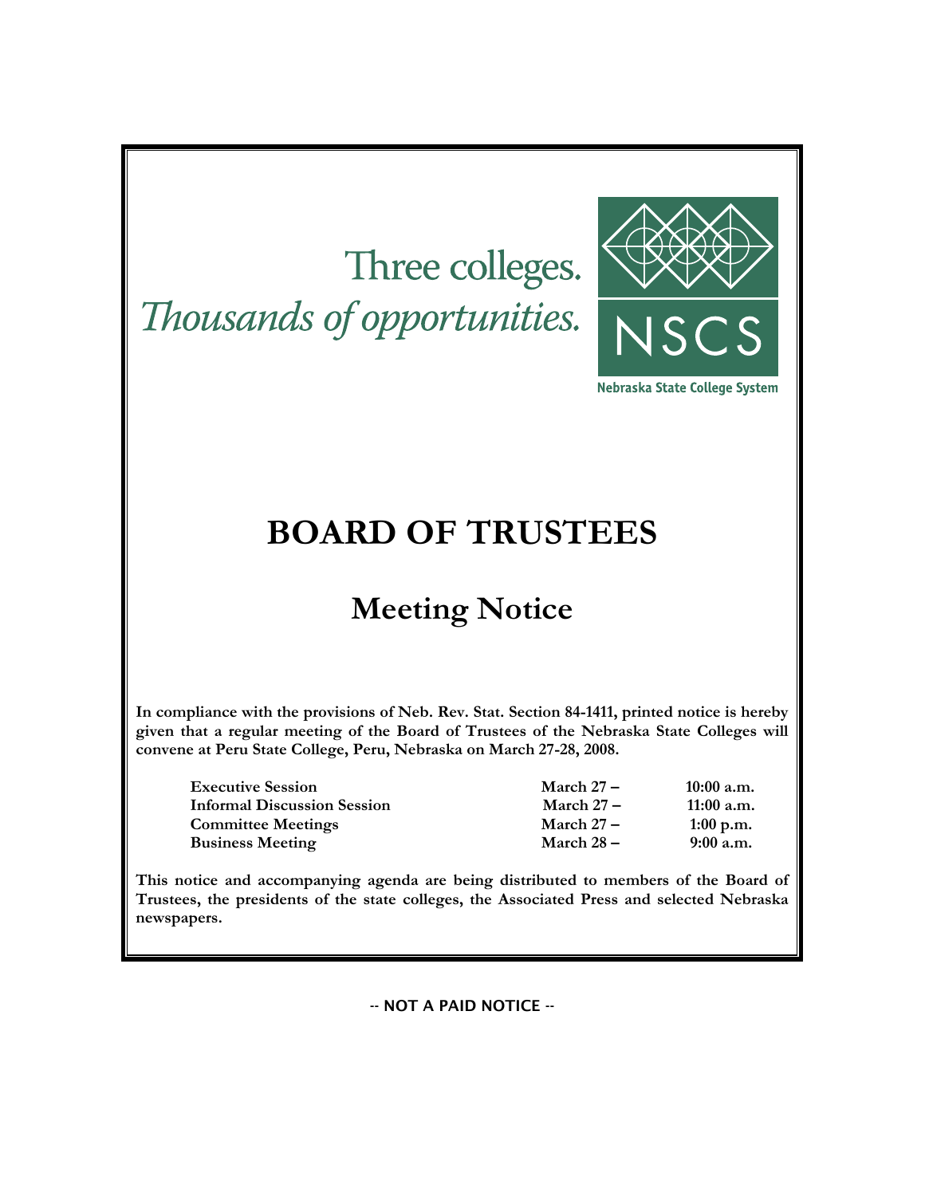Three colleges.
*Thousands of opportunities.*

NSCS

Nebraska State College System

# BOARD OF TRUSTEES

## Meeting Notice

**In compliance with the provisions of Neb. Rev. Stat. Section 84-1411, printed notice is hereby given that a regular meeting of the Board of Trustees of the Nebraska State Colleges will convene at Peru State College, Peru, Nebraska on March 27-28, 2008.**

| | | |
|---|---|---|
| **Executive Session** | **March 27 –** | **10:00 a.m.** |
| **Informal Discussion Session** | **March 27 –** | **11:00 a.m.** |
| **Committee Meetings** | **March 27 –** | **1:00 p.m.** |
| **Business Meeting** | **March 28 –** | **9:00 a.m.** |

**This notice and accompanying agenda are being distributed to members of the Board of Trustees, the presidents of the state colleges, the Associated Press and selected Nebraska newspapers.**

-- NOT A PAID NOTICE --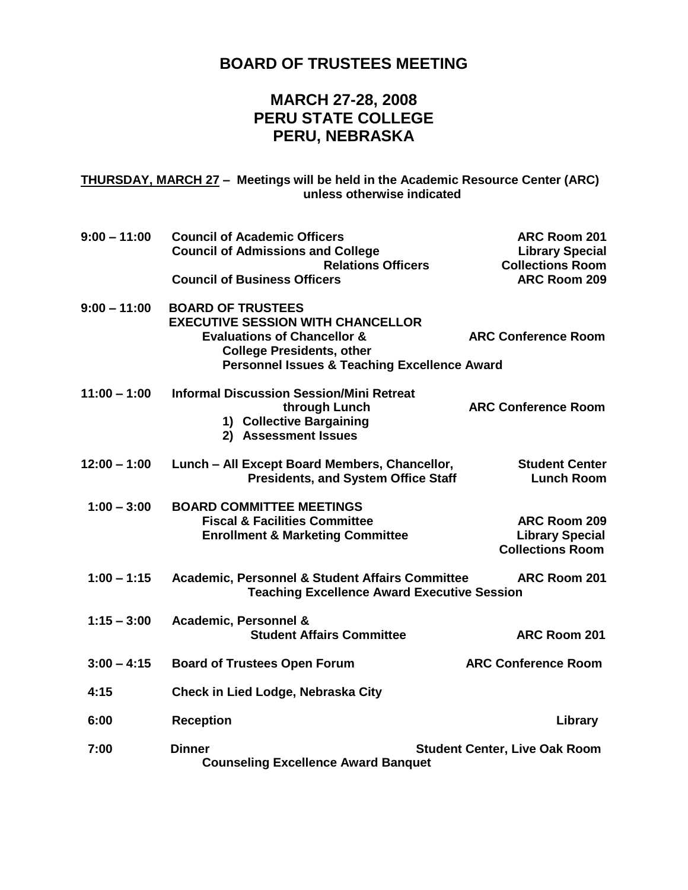# BOARD OF TRUSTEES MEETING

## MARCH 27-28, 2008
## PERU STATE COLLEGE
## PERU, NEBRASKA

**THURSDAY, MARCH 27 – Meetings will be held in the Academic Resource Center (ARC) unless otherwise indicated**

| Time | Event | Location |
|---|---|---|
| **9:00 – 11:00** | **Council of Academic Officers** | **ARC Room 201** |
| | **Council of Admissions and College Relations Officers** | **Library Special Collections Room** |
| | **Council of Business Officers** | **ARC Room 209** |
| **9:00 – 11:00** | **BOARD OF TRUSTEES EXECUTIVE SESSION WITH CHANCELLOR** | |
| | **Evaluations of Chancellor & College Presidents, other Personnel Issues & Teaching Excellence Award** | **ARC Conference Room** |
| **11:00 – 1:00** | **Informal Discussion Session/Mini Retreat through Lunch** | **ARC Conference Room** |
| | **1) Collective Bargaining** | |
| | **2) Assessment Issues** | |
| **12:00 – 1:00** | **Lunch – All Except Board Members, Chancellor, Presidents, and System Office Staff** | **Student Center Lunch Room** |
| **1:00 – 3:00** | **BOARD COMMITTEE MEETINGS** | |
| | **Fiscal & Facilities Committee** | **ARC Room 209** |
| | **Enrollment & Marketing Committee** | **Library Special Collections Room** |
| **1:00 – 1:15** | **Academic, Personnel & Student Affairs Committee Teaching Excellence Award Executive Session** | **ARC Room 201** |
| **1:15 – 3:00** | **Academic, Personnel & Student Affairs Committee** | **ARC Room 201** |
| **3:00 – 4:15** | **Board of Trustees Open Forum** | **ARC Conference Room** |
| **4:15** | **Check in Lied Lodge, Nebraska City** | |
| **6:00** | **Reception** | **Library** |
| **7:00** | **Dinner Counseling Excellence Award Banquet** | **Student Center, Live Oak Room** |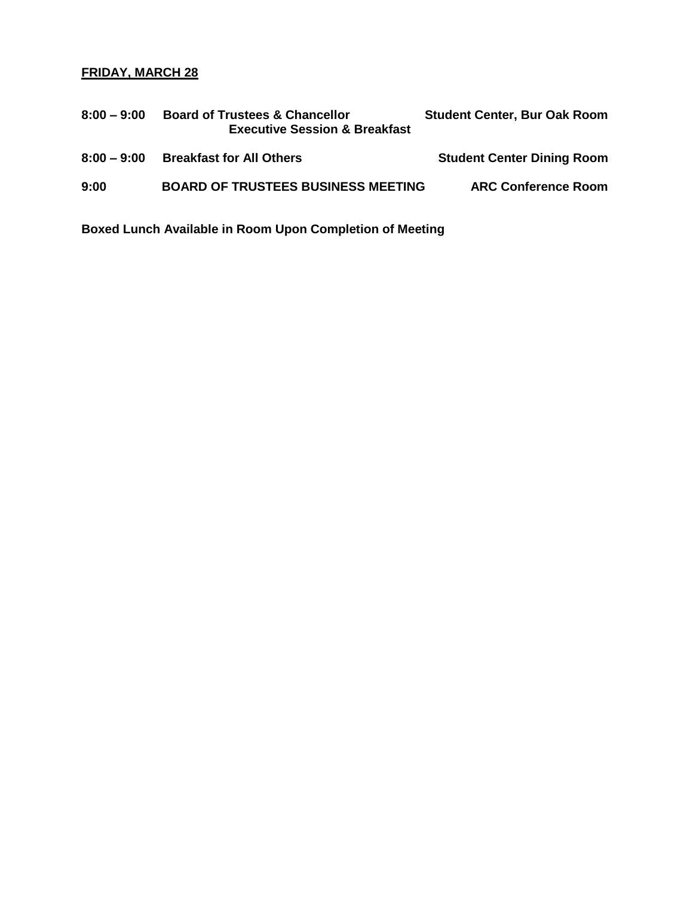**FRIDAY, MARCH 28**

| | | |
|---|---|---|
| **8:00 – 9:00** | **Board of Trustees & Chancellor Executive Session & Breakfast** | **Student Center, Bur Oak Room** |
| **8:00 – 9:00** | **Breakfast for All Others** | **Student Center Dining Room** |
| **9:00** | **BOARD OF TRUSTEES BUSINESS MEETING** | **ARC Conference Room** |

**Boxed Lunch Available in Room Upon Completion of Meeting**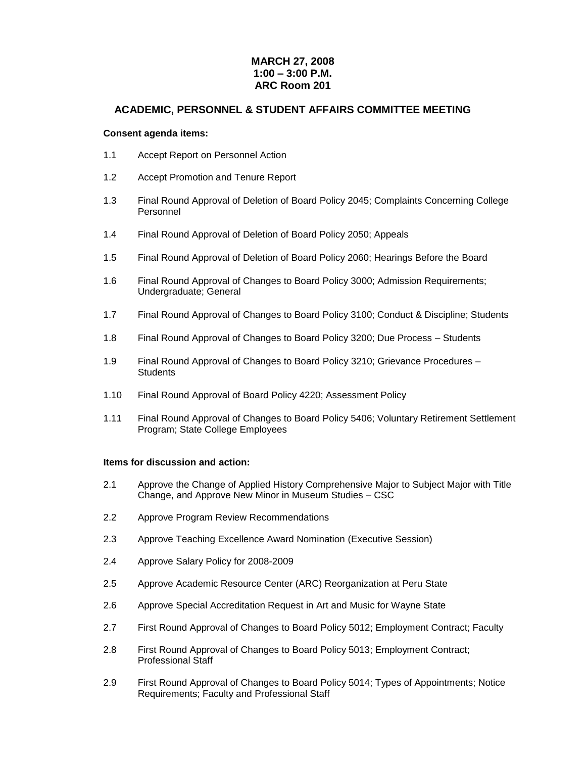**MARCH 27, 2008**
**1:00 – 3:00 P.M.**
**ARC Room 201**

## ACADEMIC, PERSONNEL & STUDENT AFFAIRS COMMITTEE MEETING

**Consent agenda items:**

1.1 Accept Report on Personnel Action

1.2 Accept Promotion and Tenure Report

1.3 Final Round Approval of Deletion of Board Policy 2045; Complaints Concerning College Personnel

1.4 Final Round Approval of Deletion of Board Policy 2050; Appeals

1.5 Final Round Approval of Deletion of Board Policy 2060; Hearings Before the Board

1.6 Final Round Approval of Changes to Board Policy 3000; Admission Requirements; Undergraduate; General

1.7 Final Round Approval of Changes to Board Policy 3100; Conduct & Discipline; Students

1.8 Final Round Approval of Changes to Board Policy 3200; Due Process – Students

1.9 Final Round Approval of Changes to Board Policy 3210; Grievance Procedures – Students

1.10 Final Round Approval of Board Policy 4220; Assessment Policy

1.11 Final Round Approval of Changes to Board Policy 5406; Voluntary Retirement Settlement Program; State College Employees

**Items for discussion and action:**

2.1 Approve the Change of Applied History Comprehensive Major to Subject Major with Title Change, and Approve New Minor in Museum Studies – CSC

2.2 Approve Program Review Recommendations

2.3 Approve Teaching Excellence Award Nomination (Executive Session)

2.4 Approve Salary Policy for 2008-2009

2.5 Approve Academic Resource Center (ARC) Reorganization at Peru State

2.6 Approve Special Accreditation Request in Art and Music for Wayne State

2.7 First Round Approval of Changes to Board Policy 5012; Employment Contract; Faculty

2.8 First Round Approval of Changes to Board Policy 5013; Employment Contract; Professional Staff

2.9 First Round Approval of Changes to Board Policy 5014; Types of Appointments; Notice Requirements; Faculty and Professional Staff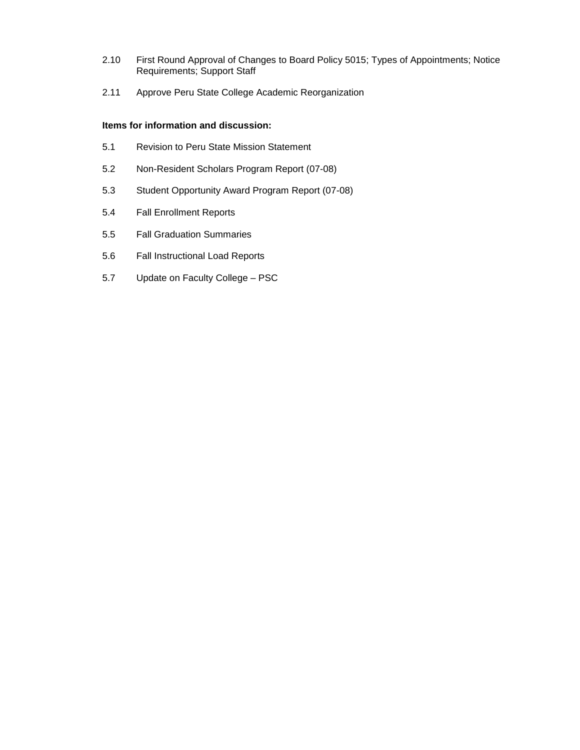2.10 First Round Approval of Changes to Board Policy 5015; Types of Appointments; Notice Requirements; Support Staff

2.11 Approve Peru State College Academic Reorganization

**Items for information and discussion:**

5.1 Revision to Peru State Mission Statement

5.2 Non-Resident Scholars Program Report (07-08)

5.3 Student Opportunity Award Program Report (07-08)

5.4 Fall Enrollment Reports

5.5 Fall Graduation Summaries

5.6 Fall Instructional Load Reports

5.7 Update on Faculty College – PSC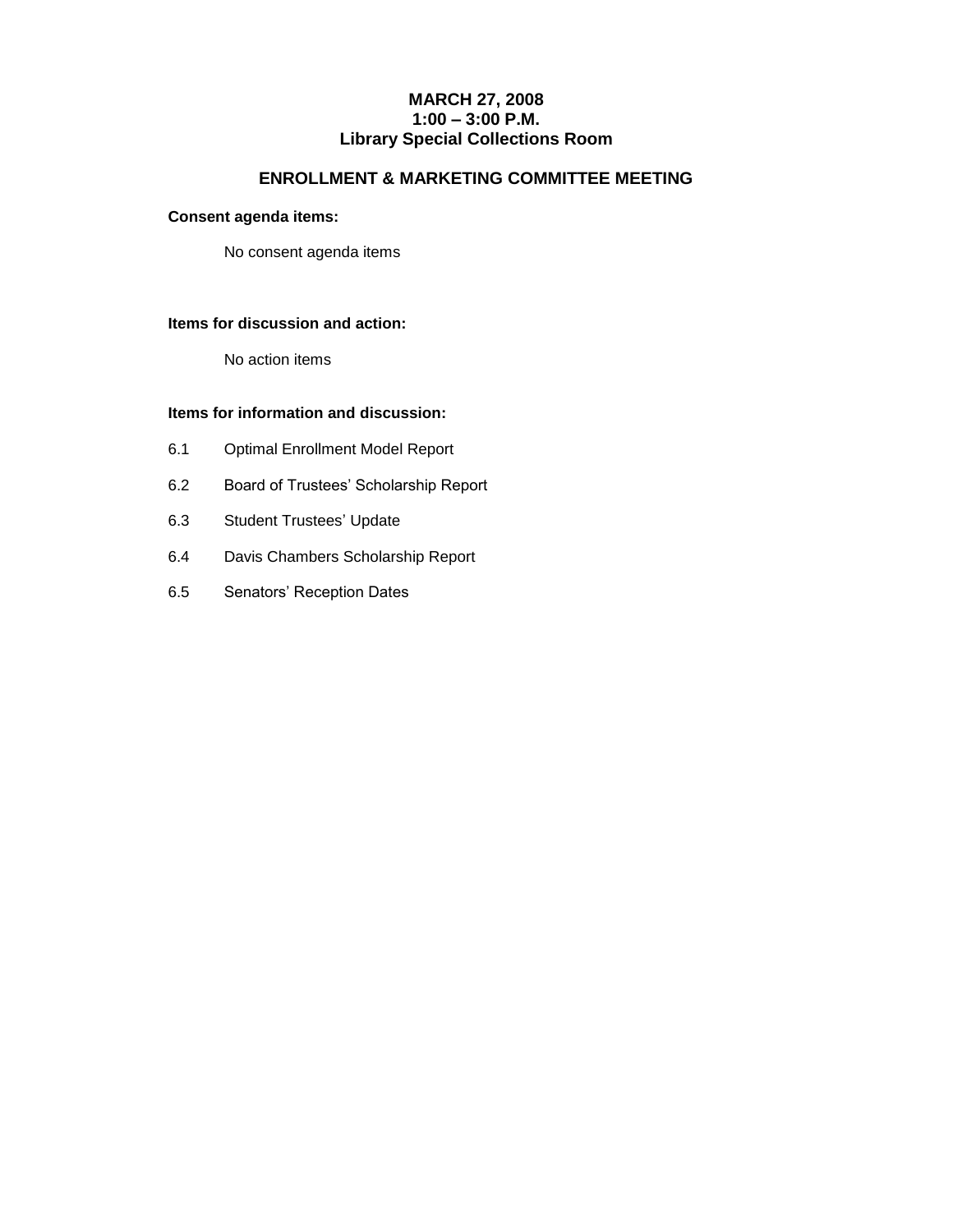**MARCH 27, 2008**
**1:00 – 3:00 P.M.**
**Library Special Collections Room**

## ENROLLMENT & MARKETING COMMITTEE MEETING

**Consent agenda items:**

No consent agenda items

**Items for discussion and action:**

No action items

**Items for information and discussion:**

6.1 Optimal Enrollment Model Report

6.2 Board of Trustees' Scholarship Report

6.3 Student Trustees' Update

6.4 Davis Chambers Scholarship Report

6.5 Senators' Reception Dates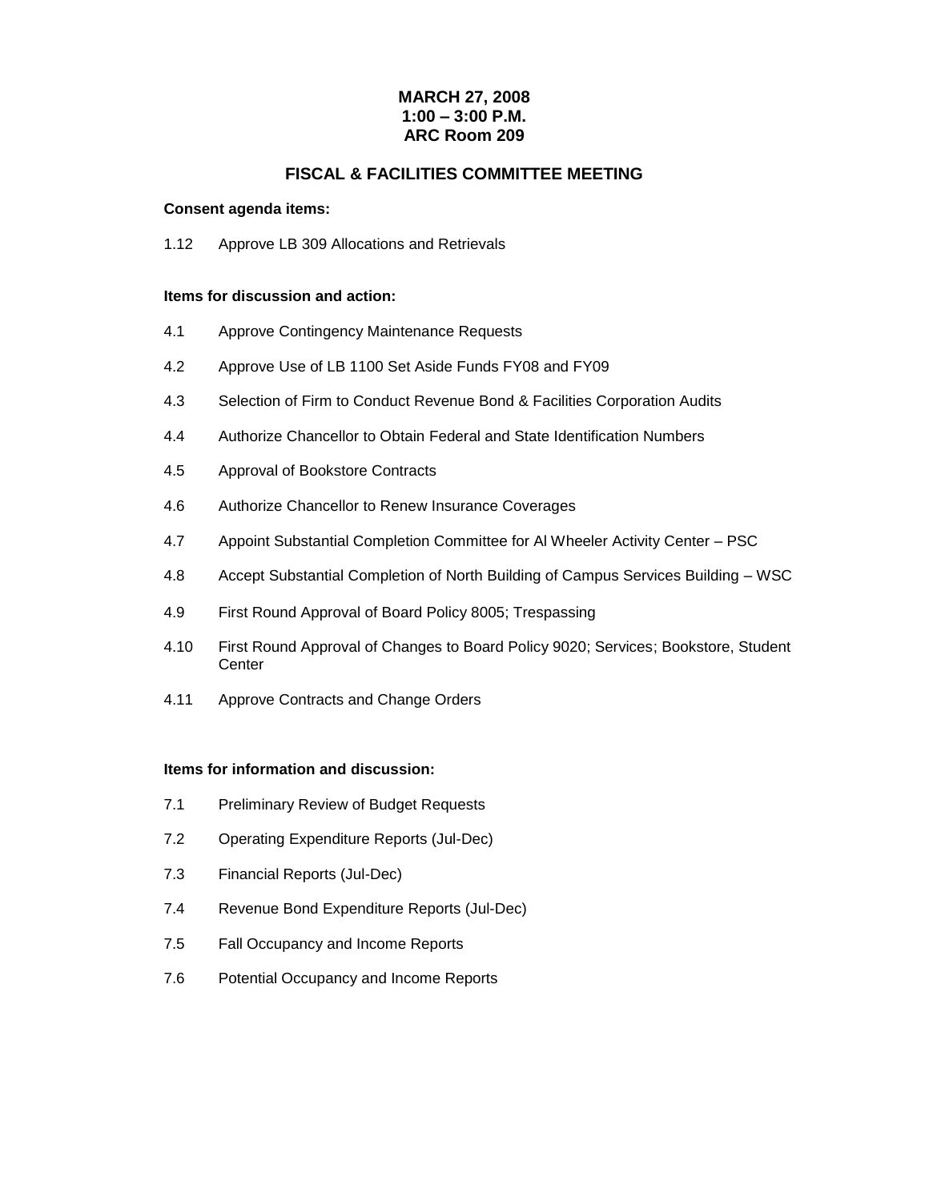**MARCH 27, 2008**
**1:00 – 3:00 P.M.**
**ARC Room 209**

## FISCAL & FACILITIES COMMITTEE MEETING

**Consent agenda items:**

1.12 Approve LB 309 Allocations and Retrievals

**Items for discussion and action:**

4.1 Approve Contingency Maintenance Requests

4.2 Approve Use of LB 1100 Set Aside Funds FY08 and FY09

4.3 Selection of Firm to Conduct Revenue Bond & Facilities Corporation Audits

4.4 Authorize Chancellor to Obtain Federal and State Identification Numbers

4.5 Approval of Bookstore Contracts

4.6 Authorize Chancellor to Renew Insurance Coverages

4.7 Appoint Substantial Completion Committee for Al Wheeler Activity Center – PSC

4.8 Accept Substantial Completion of North Building of Campus Services Building – WSC

4.9 First Round Approval of Board Policy 8005; Trespassing

4.10 First Round Approval of Changes to Board Policy 9020; Services; Bookstore, Student Center

4.11 Approve Contracts and Change Orders

**Items for information and discussion:**

7.1 Preliminary Review of Budget Requests

7.2 Operating Expenditure Reports (Jul-Dec)

7.3 Financial Reports (Jul-Dec)

7.4 Revenue Bond Expenditure Reports (Jul-Dec)

7.5 Fall Occupancy and Income Reports

7.6 Potential Occupancy and Income Reports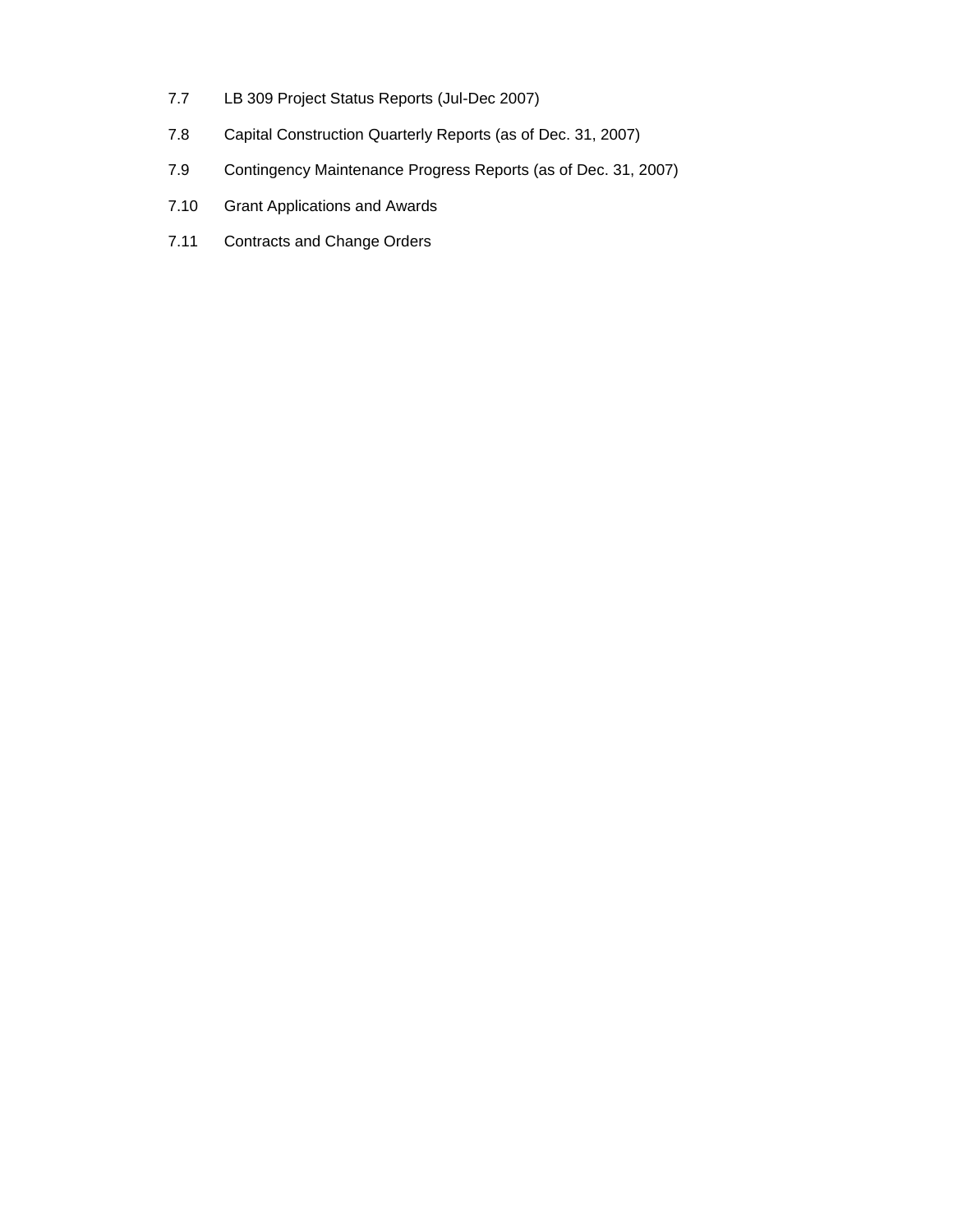7.7 LB 309 Project Status Reports (Jul-Dec 2007)

7.8 Capital Construction Quarterly Reports (as of Dec. 31, 2007)

7.9 Contingency Maintenance Progress Reports (as of Dec. 31, 2007)

7.10 Grant Applications and Awards

7.11 Contracts and Change Orders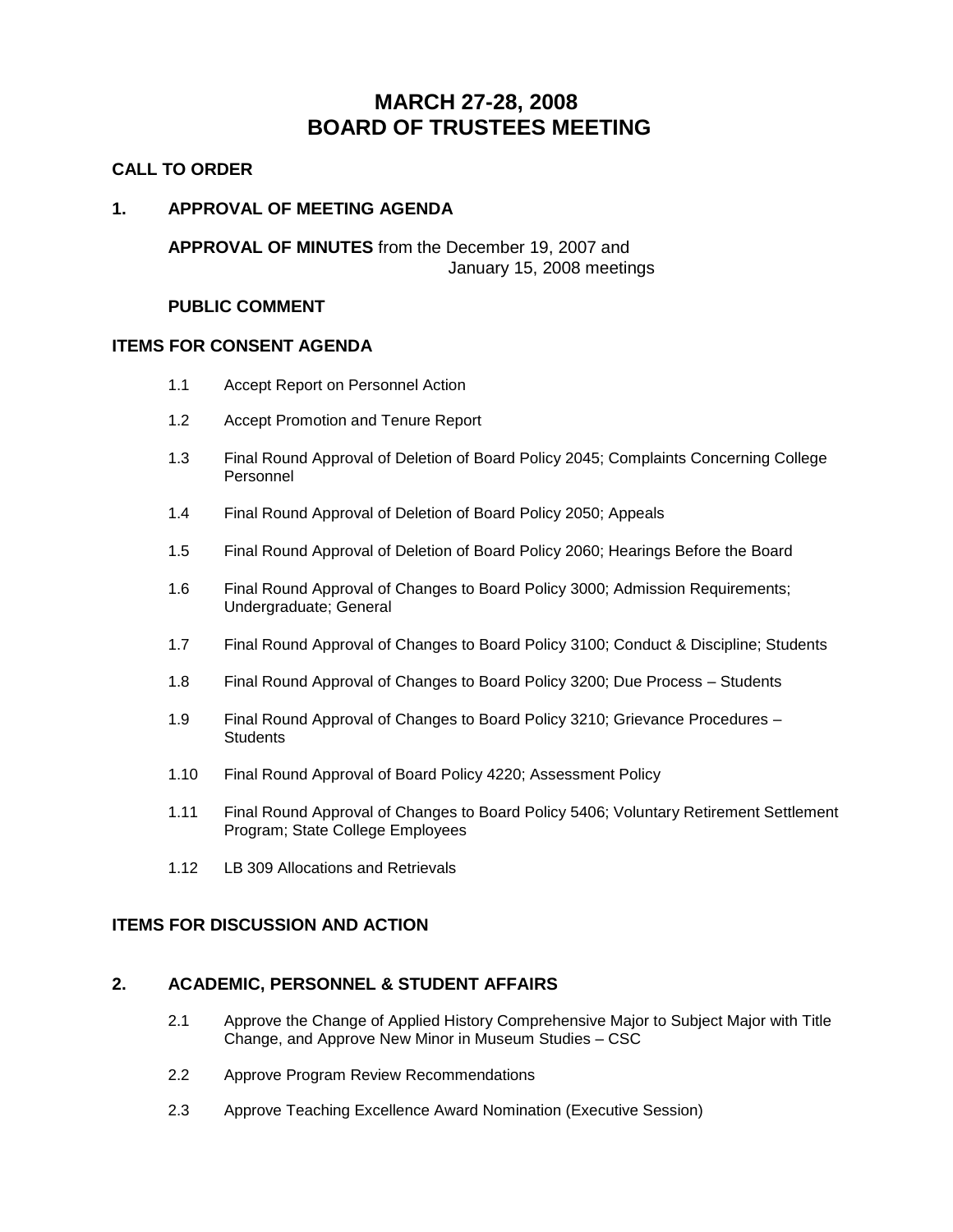# MARCH 27-28, 2008
# BOARD OF TRUSTEES MEETING

## CALL TO ORDER

## 1. APPROVAL OF MEETING AGENDA

**APPROVAL OF MINUTES** from the December 19, 2007 and January 15, 2008 meetings

**PUBLIC COMMENT**

## ITEMS FOR CONSENT AGENDA

1.1 Accept Report on Personnel Action

1.2 Accept Promotion and Tenure Report

1.3 Final Round Approval of Deletion of Board Policy 2045; Complaints Concerning College Personnel

1.4 Final Round Approval of Deletion of Board Policy 2050; Appeals

1.5 Final Round Approval of Deletion of Board Policy 2060; Hearings Before the Board

1.6 Final Round Approval of Changes to Board Policy 3000; Admission Requirements; Undergraduate; General

1.7 Final Round Approval of Changes to Board Policy 3100; Conduct & Discipline; Students

1.8 Final Round Approval of Changes to Board Policy 3200; Due Process – Students

1.9 Final Round Approval of Changes to Board Policy 3210; Grievance Procedures – Students

1.10 Final Round Approval of Board Policy 4220; Assessment Policy

1.11 Final Round Approval of Changes to Board Policy 5406; Voluntary Retirement Settlement Program; State College Employees

1.12 LB 309 Allocations and Retrievals

## ITEMS FOR DISCUSSION AND ACTION

## 2. ACADEMIC, PERSONNEL & STUDENT AFFAIRS

2.1 Approve the Change of Applied History Comprehensive Major to Subject Major with Title Change, and Approve New Minor in Museum Studies – CSC

2.2 Approve Program Review Recommendations

2.3 Approve Teaching Excellence Award Nomination (Executive Session)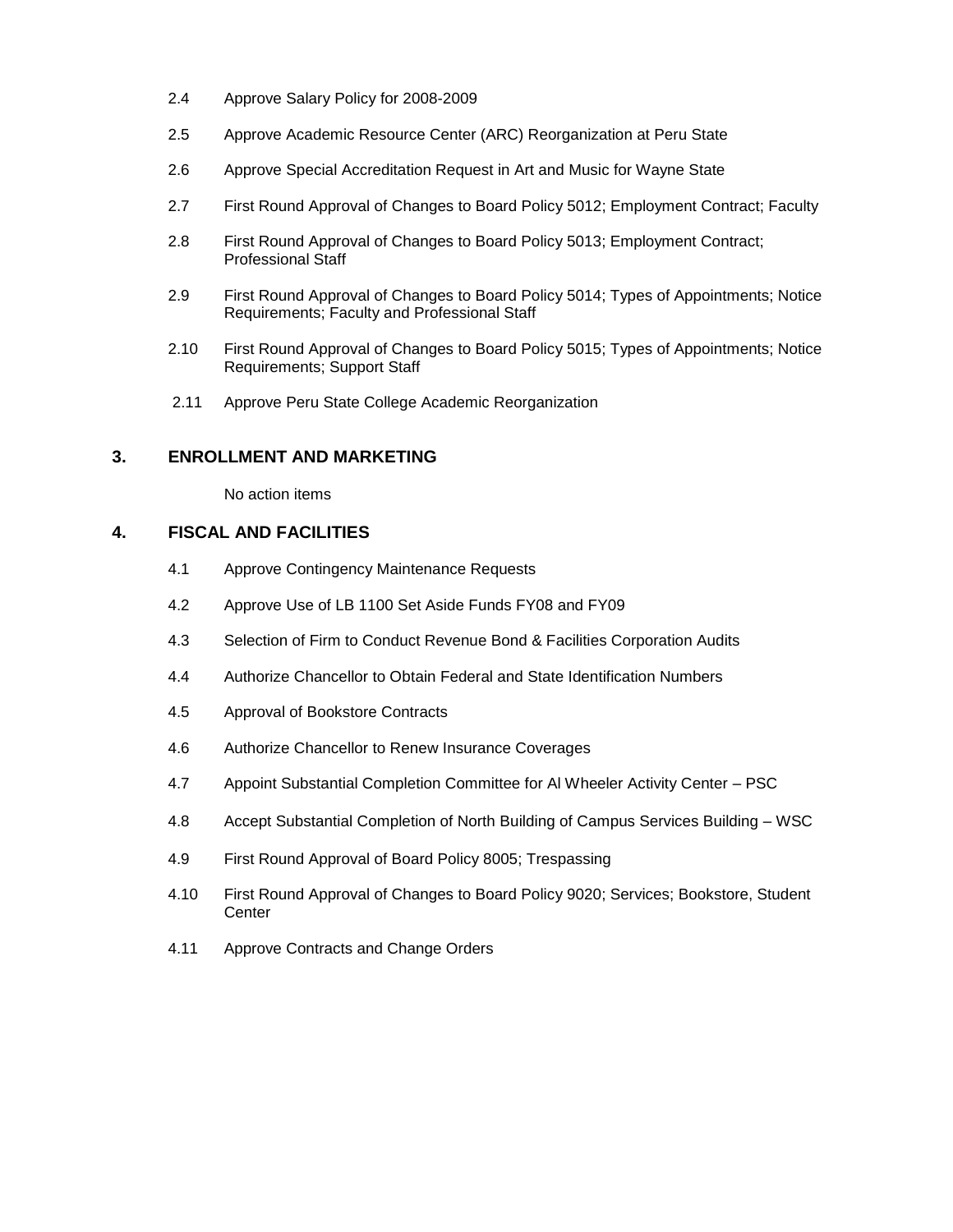2.4 Approve Salary Policy for 2008-2009

2.5 Approve Academic Resource Center (ARC) Reorganization at Peru State

2.6 Approve Special Accreditation Request in Art and Music for Wayne State

2.7 First Round Approval of Changes to Board Policy 5012; Employment Contract; Faculty

2.8 First Round Approval of Changes to Board Policy 5013; Employment Contract; Professional Staff

2.9 First Round Approval of Changes to Board Policy 5014; Types of Appointments; Notice Requirements; Faculty and Professional Staff

2.10 First Round Approval of Changes to Board Policy 5015; Types of Appointments; Notice Requirements; Support Staff

2.11 Approve Peru State College Academic Reorganization

## 3. ENROLLMENT AND MARKETING

No action items

## 4. FISCAL AND FACILITIES

4.1 Approve Contingency Maintenance Requests

4.2 Approve Use of LB 1100 Set Aside Funds FY08 and FY09

4.3 Selection of Firm to Conduct Revenue Bond & Facilities Corporation Audits

4.4 Authorize Chancellor to Obtain Federal and State Identification Numbers

4.5 Approval of Bookstore Contracts

4.6 Authorize Chancellor to Renew Insurance Coverages

4.7 Appoint Substantial Completion Committee for Al Wheeler Activity Center – PSC

4.8 Accept Substantial Completion of North Building of Campus Services Building – WSC

4.9 First Round Approval of Board Policy 8005; Trespassing

4.10 First Round Approval of Changes to Board Policy 9020; Services; Bookstore, Student Center

4.11 Approve Contracts and Change Orders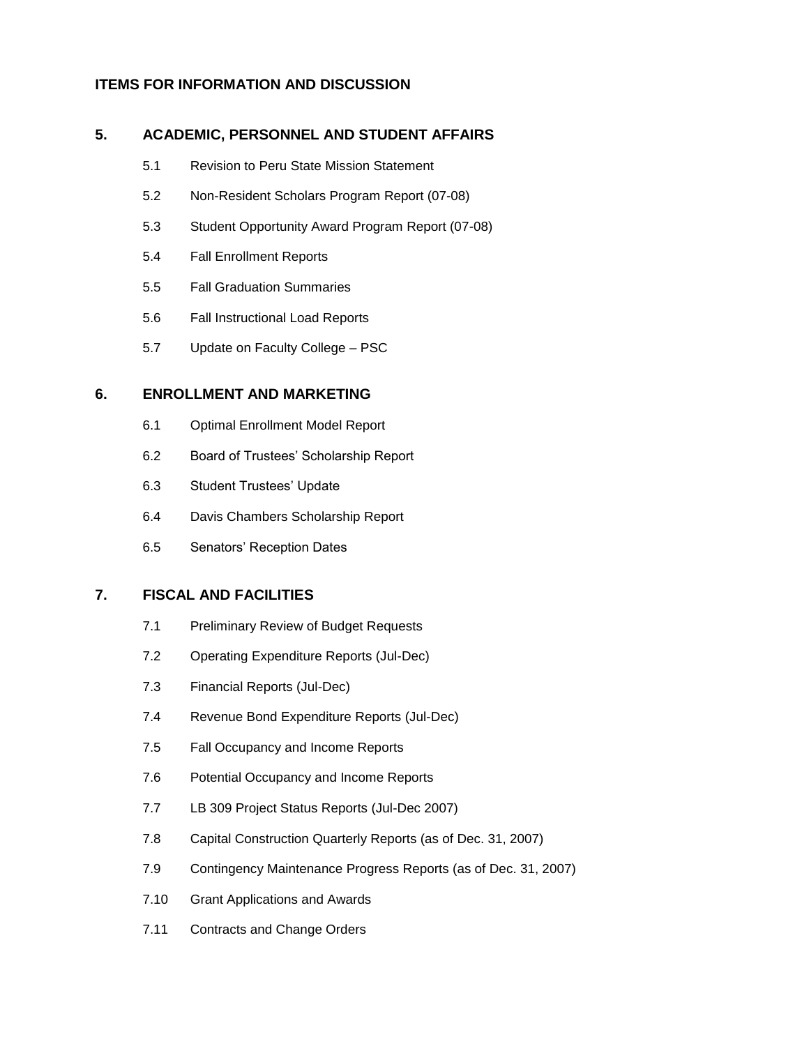**ITEMS FOR INFORMATION AND DISCUSSION**

## 5. ACADEMIC, PERSONNEL AND STUDENT AFFAIRS

- 5.1 Revision to Peru State Mission Statement
- 5.2 Non-Resident Scholars Program Report (07-08)
- 5.3 Student Opportunity Award Program Report (07-08)
- 5.4 Fall Enrollment Reports
- 5.5 Fall Graduation Summaries
- 5.6 Fall Instructional Load Reports
- 5.7 Update on Faculty College – PSC

## 6. ENROLLMENT AND MARKETING

- 6.1 Optimal Enrollment Model Report
- 6.2 Board of Trustees' Scholarship Report
- 6.3 Student Trustees' Update
- 6.4 Davis Chambers Scholarship Report
- 6.5 Senators' Reception Dates

## 7. FISCAL AND FACILITIES

- 7.1 Preliminary Review of Budget Requests
- 7.2 Operating Expenditure Reports (Jul-Dec)
- 7.3 Financial Reports (Jul-Dec)
- 7.4 Revenue Bond Expenditure Reports (Jul-Dec)
- 7.5 Fall Occupancy and Income Reports
- 7.6 Potential Occupancy and Income Reports
- 7.7 LB 309 Project Status Reports (Jul-Dec 2007)
- 7.8 Capital Construction Quarterly Reports (as of Dec. 31, 2007)
- 7.9 Contingency Maintenance Progress Reports (as of Dec. 31, 2007)
- 7.10 Grant Applications and Awards
- 7.11 Contracts and Change Orders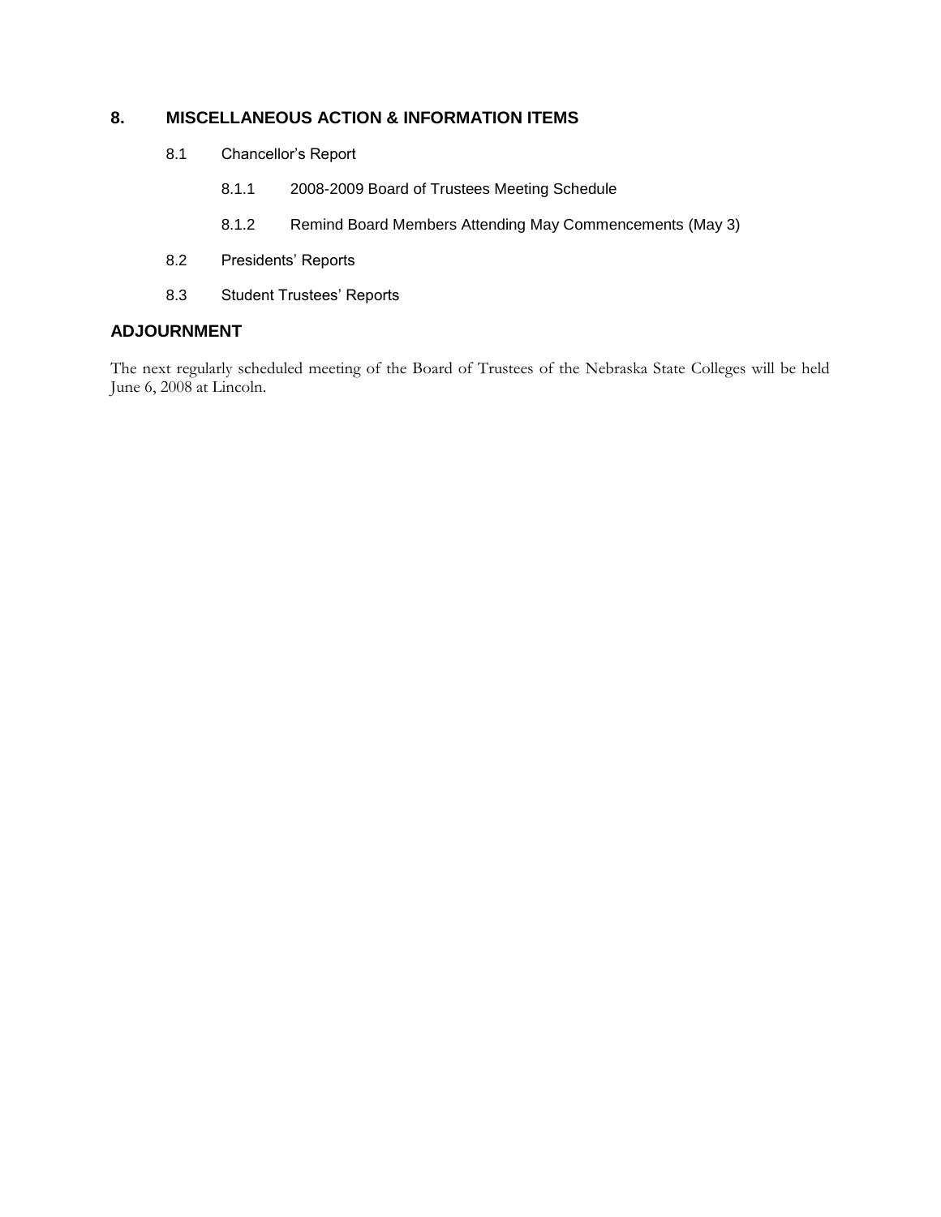## 8. MISCELLANEOUS ACTION & INFORMATION ITEMS

8.1 Chancellor's Report

8.1.1 2008-2009 Board of Trustees Meeting Schedule

8.1.2 Remind Board Members Attending May Commencements (May 3)

8.2 Presidents' Reports

8.3 Student Trustees' Reports

## ADJOURNMENT

The next regularly scheduled meeting of the Board of Trustees of the Nebraska State Colleges will be held June 6, 2008 at Lincoln.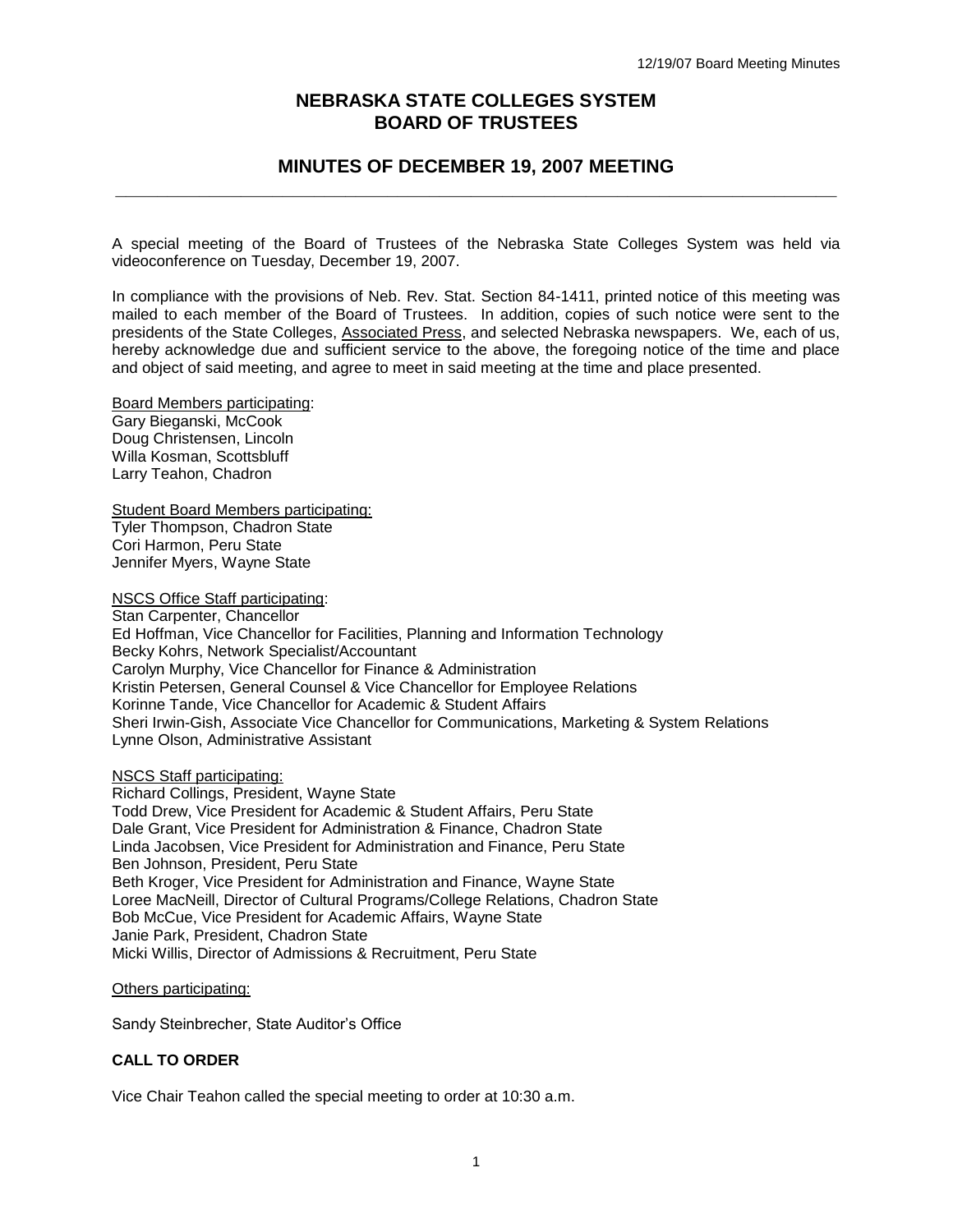# NEBRASKA STATE COLLEGES SYSTEM
# BOARD OF TRUSTEES

## MINUTES OF DECEMBER 19, 2007 MEETING

A special meeting of the Board of Trustees of the Nebraska State Colleges System was held via videoconference on Tuesday, December 19, 2007.

In compliance with the provisions of Neb. Rev. Stat. Section 84-1411, printed notice of this meeting was mailed to each member of the Board of Trustees. In addition, copies of such notice were sent to the presidents of the State Colleges, Associated Press, and selected Nebraska newspapers. We, each of us, hereby acknowledge due and sufficient service to the above, the foregoing notice of the time and place and object of said meeting, and agree to meet in said meeting at the time and place presented.

Board Members participating:
Gary Bieganski, McCook
Doug Christensen, Lincoln
Willa Kosman, Scottsbluff
Larry Teahon, Chadron

Student Board Members participating:
Tyler Thompson, Chadron State
Cori Harmon, Peru State
Jennifer Myers, Wayne State

NSCS Office Staff participating:
Stan Carpenter, Chancellor
Ed Hoffman, Vice Chancellor for Facilities, Planning and Information Technology
Becky Kohrs, Network Specialist/Accountant
Carolyn Murphy, Vice Chancellor for Finance & Administration
Kristin Petersen, General Counsel & Vice Chancellor for Employee Relations
Korinne Tande, Vice Chancellor for Academic & Student Affairs
Sheri Irwin-Gish, Associate Vice Chancellor for Communications, Marketing & System Relations
Lynne Olson, Administrative Assistant

NSCS Staff participating:
Richard Collings, President, Wayne State
Todd Drew, Vice President for Academic & Student Affairs, Peru State
Dale Grant, Vice President for Administration & Finance, Chadron State
Linda Jacobsen, Vice President for Administration and Finance, Peru State
Ben Johnson, President, Peru State
Beth Kroger, Vice President for Administration and Finance, Wayne State
Loree MacNeill, Director of Cultural Programs/College Relations, Chadron State
Bob McCue, Vice President for Academic Affairs, Wayne State
Janie Park, President, Chadron State
Micki Willis, Director of Admissions & Recruitment, Peru State

Others participating:

Sandy Steinbrecher, State Auditor's Office

### CALL TO ORDER

Vice Chair Teahon called the special meeting to order at 10:30 a.m.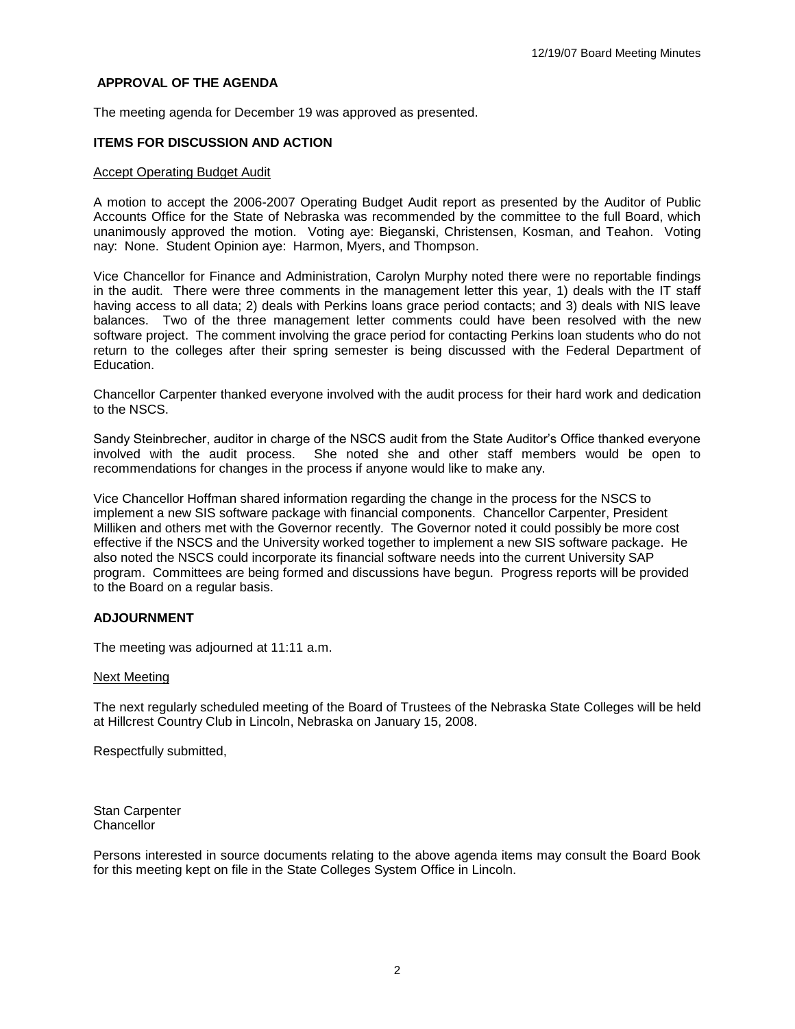## APPROVAL OF THE AGENDA

The meeting agenda for December 19 was approved as presented.

## ITEMS FOR DISCUSSION AND ACTION

Accept Operating Budget Audit

A motion to accept the 2006-2007 Operating Budget Audit report as presented by the Auditor of Public Accounts Office for the State of Nebraska was recommended by the committee to the full Board, which unanimously approved the motion. Voting aye: Bieganski, Christensen, Kosman, and Teahon. Voting nay: None. Student Opinion aye: Harmon, Myers, and Thompson.

Vice Chancellor for Finance and Administration, Carolyn Murphy noted there were no reportable findings in the audit. There were three comments in the management letter this year, 1) deals with the IT staff having access to all data; 2) deals with Perkins loans grace period contacts; and 3) deals with NIS leave balances. Two of the three management letter comments could have been resolved with the new software project. The comment involving the grace period for contacting Perkins loan students who do not return to the colleges after their spring semester is being discussed with the Federal Department of Education.

Chancellor Carpenter thanked everyone involved with the audit process for their hard work and dedication to the NSCS.

Sandy Steinbrecher, auditor in charge of the NSCS audit from the State Auditor's Office thanked everyone involved with the audit process. She noted she and other staff members would be open to recommendations for changes in the process if anyone would like to make any.

Vice Chancellor Hoffman shared information regarding the change in the process for the NSCS to implement a new SIS software package with financial components. Chancellor Carpenter, President Milliken and others met with the Governor recently. The Governor noted it could possibly be more cost effective if the NSCS and the University worked together to implement a new SIS software package. He also noted the NSCS could incorporate its financial software needs into the current University SAP program. Committees are being formed and discussions have begun. Progress reports will be provided to the Board on a regular basis.

## ADJOURNMENT

The meeting was adjourned at 11:11 a.m.

Next Meeting

The next regularly scheduled meeting of the Board of Trustees of the Nebraska State Colleges will be held at Hillcrest Country Club in Lincoln, Nebraska on January 15, 2008.

Respectfully submitted,

Stan Carpenter
Chancellor

Persons interested in source documents relating to the above agenda items may consult the Board Book for this meeting kept on file in the State Colleges System Office in Lincoln.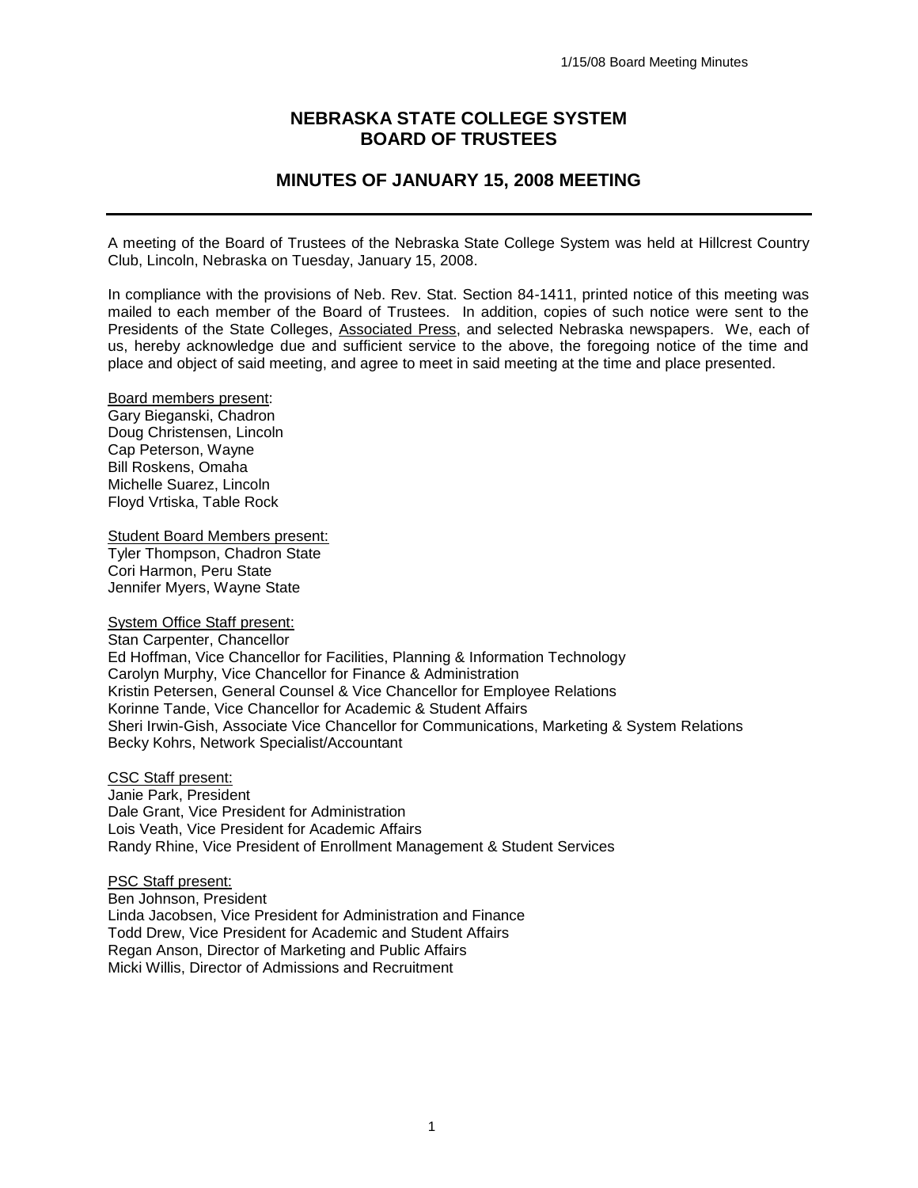## NEBRASKA STATE COLLEGE SYSTEM
## BOARD OF TRUSTEES

## MINUTES OF JANUARY 15, 2008 MEETING

---

A meeting of the Board of Trustees of the Nebraska State College System was held at Hillcrest Country Club, Lincoln, Nebraska on Tuesday, January 15, 2008.

In compliance with the provisions of Neb. Rev. Stat. Section 84-1411, printed notice of this meeting was mailed to each member of the Board of Trustees. In addition, copies of such notice were sent to the Presidents of the State Colleges, Associated Press, and selected Nebraska newspapers. We, each of us, hereby acknowledge due and sufficient service to the above, the foregoing notice of the time and place and object of said meeting, and agree to meet in said meeting at the time and place presented.

Board members present:
Gary Bieganski, Chadron
Doug Christensen, Lincoln
Cap Peterson, Wayne
Bill Roskens, Omaha
Michelle Suarez, Lincoln
Floyd Vrtiska, Table Rock

Student Board Members present:
Tyler Thompson, Chadron State
Cori Harmon, Peru State
Jennifer Myers, Wayne State

System Office Staff present:
Stan Carpenter, Chancellor
Ed Hoffman, Vice Chancellor for Facilities, Planning & Information Technology
Carolyn Murphy, Vice Chancellor for Finance & Administration
Kristin Petersen, General Counsel & Vice Chancellor for Employee Relations
Korinne Tande, Vice Chancellor for Academic & Student Affairs
Sheri Irwin-Gish, Associate Vice Chancellor for Communications, Marketing & System Relations
Becky Kohrs, Network Specialist/Accountant

CSC Staff present:
Janie Park, President
Dale Grant, Vice President for Administration
Lois Veath, Vice President for Academic Affairs
Randy Rhine, Vice President of Enrollment Management & Student Services

PSC Staff present:
Ben Johnson, President
Linda Jacobsen, Vice President for Administration and Finance
Todd Drew, Vice President for Academic and Student Affairs
Regan Anson, Director of Marketing and Public Affairs
Micki Willis, Director of Admissions and Recruitment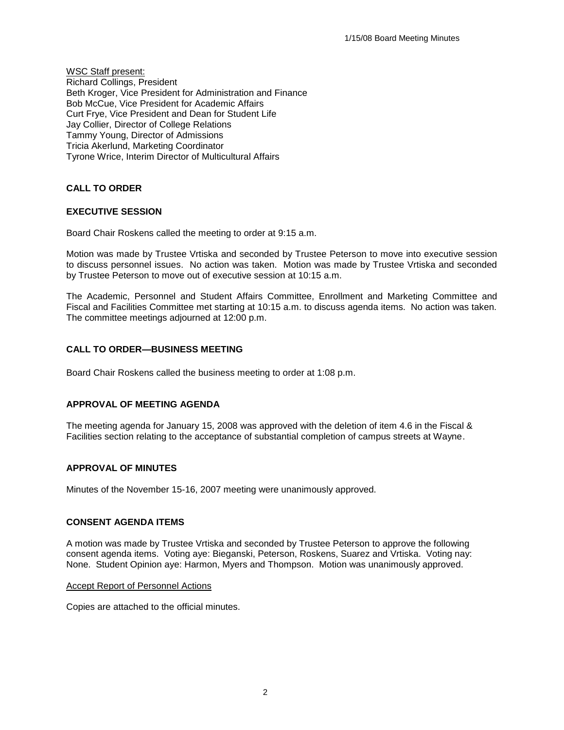WSC Staff present:
Richard Collings, President
Beth Kroger, Vice President for Administration and Finance
Bob McCue, Vice President for Academic Affairs
Curt Frye, Vice President and Dean for Student Life
Jay Collier, Director of College Relations
Tammy Young, Director of Admissions
Tricia Akerlund, Marketing Coordinator
Tyrone Wrice, Interim Director of Multicultural Affairs

**CALL TO ORDER**

**EXECUTIVE SESSION**

Board Chair Roskens called the meeting to order at 9:15 a.m.

Motion was made by Trustee Vrtiska and seconded by Trustee Peterson to move into executive session to discuss personnel issues. No action was taken. Motion was made by Trustee Vrtiska and seconded by Trustee Peterson to move out of executive session at 10:15 a.m.

The Academic, Personnel and Student Affairs Committee, Enrollment and Marketing Committee and Fiscal and Facilities Committee met starting at 10:15 a.m. to discuss agenda items. No action was taken. The committee meetings adjourned at 12:00 p.m.

**CALL TO ORDER—BUSINESS MEETING**

Board Chair Roskens called the business meeting to order at 1:08 p.m.

**APPROVAL OF MEETING AGENDA**

The meeting agenda for January 15, 2008 was approved with the deletion of item 4.6 in the Fiscal & Facilities section relating to the acceptance of substantial completion of campus streets at Wayne.

**APPROVAL OF MINUTES**

Minutes of the November 15-16, 2007 meeting were unanimously approved.

**CONSENT AGENDA ITEMS**

A motion was made by Trustee Vrtiska and seconded by Trustee Peterson to approve the following consent agenda items. Voting aye: Bieganski, Peterson, Roskens, Suarez and Vrtiska. Voting nay: None. Student Opinion aye: Harmon, Myers and Thompson. Motion was unanimously approved.

Accept Report of Personnel Actions

Copies are attached to the official minutes.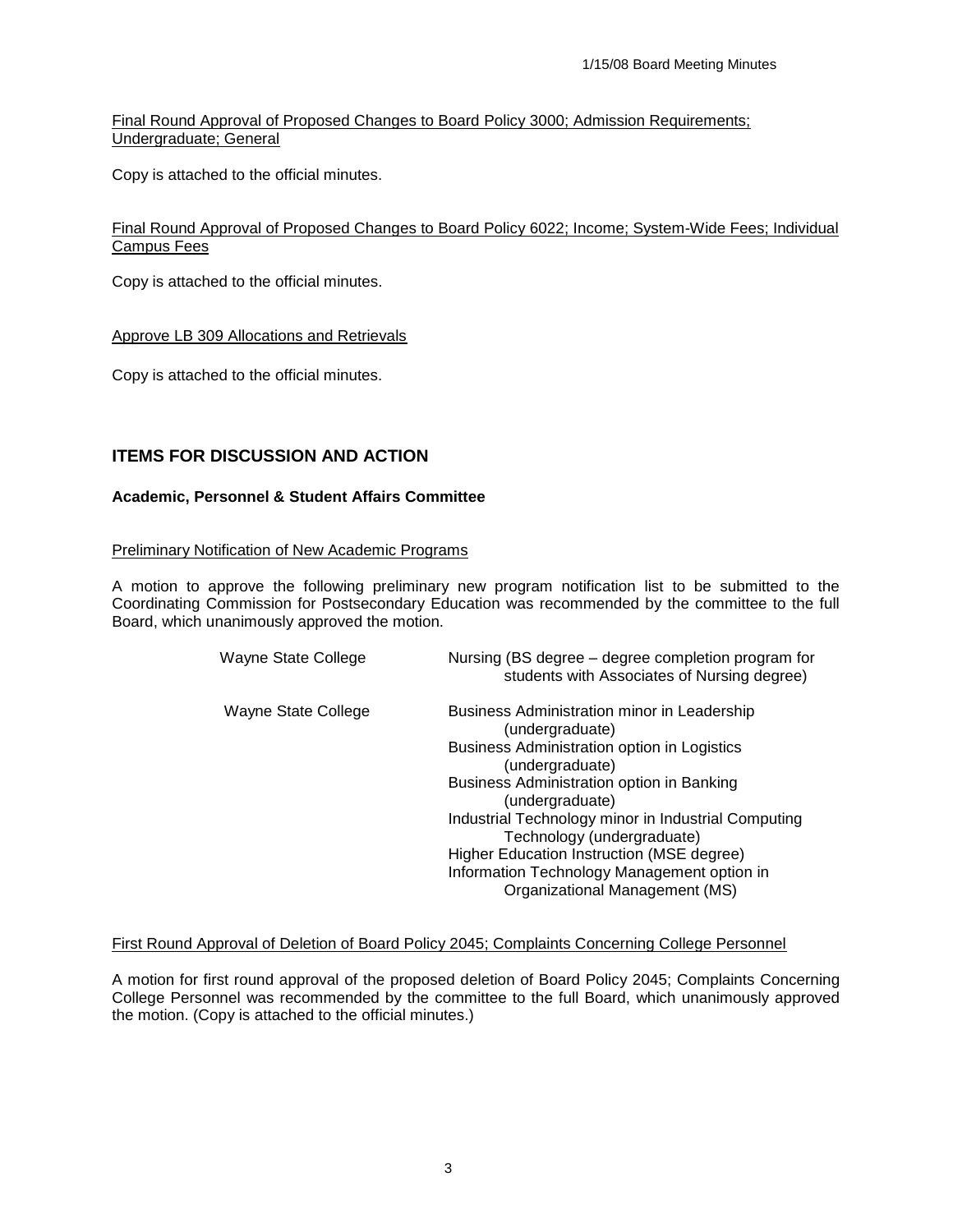Final Round Approval of Proposed Changes to Board Policy 3000; Admission Requirements; Undergraduate; General

Copy is attached to the official minutes.

Final Round Approval of Proposed Changes to Board Policy 6022; Income; System-Wide Fees; Individual Campus Fees

Copy is attached to the official minutes.

Approve LB 309 Allocations and Retrievals

Copy is attached to the official minutes.

## ITEMS FOR DISCUSSION AND ACTION

**Academic, Personnel & Student Affairs Committee**

Preliminary Notification of New Academic Programs

A motion to approve the following preliminary new program notification list to be submitted to the Coordinating Commission for Postsecondary Education was recommended by the committee to the full Board, which unanimously approved the motion.

| | |
|---|---|
| Wayne State College | Nursing (BS degree – degree completion program for students with Associates of Nursing degree) |
| Wayne State College | Business Administration minor in Leadership (undergraduate)<br>Business Administration option in Logistics (undergraduate)<br>Business Administration option in Banking (undergraduate)<br>Industrial Technology minor in Industrial Computing Technology (undergraduate)<br>Higher Education Instruction (MSE degree)<br>Information Technology Management option in Organizational Management (MS) |

First Round Approval of Deletion of Board Policy 2045; Complaints Concerning College Personnel

A motion for first round approval of the proposed deletion of Board Policy 2045; Complaints Concerning College Personnel was recommended by the committee to the full Board, which unanimously approved the motion. (Copy is attached to the official minutes.)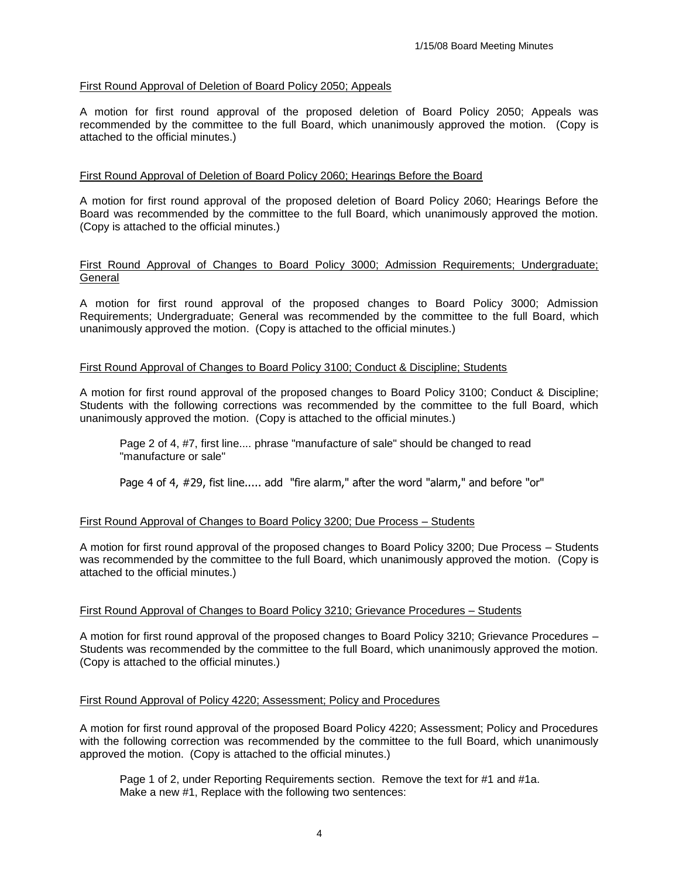First Round Approval of Deletion of Board Policy 2050; Appeals

A motion for first round approval of the proposed deletion of Board Policy 2050; Appeals was recommended by the committee to the full Board, which unanimously approved the motion. (Copy is attached to the official minutes.)

First Round Approval of Deletion of Board Policy 2060; Hearings Before the Board

A motion for first round approval of the proposed deletion of Board Policy 2060; Hearings Before the Board was recommended by the committee to the full Board, which unanimously approved the motion. (Copy is attached to the official minutes.)

First Round Approval of Changes to Board Policy 3000; Admission Requirements; Undergraduate; General

A motion for first round approval of the proposed changes to Board Policy 3000; Admission Requirements; Undergraduate; General was recommended by the committee to the full Board, which unanimously approved the motion. (Copy is attached to the official minutes.)

First Round Approval of Changes to Board Policy 3100; Conduct & Discipline; Students

A motion for first round approval of the proposed changes to Board Policy 3100; Conduct & Discipline; Students with the following corrections was recommended by the committee to the full Board, which unanimously approved the motion. (Copy is attached to the official minutes.)

> Page 2 of 4, #7, first line.... phrase "manufacture of sale" should be changed to read "manufacture or sale"
>
> Page 4 of 4, #29, fist line..... add "fire alarm," after the word "alarm," and before "or"

First Round Approval of Changes to Board Policy 3200; Due Process – Students

A motion for first round approval of the proposed changes to Board Policy 3200; Due Process – Students was recommended by the committee to the full Board, which unanimously approved the motion. (Copy is attached to the official minutes.)

First Round Approval of Changes to Board Policy 3210; Grievance Procedures – Students

A motion for first round approval of the proposed changes to Board Policy 3210; Grievance Procedures – Students was recommended by the committee to the full Board, which unanimously approved the motion. (Copy is attached to the official minutes.)

First Round Approval of Policy 4220; Assessment; Policy and Procedures

A motion for first round approval of the proposed Board Policy 4220; Assessment; Policy and Procedures with the following correction was recommended by the committee to the full Board, which unanimously approved the motion. (Copy is attached to the official minutes.)

> Page 1 of 2, under Reporting Requirements section. Remove the text for #1 and #1a. Make a new #1, Replace with the following two sentences: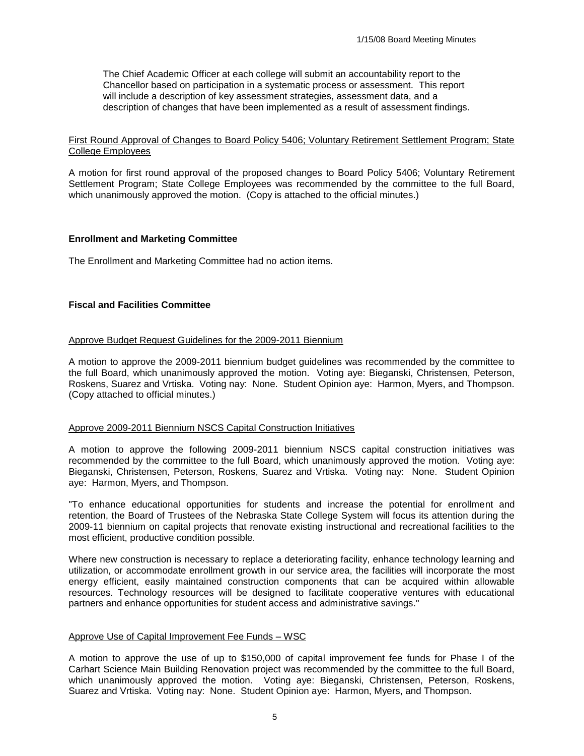The Chief Academic Officer at each college will submit an accountability report to the Chancellor based on participation in a systematic process or assessment. This report will include a description of key assessment strategies, assessment data, and a description of changes that have been implemented as a result of assessment findings.

First Round Approval of Changes to Board Policy 5406; Voluntary Retirement Settlement Program; State College Employees

A motion for first round approval of the proposed changes to Board Policy 5406; Voluntary Retirement Settlement Program; State College Employees was recommended by the committee to the full Board, which unanimously approved the motion. (Copy is attached to the official minutes.)

**Enrollment and Marketing Committee**

The Enrollment and Marketing Committee had no action items.

**Fiscal and Facilities Committee**

Approve Budget Request Guidelines for the 2009-2011 Biennium

A motion to approve the 2009-2011 biennium budget guidelines was recommended by the committee to the full Board, which unanimously approved the motion. Voting aye: Bieganski, Christensen, Peterson, Roskens, Suarez and Vrtiska. Voting nay: None. Student Opinion aye: Harmon, Myers, and Thompson. (Copy attached to official minutes.)

Approve 2009-2011 Biennium NSCS Capital Construction Initiatives

A motion to approve the following 2009-2011 biennium NSCS capital construction initiatives was recommended by the committee to the full Board, which unanimously approved the motion. Voting aye: Bieganski, Christensen, Peterson, Roskens, Suarez and Vrtiska. Voting nay: None. Student Opinion aye: Harmon, Myers, and Thompson.

"To enhance educational opportunities for students and increase the potential for enrollment and retention, the Board of Trustees of the Nebraska State College System will focus its attention during the 2009-11 biennium on capital projects that renovate existing instructional and recreational facilities to the most efficient, productive condition possible.

Where new construction is necessary to replace a deteriorating facility, enhance technology learning and utilization, or accommodate enrollment growth in our service area, the facilities will incorporate the most energy efficient, easily maintained construction components that can be acquired within allowable resources. Technology resources will be designed to facilitate cooperative ventures with educational partners and enhance opportunities for student access and administrative savings."

Approve Use of Capital Improvement Fee Funds – WSC

A motion to approve the use of up to $150,000 of capital improvement fee funds for Phase I of the Carhart Science Main Building Renovation project was recommended by the committee to the full Board, which unanimously approved the motion. Voting aye: Bieganski, Christensen, Peterson, Roskens, Suarez and Vrtiska. Voting nay: None. Student Opinion aye: Harmon, Myers, and Thompson.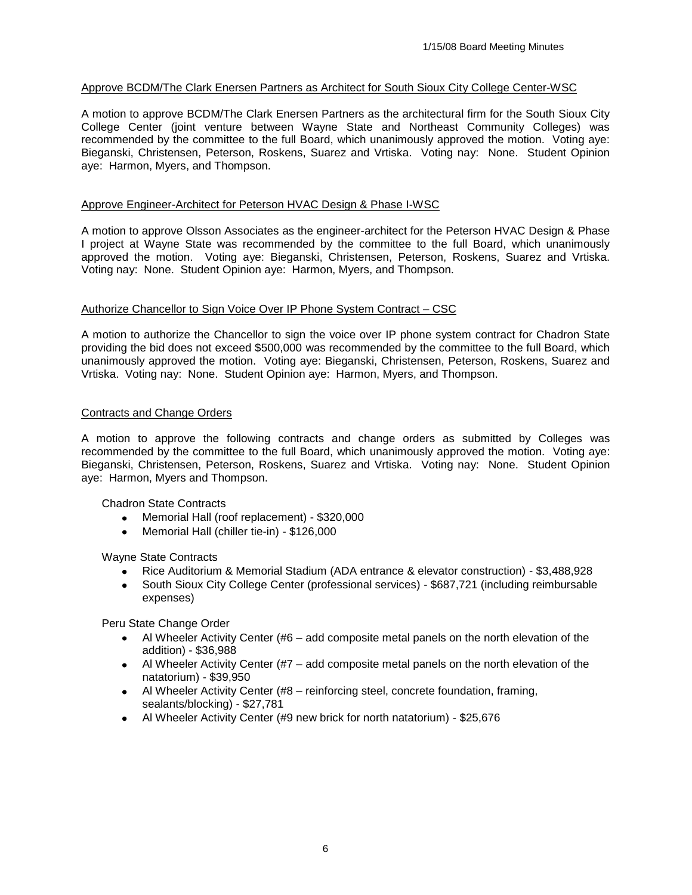Approve BCDM/The Clark Enersen Partners as Architect for South Sioux City College Center-WSC

A motion to approve BCDM/The Clark Enersen Partners as the architectural firm for the South Sioux City College Center (joint venture between Wayne State and Northeast Community Colleges) was recommended by the committee to the full Board, which unanimously approved the motion. Voting aye: Bieganski, Christensen, Peterson, Roskens, Suarez and Vrtiska. Voting nay: None. Student Opinion aye: Harmon, Myers, and Thompson.

Approve Engineer-Architect for Peterson HVAC Design & Phase I-WSC

A motion to approve Olsson Associates as the engineer-architect for the Peterson HVAC Design & Phase I project at Wayne State was recommended by the committee to the full Board, which unanimously approved the motion. Voting aye: Bieganski, Christensen, Peterson, Roskens, Suarez and Vrtiska. Voting nay: None. Student Opinion aye: Harmon, Myers, and Thompson.

Authorize Chancellor to Sign Voice Over IP Phone System Contract – CSC

A motion to authorize the Chancellor to sign the voice over IP phone system contract for Chadron State providing the bid does not exceed $500,000 was recommended by the committee to the full Board, which unanimously approved the motion. Voting aye: Bieganski, Christensen, Peterson, Roskens, Suarez and Vrtiska. Voting nay: None. Student Opinion aye: Harmon, Myers, and Thompson.

Contracts and Change Orders

A motion to approve the following contracts and change orders as submitted by Colleges was recommended by the committee to the full Board, which unanimously approved the motion. Voting aye: Bieganski, Christensen, Peterson, Roskens, Suarez and Vrtiska. Voting nay: None. Student Opinion aye: Harmon, Myers and Thompson.

Chadron State Contracts

- Memorial Hall (roof replacement) - $320,000
- Memorial Hall (chiller tie-in) - $126,000

Wayne State Contracts

- Rice Auditorium & Memorial Stadium (ADA entrance & elevator construction) - $3,488,928
- South Sioux City College Center (professional services) - $687,721 (including reimbursable expenses)

Peru State Change Order

- Al Wheeler Activity Center (#6 – add composite metal panels on the north elevation of the addition) - $36,988
- Al Wheeler Activity Center (#7 – add composite metal panels on the north elevation of the natatorium) - $39,950
- Al Wheeler Activity Center (#8 – reinforcing steel, concrete foundation, framing, sealants/blocking) - $27,781
- Al Wheeler Activity Center (#9 new brick for north natatorium) - $25,676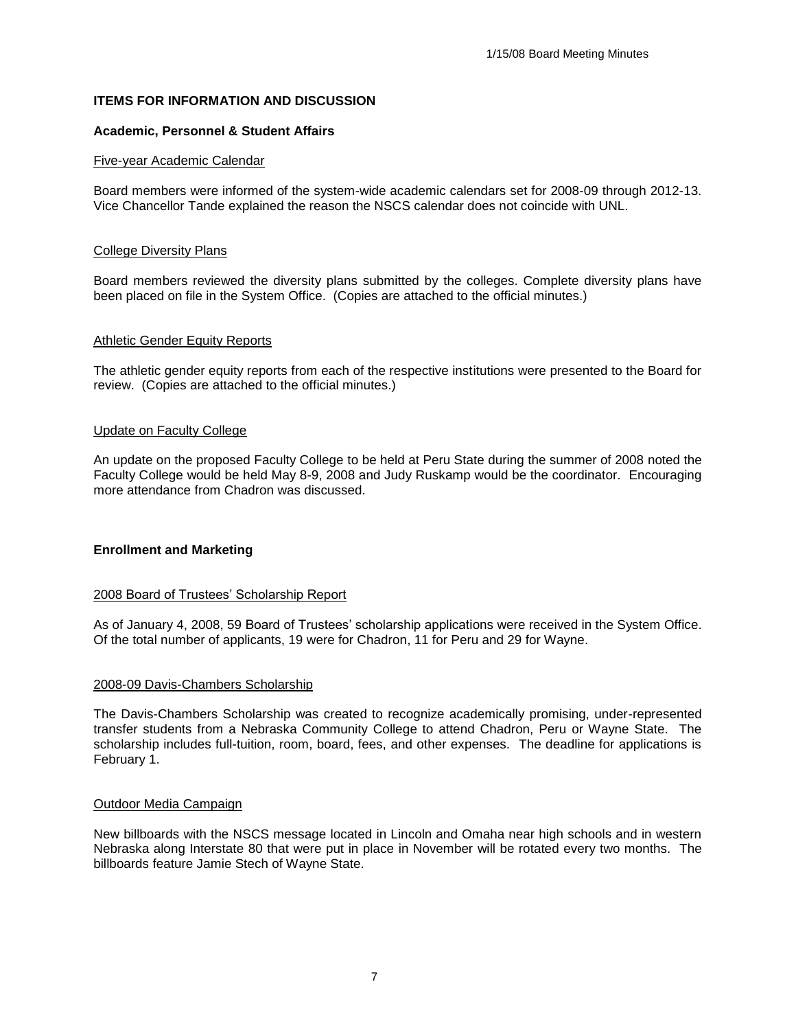## ITEMS FOR INFORMATION AND DISCUSSION

### Academic, Personnel & Student Affairs

Five-year Academic Calendar

Board members were informed of the system-wide academic calendars set for 2008-09 through 2012-13. Vice Chancellor Tande explained the reason the NSCS calendar does not coincide with UNL.

College Diversity Plans

Board members reviewed the diversity plans submitted by the colleges. Complete diversity plans have been placed on file in the System Office. (Copies are attached to the official minutes.)

Athletic Gender Equity Reports

The athletic gender equity reports from each of the respective institutions were presented to the Board for review. (Copies are attached to the official minutes.)

Update on Faculty College

An update on the proposed Faculty College to be held at Peru State during the summer of 2008 noted the Faculty College would be held May 8-9, 2008 and Judy Ruskamp would be the coordinator. Encouraging more attendance from Chadron was discussed.

### Enrollment and Marketing

2008 Board of Trustees' Scholarship Report

As of January 4, 2008, 59 Board of Trustees' scholarship applications were received in the System Office. Of the total number of applicants, 19 were for Chadron, 11 for Peru and 29 for Wayne.

2008-09 Davis-Chambers Scholarship

The Davis-Chambers Scholarship was created to recognize academically promising, under-represented transfer students from a Nebraska Community College to attend Chadron, Peru or Wayne State. The scholarship includes full-tuition, room, board, fees, and other expenses. The deadline for applications is February 1.

Outdoor Media Campaign

New billboards with the NSCS message located in Lincoln and Omaha near high schools and in western Nebraska along Interstate 80 that were put in place in November will be rotated every two months. The billboards feature Jamie Stech of Wayne State.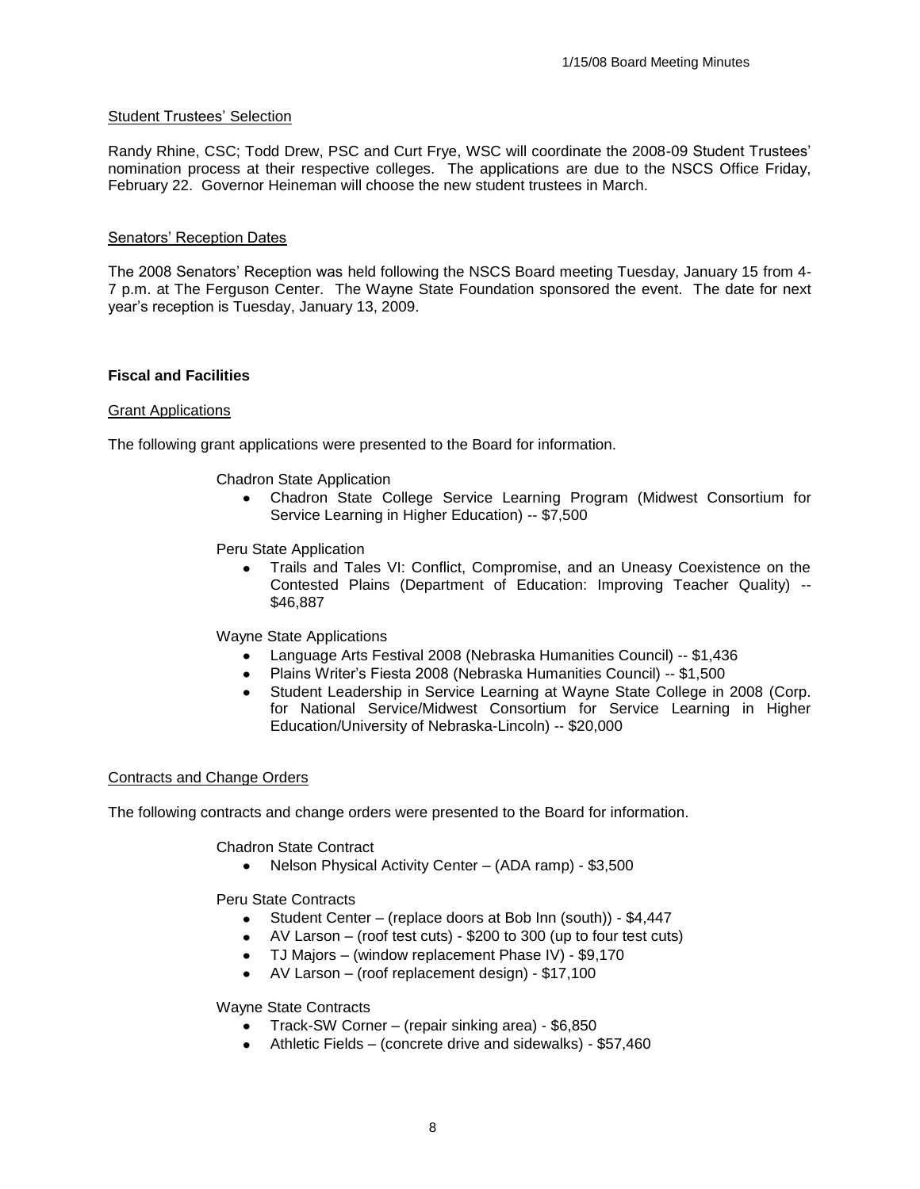### Student Trustees' Selection

Randy Rhine, CSC; Todd Drew, PSC and Curt Frye, WSC will coordinate the 2008-09 Student Trustees' nomination process at their respective colleges. The applications are due to the NSCS Office Friday, February 22. Governor Heineman will choose the new student trustees in March.

### Senators' Reception Dates

The 2008 Senators' Reception was held following the NSCS Board meeting Tuesday, January 15 from 4-7 p.m. at The Ferguson Center. The Wayne State Foundation sponsored the event. The date for next year's reception is Tuesday, January 13, 2009.

## Fiscal and Facilities

### Grant Applications

The following grant applications were presented to the Board for information.

Chadron State Application

- Chadron State College Service Learning Program (Midwest Consortium for Service Learning in Higher Education) -- $7,500

Peru State Application

- Trails and Tales VI: Conflict, Compromise, and an Uneasy Coexistence on the Contested Plains (Department of Education: Improving Teacher Quality) -- $46,887

Wayne State Applications

- Language Arts Festival 2008 (Nebraska Humanities Council) -- $1,436
- Plains Writer's Fiesta 2008 (Nebraska Humanities Council) -- $1,500
- Student Leadership in Service Learning at Wayne State College in 2008 (Corp. for National Service/Midwest Consortium for Service Learning in Higher Education/University of Nebraska-Lincoln) -- $20,000

### Contracts and Change Orders

The following contracts and change orders were presented to the Board for information.

Chadron State Contract

- Nelson Physical Activity Center – (ADA ramp) - $3,500

Peru State Contracts

- Student Center – (replace doors at Bob Inn (south)) - $4,447
- AV Larson – (roof test cuts) - $200 to 300 (up to four test cuts)
- TJ Majors – (window replacement Phase IV) - $9,170
- AV Larson – (roof replacement design) - $17,100

Wayne State Contracts

- Track-SW Corner – (repair sinking area) - $6,850
- Athletic Fields – (concrete drive and sidewalks) - $57,460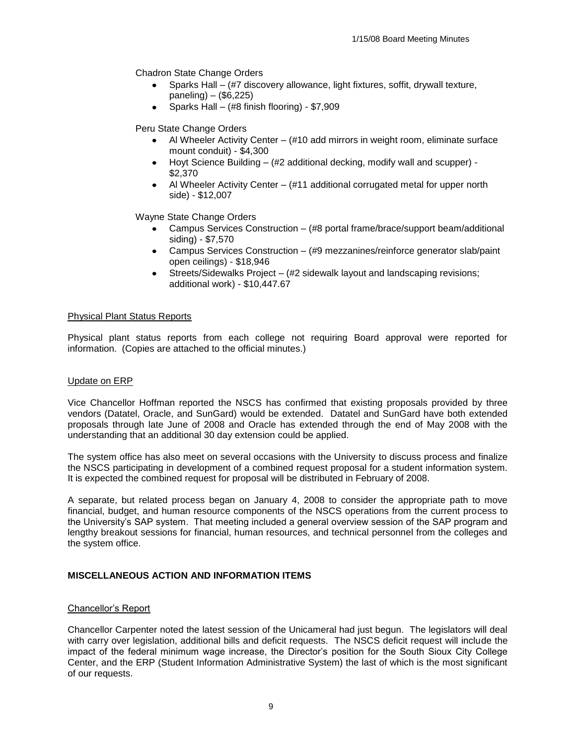Chadron State Change Orders

- Sparks Hall – (#7 discovery allowance, light fixtures, soffit, drywall texture, paneling) – ($6,225)
- Sparks Hall – (#8 finish flooring) - $7,909

Peru State Change Orders

- Al Wheeler Activity Center – (#10 add mirrors in weight room, eliminate surface mount conduit) - $4,300
- Hoyt Science Building – (#2 additional decking, modify wall and scupper) - $2,370
- Al Wheeler Activity Center – (#11 additional corrugated metal for upper north side) - $12,007

Wayne State Change Orders

- Campus Services Construction – (#8 portal frame/brace/support beam/additional siding) - $7,570
- Campus Services Construction – (#9 mezzanines/reinforce generator slab/paint open ceilings) - $18,946
- Streets/Sidewalks Project – (#2 sidewalk layout and landscaping revisions; additional work) - $10,447.67

Physical Plant Status Reports

Physical plant status reports from each college not requiring Board approval were reported for information. (Copies are attached to the official minutes.)

Update on ERP

Vice Chancellor Hoffman reported the NSCS has confirmed that existing proposals provided by three vendors (Datatel, Oracle, and SunGard) would be extended. Datatel and SunGard have both extended proposals through late June of 2008 and Oracle has extended through the end of May 2008 with the understanding that an additional 30 day extension could be applied.

The system office has also meet on several occasions with the University to discuss process and finalize the NSCS participating in development of a combined request proposal for a student information system. It is expected the combined request for proposal will be distributed in February of 2008.

A separate, but related process began on January 4, 2008 to consider the appropriate path to move financial, budget, and human resource components of the NSCS operations from the current process to the University's SAP system. That meeting included a general overview session of the SAP program and lengthy breakout sessions for financial, human resources, and technical personnel from the colleges and the system office.

## MISCELLANEOUS ACTION AND INFORMATION ITEMS

Chancellor's Report

Chancellor Carpenter noted the latest session of the Unicameral had just begun. The legislators will deal with carry over legislation, additional bills and deficit requests. The NSCS deficit request will include the impact of the federal minimum wage increase, the Director's position for the South Sioux City College Center, and the ERP (Student Information Administrative System) the last of which is the most significant of our requests.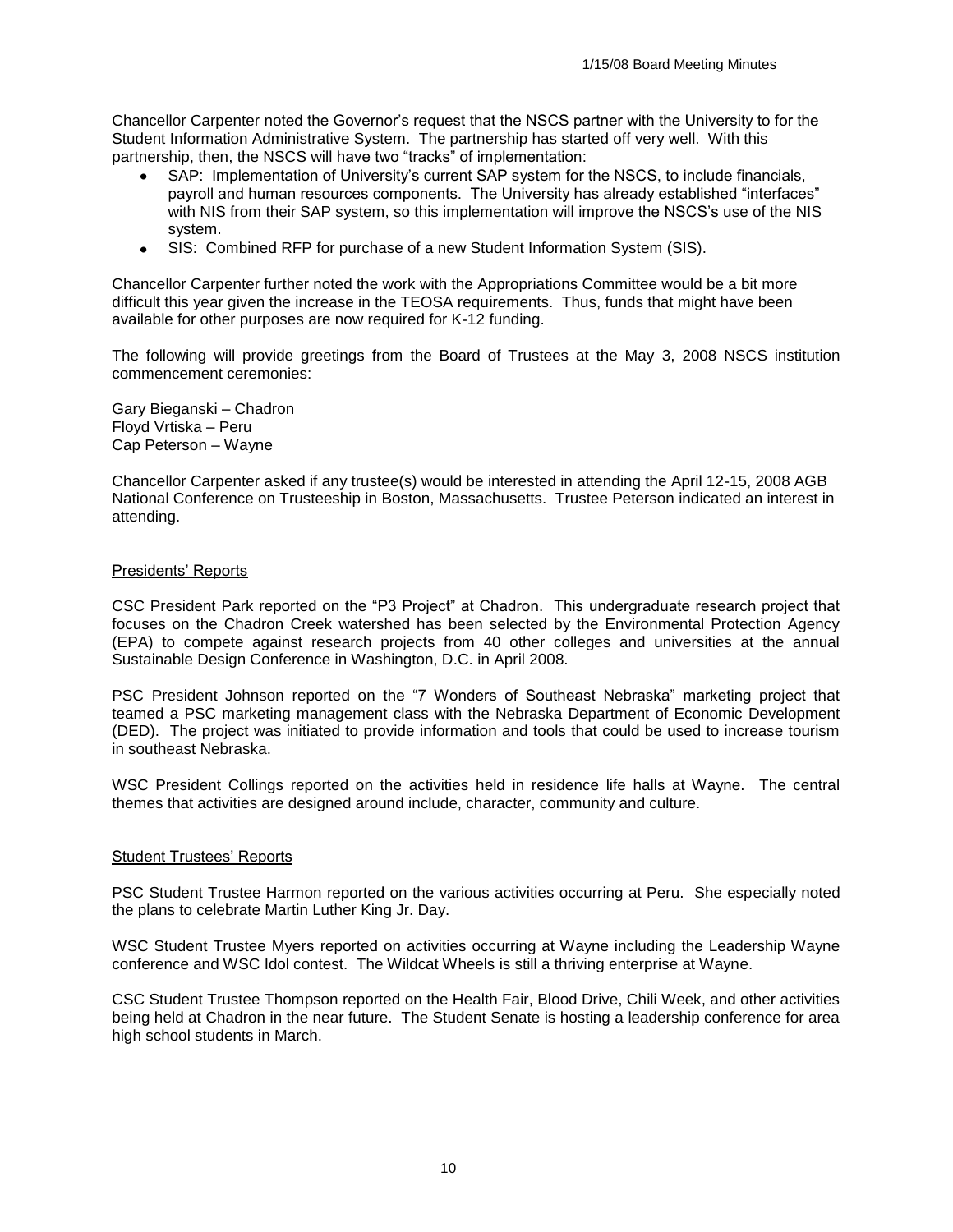Chancellor Carpenter noted the Governor's request that the NSCS partner with the University to for the Student Information Administrative System. The partnership has started off very well. With this partnership, then, the NSCS will have two "tracks" of implementation:

- SAP: Implementation of University's current SAP system for the NSCS, to include financials, payroll and human resources components. The University has already established "interfaces" with NIS from their SAP system, so this implementation will improve the NSCS's use of the NIS system.
- SIS: Combined RFP for purchase of a new Student Information System (SIS).

Chancellor Carpenter further noted the work with the Appropriations Committee would be a bit more difficult this year given the increase in the TEOSA requirements. Thus, funds that might have been available for other purposes are now required for K-12 funding.

The following will provide greetings from the Board of Trustees at the May 3, 2008 NSCS institution commencement ceremonies:

Gary Bieganski – Chadron
Floyd Vrtiska – Peru
Cap Peterson – Wayne

Chancellor Carpenter asked if any trustee(s) would be interested in attending the April 12-15, 2008 AGB National Conference on Trusteeship in Boston, Massachusetts. Trustee Peterson indicated an interest in attending.

## Presidents' Reports

CSC President Park reported on the "P3 Project" at Chadron. This undergraduate research project that focuses on the Chadron Creek watershed has been selected by the Environmental Protection Agency (EPA) to compete against research projects from 40 other colleges and universities at the annual Sustainable Design Conference in Washington, D.C. in April 2008.

PSC President Johnson reported on the "7 Wonders of Southeast Nebraska" marketing project that teamed a PSC marketing management class with the Nebraska Department of Economic Development (DED). The project was initiated to provide information and tools that could be used to increase tourism in southeast Nebraska.

WSC President Collings reported on the activities held in residence life halls at Wayne. The central themes that activities are designed around include, character, community and culture.

## Student Trustees' Reports

PSC Student Trustee Harmon reported on the various activities occurring at Peru. She especially noted the plans to celebrate Martin Luther King Jr. Day.

WSC Student Trustee Myers reported on activities occurring at Wayne including the Leadership Wayne conference and WSC Idol contest. The Wildcat Wheels is still a thriving enterprise at Wayne.

CSC Student Trustee Thompson reported on the Health Fair, Blood Drive, Chili Week, and other activities being held at Chadron in the near future. The Student Senate is hosting a leadership conference for area high school students in March.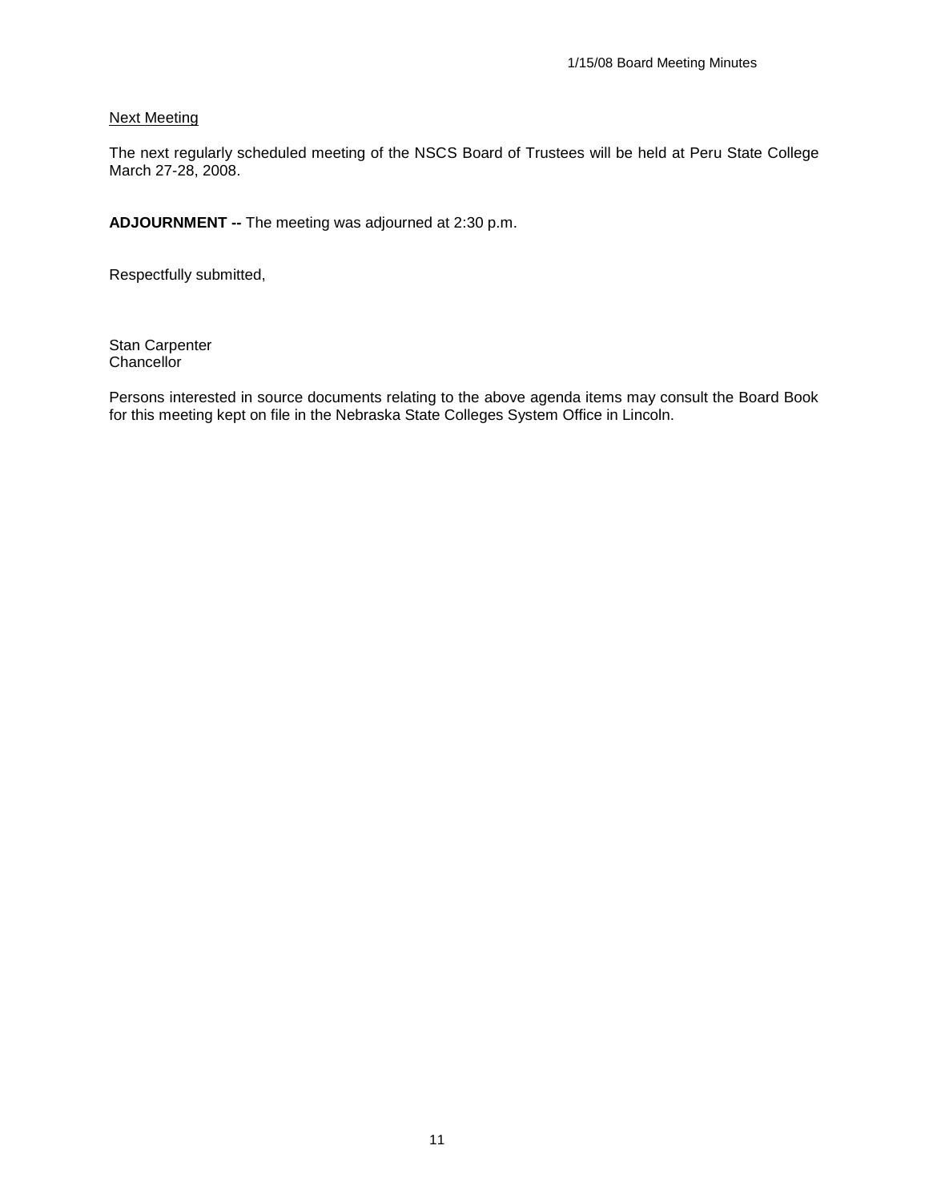Next Meeting

The next regularly scheduled meeting of the NSCS Board of Trustees will be held at Peru State College March 27-28, 2008.

**ADJOURNMENT --** The meeting was adjourned at 2:30 p.m.

Respectfully submitted,

Stan Carpenter
Chancellor

Persons interested in source documents relating to the above agenda items may consult the Board Book for this meeting kept on file in the Nebraska State Colleges System Office in Lincoln.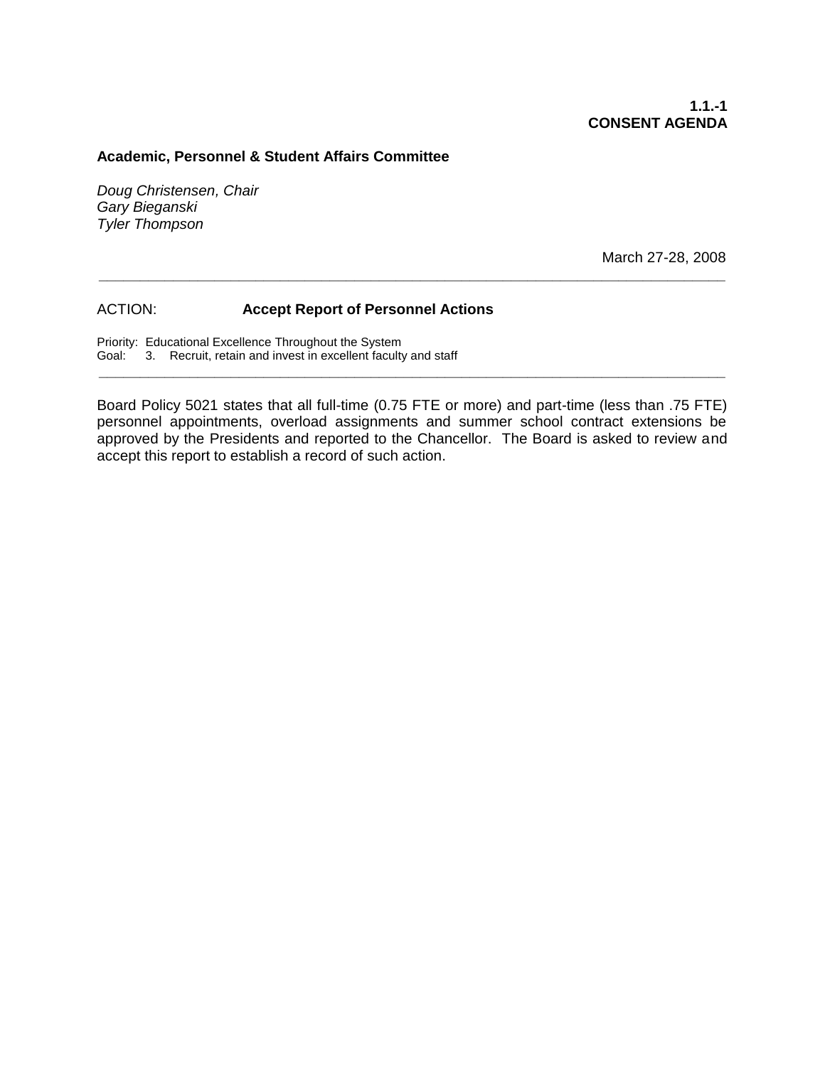**1.1.-1**
**CONSENT AGENDA**

**Academic, Personnel & Student Affairs Committee**

*Doug Christensen, Chair*
*Gary Bieganski*
*Tyler Thompson*

March 27-28, 2008

---

ACTION: **Accept Report of Personnel Actions**

Priority: Educational Excellence Throughout the System
Goal: 3. Recruit, retain and invest in excellent faculty and staff

---

Board Policy 5021 states that all full-time (0.75 FTE or more) and part-time (less than .75 FTE) personnel appointments, overload assignments and summer school contract extensions be approved by the Presidents and reported to the Chancellor. The Board is asked to review and accept this report to establish a record of such action.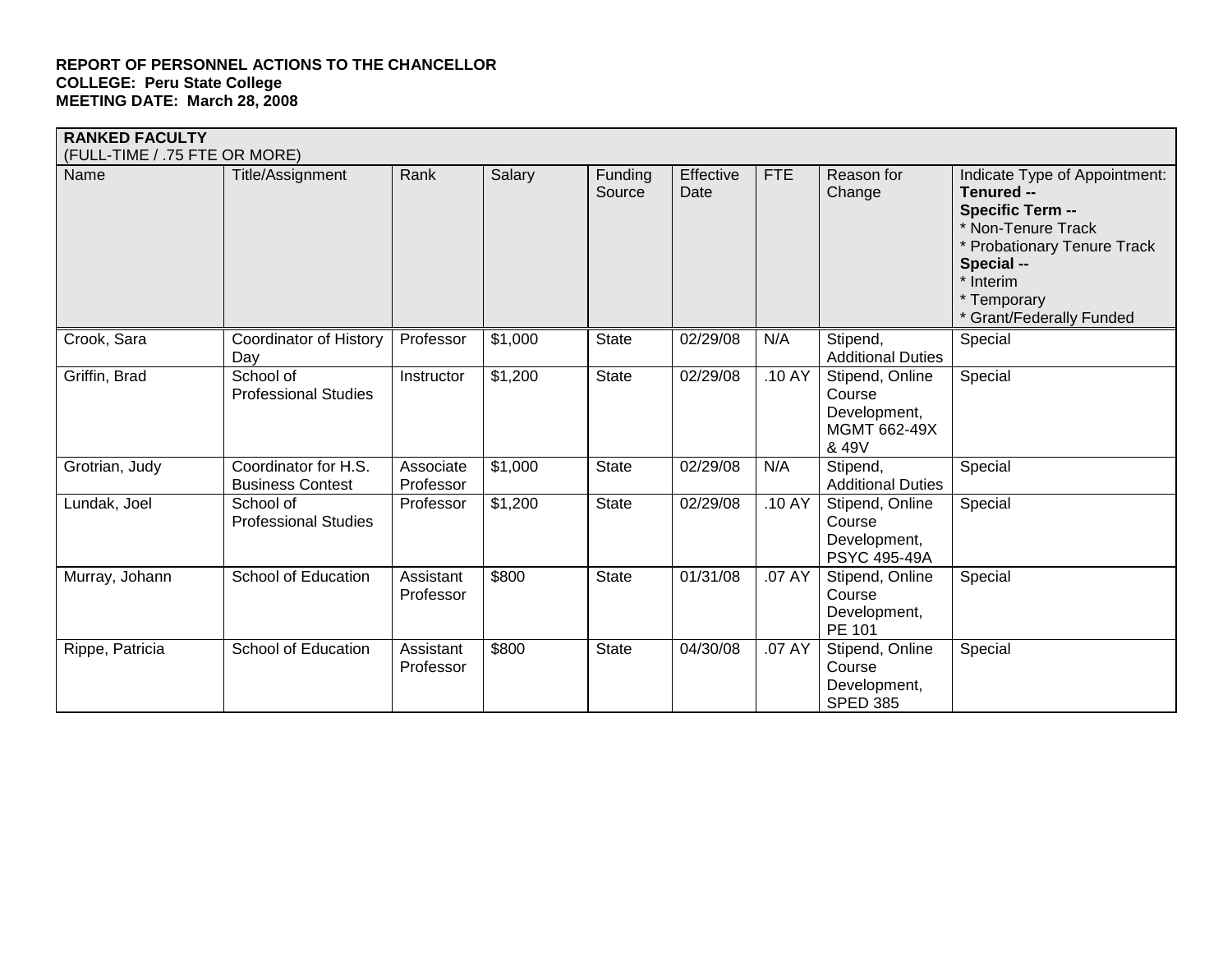**REPORT OF PERSONNEL ACTIONS TO THE CHANCELLOR**
**COLLEGE: Peru State College**
**MEETING DATE: March 28, 2008**

| **RANKED FACULTY** (FULL-TIME / .75 FTE OR MORE) | | | | | | | | |
|---|---|---|---|---|---|---|---|---|
| Name | Title/Assignment | Rank | Salary | Funding Source | Effective Date | FTE | Reason for Change | Indicate Type of Appointment: **Tenured --** **Specific Term --** * Non-Tenure Track * Probationary Tenure Track **Special --** * Interim * Temporary * Grant/Federally Funded |
| Crook, Sara | Coordinator of History Day | Professor | $1,000 | State | 02/29/08 | N/A | Stipend, Additional Duties | Special |
| Griffin, Brad | School of Professional Studies | Instructor | $1,200 | State | 02/29/08 | .10 AY | Stipend, Online Course Development, MGMT 662-49X & 49V | Special |
| Grotrian, Judy | Coordinator for H.S. Business Contest | Associate Professor | $1,000 | State | 02/29/08 | N/A | Stipend, Additional Duties | Special |
| Lundak, Joel | School of Professional Studies | Professor | $1,200 | State | 02/29/08 | .10 AY | Stipend, Online Course Development, PSYC 495-49A | Special |
| Murray, Johann | School of Education | Assistant Professor | $800 | State | 01/31/08 | .07 AY | Stipend, Online Course Development, PE 101 | Special |
| Rippe, Patricia | School of Education | Assistant Professor | $800 | State | 04/30/08 | .07 AY | Stipend, Online Course Development, SPED 385 | Special |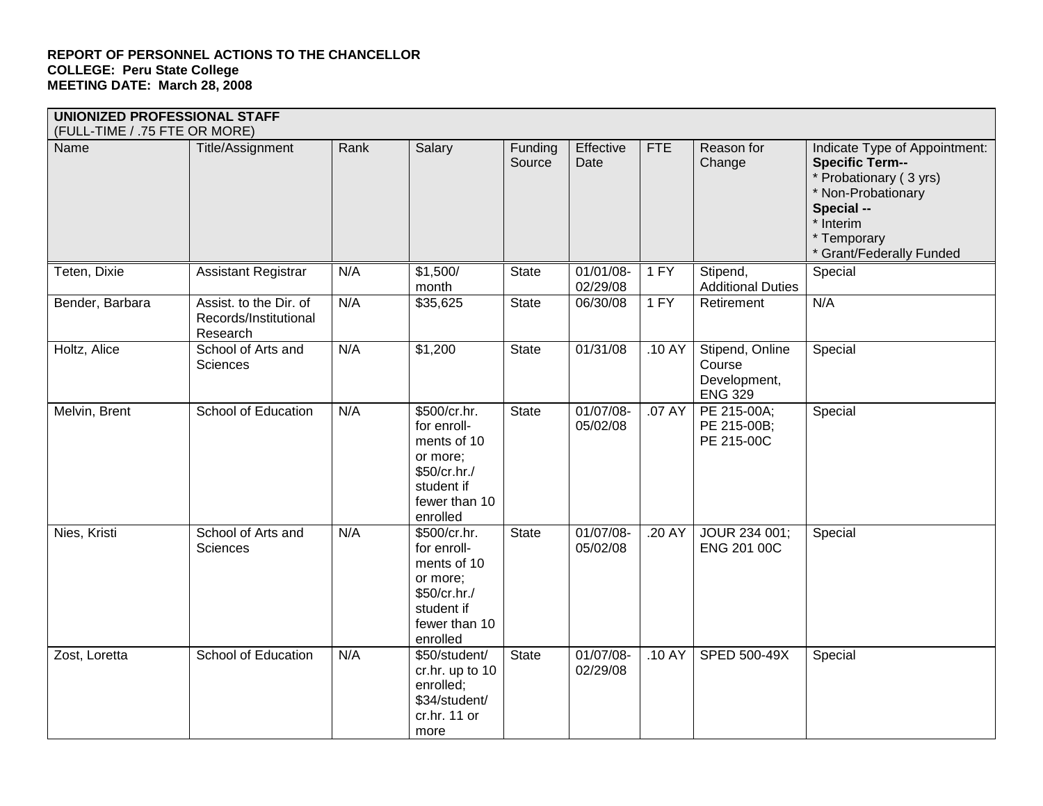**REPORT OF PERSONNEL ACTIONS TO THE CHANCELLOR**
**COLLEGE: Peru State College**
**MEETING DATE: March 28, 2008**

| **UNIONIZED PROFESSIONAL STAFF** (FULL-TIME / .75 FTE OR MORE) | | | | | | | | |
|---|---|---|---|---|---|---|---|---|
| Name | Title/Assignment | Rank | Salary | Funding Source | Effective Date | FTE | Reason for Change | Indicate Type of Appointment: **Specific Term--** * Probationary ( 3 yrs) * Non-Probationary **Special --** * Interim * Temporary * Grant/Federally Funded |
| Teten, Dixie | Assistant Registrar | N/A | $1,500/ month | State | 01/01/08-02/29/08 | 1 FY | Stipend, Additional Duties | Special |
| Bender, Barbara | Assist. to the Dir. of Records/Institutional Research | N/A | $35,625 | State | 06/30/08 | 1 FY | Retirement | N/A |
| Holtz, Alice | School of Arts and Sciences | N/A | $1,200 | State | 01/31/08 | .10 AY | Stipend, Online Course Development, ENG 329 | Special |
| Melvin, Brent | School of Education | N/A | $500/cr.hr. for enroll-ments of 10 or more; $50/cr.hr./ student if fewer than 10 enrolled | State | 01/07/08-05/02/08 | .07 AY | PE 215-00A; PE 215-00B; PE 215-00C | Special |
| Nies, Kristi | School of Arts and Sciences | N/A | $500/cr.hr. for enroll-ments of 10 or more; $50/cr.hr./ student if fewer than 10 enrolled | State | 01/07/08-05/02/08 | .20 AY | JOUR 234 001; ENG 201 00C | Special |
| Zost, Loretta | School of Education | N/A | $50/student/ cr.hr. up to 10 enrolled; $34/student/ cr.hr. 11 or more | State | 01/07/08-02/29/08 | .10 AY | SPED 500-49X | Special |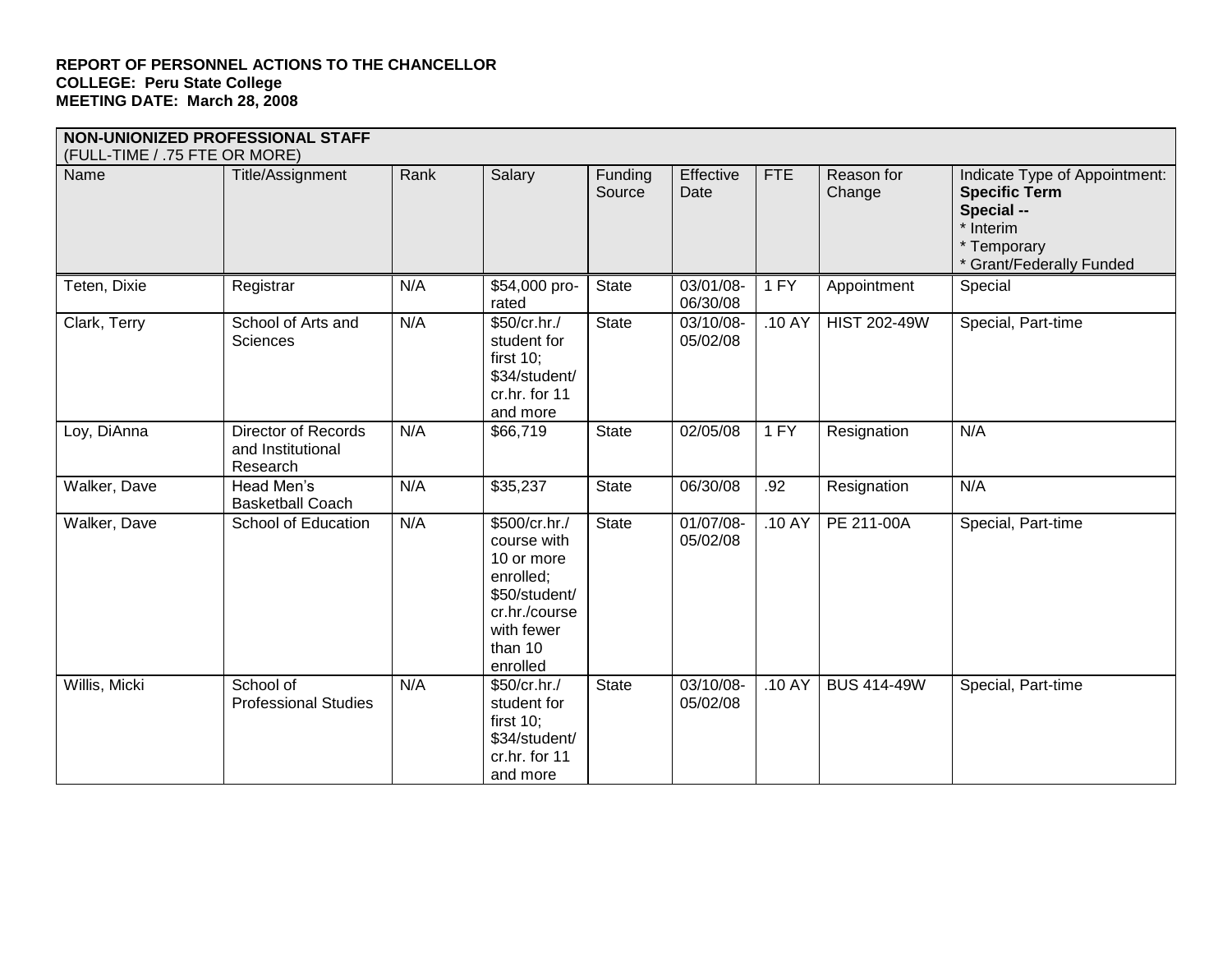**REPORT OF PERSONNEL ACTIONS TO THE CHANCELLOR**
**COLLEGE: Peru State College**
**MEETING DATE: March 28, 2008**

| **NON-UNIONIZED PROFESSIONAL STAFF** (FULL-TIME / .75 FTE OR MORE) | | | | | | | | |
|---|---|---|---|---|---|---|---|---|
| Name | Title/Assignment | Rank | Salary | Funding Source | Effective Date | FTE | Reason for Change | Indicate Type of Appointment: **Specific Term** **Special --** * Interim * Temporary * Grant/Federally Funded |
| Teten, Dixie | Registrar | N/A | $54,000 pro-rated | State | 03/01/08-06/30/08 | 1 FY | Appointment | Special |
| Clark, Terry | School of Arts and Sciences | N/A | $50/cr.hr./ student for first 10; $34/student/ cr.hr. for 11 and more | State | 03/10/08-05/02/08 | .10 AY | HIST 202-49W | Special, Part-time |
| Loy, DiAnna | Director of Records and Institutional Research | N/A | $66,719 | State | 02/05/08 | 1 FY | Resignation | N/A |
| Walker, Dave | Head Men's Basketball Coach | N/A | $35,237 | State | 06/30/08 | .92 | Resignation | N/A |
| Walker, Dave | School of Education | N/A | $500/cr.hr./ course with 10 or more enrolled; $50/student/ cr.hr./course with fewer than 10 enrolled | State | 01/07/08-05/02/08 | .10 AY | PE 211-00A | Special, Part-time |
| Willis, Micki | School of Professional Studies | N/A | $50/cr.hr./ student for first 10; $34/student/ cr.hr. for 11 and more | State | 03/10/08-05/02/08 | .10 AY | BUS 414-49W | Special, Part-time |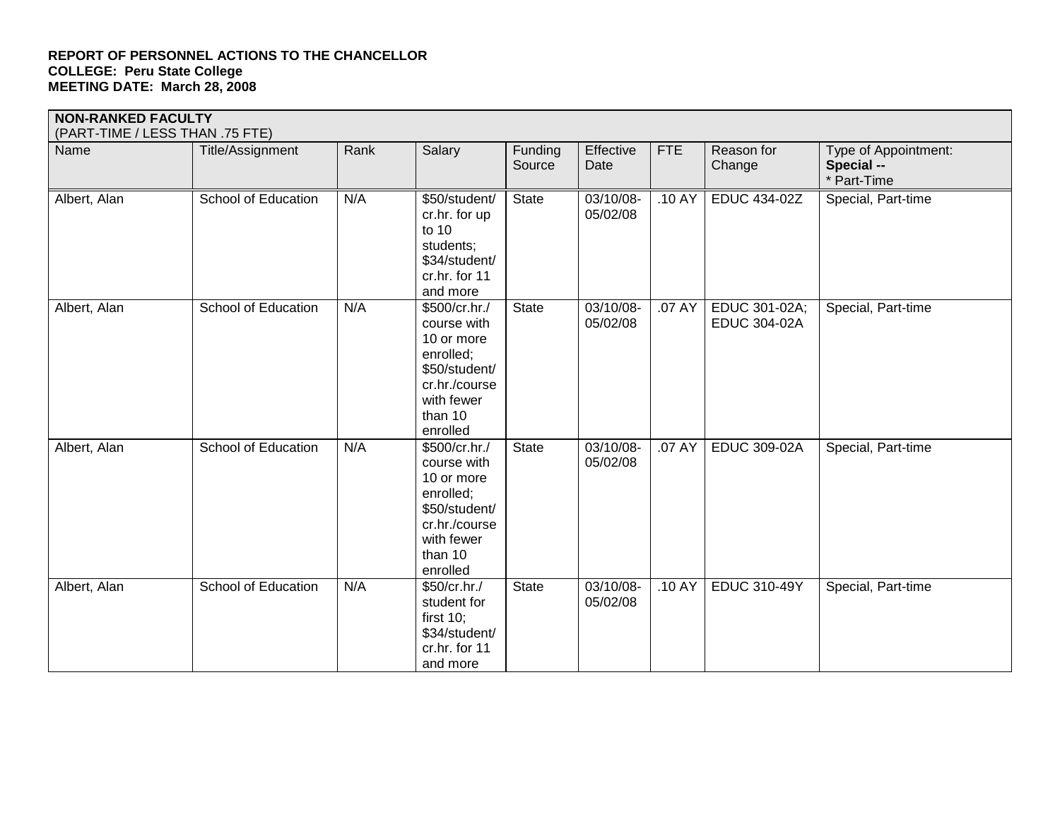**REPORT OF PERSONNEL ACTIONS TO THE CHANCELLOR**
**COLLEGE: Peru State College**
**MEETING DATE: March 28, 2008**

| **NON-RANKED FACULTY** (PART-TIME / LESS THAN .75 FTE) | | | | | | | | |
|---|---|---|---|---|---|---|---|---|
| Name | Title/Assignment | Rank | Salary | Funding Source | Effective Date | FTE | Reason for Change | Type of Appointment: **Special --** * Part-Time |
| Albert, Alan | School of Education | N/A | $50/student/ cr.hr. for up to 10 students; $34/student/ cr.hr. for 11 and more | State | 03/10/08- 05/02/08 | .10 AY | EDUC 434-02Z | Special, Part-time |
| Albert, Alan | School of Education | N/A | $500/cr.hr./ course with 10 or more enrolled; $50/student/ cr.hr./course with fewer than 10 enrolled | State | 03/10/08- 05/02/08 | .07 AY | EDUC 301-02A; EDUC 304-02A | Special, Part-time |
| Albert, Alan | School of Education | N/A | $500/cr.hr./ course with 10 or more enrolled; $50/student/ cr.hr./course with fewer than 10 enrolled | State | 03/10/08- 05/02/08 | .07 AY | EDUC 309-02A | Special, Part-time |
| Albert, Alan | School of Education | N/A | $50/cr.hr./ student for first 10; $34/student/ cr.hr. for 11 and more | State | 03/10/08- 05/02/08 | .10 AY | EDUC 310-49Y | Special, Part-time |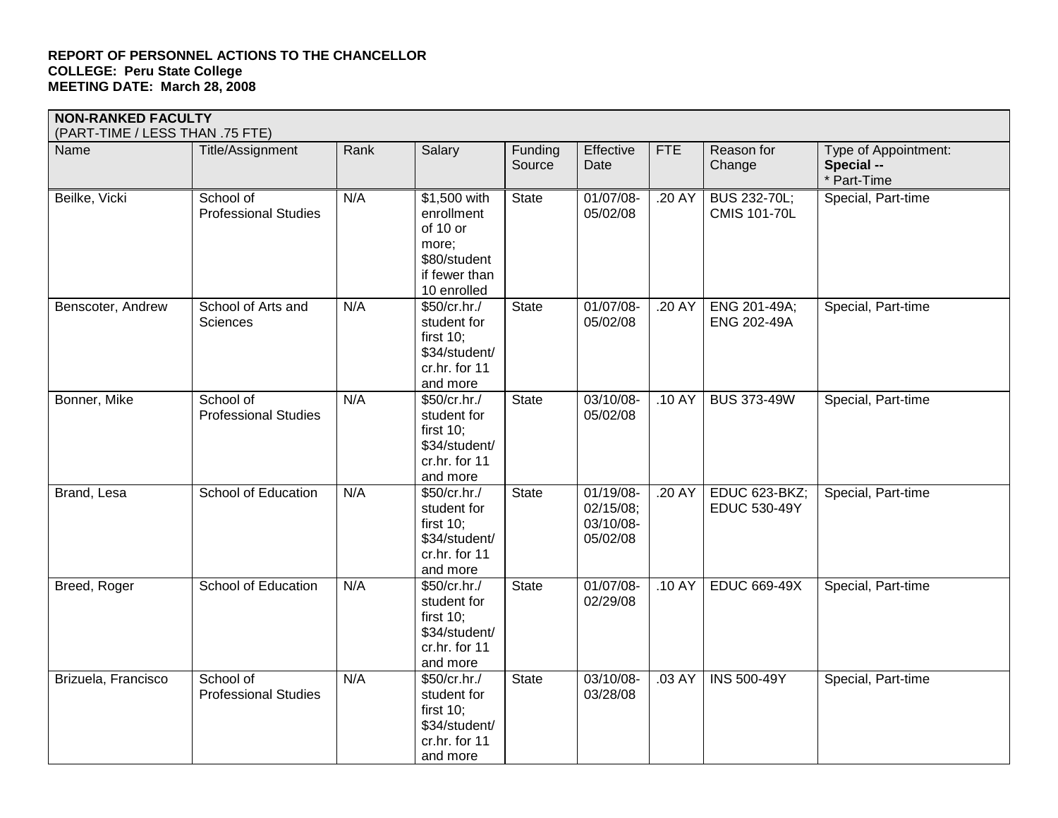**REPORT OF PERSONNEL ACTIONS TO THE CHANCELLOR**
**COLLEGE: Peru State College**
**MEETING DATE: March 28, 2008**

| **NON-RANKED FACULTY** (PART-TIME / LESS THAN .75 FTE) | | | | | | | | |
|---|---|---|---|---|---|---|---|---|
| Name | Title/Assignment | Rank | Salary | Funding Source | Effective Date | FTE | Reason for Change | Type of Appointment: **Special --** * Part-Time |
| Beilke, Vicki | School of Professional Studies | N/A | $1,500 with enrollment of 10 or more; $80/student if fewer than 10 enrolled | State | 01/07/08-05/02/08 | .20 AY | BUS 232-70L; CMIS 101-70L | Special, Part-time |
| Benscoter, Andrew | School of Arts and Sciences | N/A | $50/cr.hr./ student for first 10; $34/student/ cr.hr. for 11 and more | State | 01/07/08-05/02/08 | .20 AY | ENG 201-49A; ENG 202-49A | Special, Part-time |
| Bonner, Mike | School of Professional Studies | N/A | $50/cr.hr./ student for first 10; $34/student/ cr.hr. for 11 and more | State | 03/10/08-05/02/08 | .10 AY | BUS 373-49W | Special, Part-time |
| Brand, Lesa | School of Education | N/A | $50/cr.hr./ student for first 10; $34/student/ cr.hr. for 11 and more | State | 01/19/08-02/15/08; 03/10/08-05/02/08 | .20 AY | EDUC 623-BKZ; EDUC 530-49Y | Special, Part-time |
| Breed, Roger | School of Education | N/A | $50/cr.hr./ student for first 10; $34/student/ cr.hr. for 11 and more | State | 01/07/08-02/29/08 | .10 AY | EDUC 669-49X | Special, Part-time |
| Brizuela, Francisco | School of Professional Studies | N/A | $50/cr.hr./ student for first 10; $34/student/ cr.hr. for 11 and more | State | 03/10/08-03/28/08 | .03 AY | INS 500-49Y | Special, Part-time |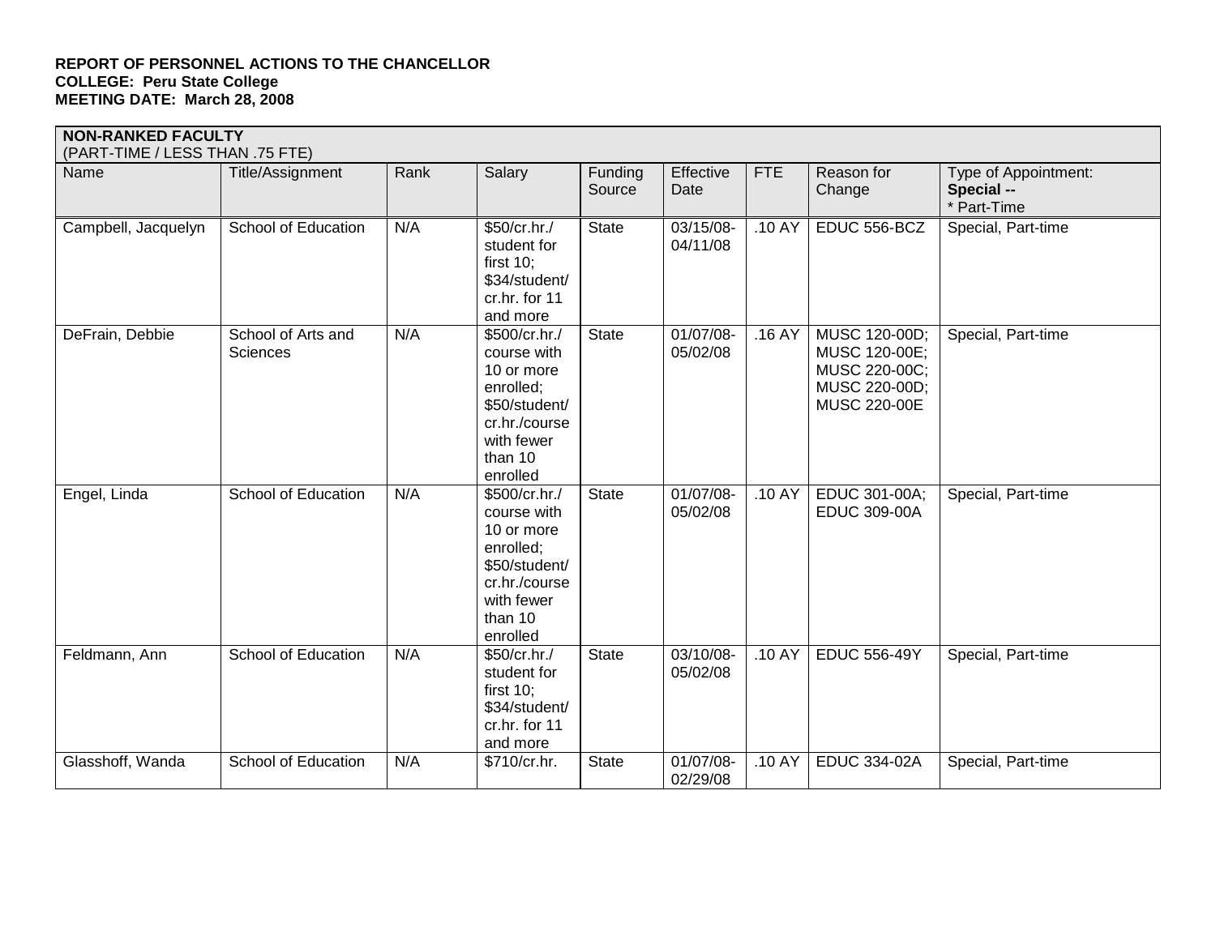**REPORT OF PERSONNEL ACTIONS TO THE CHANCELLOR**
**COLLEGE: Peru State College**
**MEETING DATE: March 28, 2008**

| **NON-RANKED FACULTY** (PART-TIME / LESS THAN .75 FTE) | | | | | | | | |
|---|---|---|---|---|---|---|---|---|
| Name | Title/Assignment | Rank | Salary | Funding Source | Effective Date | FTE | Reason for Change | Type of Appointment: **Special --** * Part-Time |
| Campbell, Jacquelyn | School of Education | N/A | $50/cr.hr./ student for first 10; $34/student/ cr.hr. for 11 and more | State | 03/15/08- 04/11/08 | .10 AY | EDUC 556-BCZ | Special, Part-time |
| DeFrain, Debbie | School of Arts and Sciences | N/A | $500/cr.hr./ course with 10 or more enrolled; $50/student/ cr.hr./course with fewer than 10 enrolled | State | 01/07/08- 05/02/08 | .16 AY | MUSC 120-00D; MUSC 120-00E; MUSC 220-00C; MUSC 220-00D; MUSC 220-00E | Special, Part-time |
| Engel, Linda | School of Education | N/A | $500/cr.hr./ course with 10 or more enrolled; $50/student/ cr.hr./course with fewer than 10 enrolled | State | 01/07/08- 05/02/08 | .10 AY | EDUC 301-00A; EDUC 309-00A | Special, Part-time |
| Feldmann, Ann | School of Education | N/A | $50/cr.hr./ student for first 10; $34/student/ cr.hr. for 11 and more | State | 03/10/08- 05/02/08 | .10 AY | EDUC 556-49Y | Special, Part-time |
| Glasshoff, Wanda | School of Education | N/A | $710/cr.hr. | State | 01/07/08- 02/29/08 | .10 AY | EDUC 334-02A | Special, Part-time |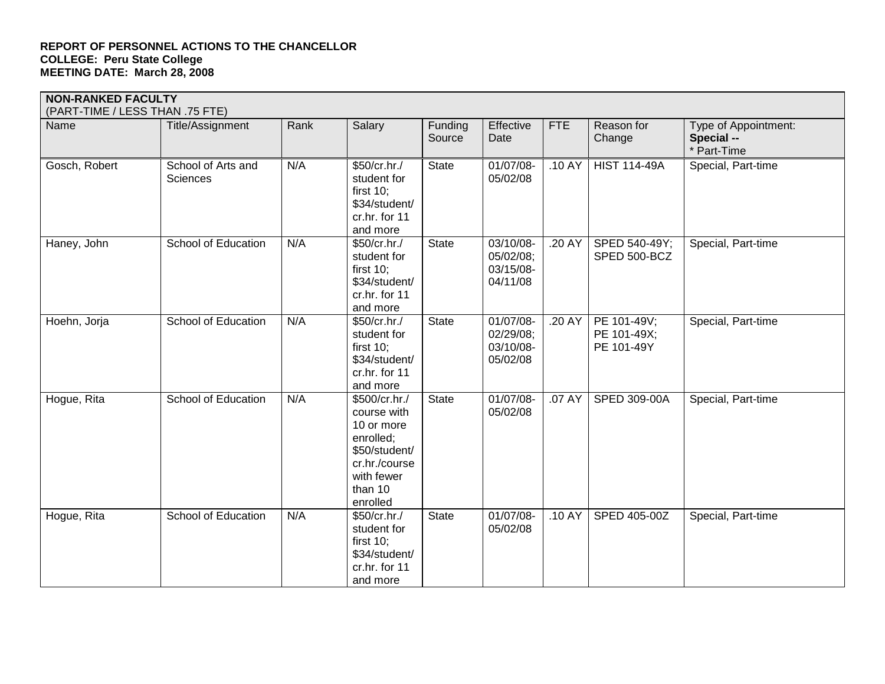**REPORT OF PERSONNEL ACTIONS TO THE CHANCELLOR**
**COLLEGE: Peru State College**
**MEETING DATE: March 28, 2008**

**NON-RANKED FACULTY**
(PART-TIME / LESS THAN .75 FTE)

| Name | Title/Assignment | Rank | Salary | Funding Source | Effective Date | FTE | Reason for Change | Type of Appointment: **Special --** * Part-Time |
|---|---|---|---|---|---|---|---|---|
| Gosch, Robert | School of Arts and Sciences | N/A | $50/cr.hr./ student for first 10; $34/student/ cr.hr. for 11 and more | State | 01/07/08-05/02/08 | .10 AY | HIST 114-49A | Special, Part-time |
| Haney, John | School of Education | N/A | $50/cr.hr./ student for first 10; $34/student/ cr.hr. for 11 and more | State | 03/10/08-05/02/08; 03/15/08-04/11/08 | .20 AY | SPED 540-49Y; SPED 500-BCZ | Special, Part-time |
| Hoehn, Jorja | School of Education | N/A | $50/cr.hr./ student for first 10; $34/student/ cr.hr. for 11 and more | State | 01/07/08-02/29/08; 03/10/08-05/02/08 | .20 AY | PE 101-49V; PE 101-49X; PE 101-49Y | Special, Part-time |
| Hogue, Rita | School of Education | N/A | $500/cr.hr./ course with 10 or more enrolled; $50/student/ cr.hr./course with fewer than 10 enrolled | State | 01/07/08-05/02/08 | .07 AY | SPED 309-00A | Special, Part-time |
| Hogue, Rita | School of Education | N/A | $50/cr.hr./ student for first 10; $34/student/ cr.hr. for 11 and more | State | 01/07/08-05/02/08 | .10 AY | SPED 405-00Z | Special, Part-time |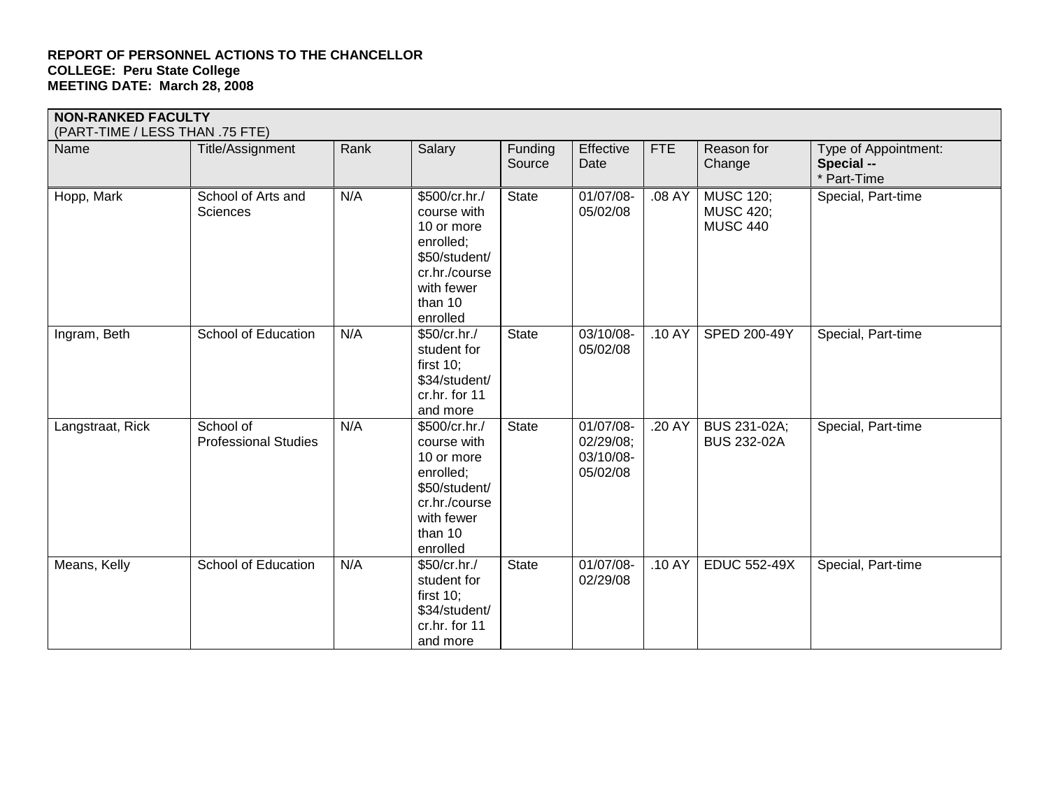**REPORT OF PERSONNEL ACTIONS TO THE CHANCELLOR**
**COLLEGE: Peru State College**
**MEETING DATE: March 28, 2008**

**NON-RANKED FACULTY**
(PART-TIME / LESS THAN .75 FTE)

| Name | Title/Assignment | Rank | Salary | Funding Source | Effective Date | FTE | Reason for Change | Type of Appointment: **Special --** * Part-Time |
|---|---|---|---|---|---|---|---|---|
| Hopp, Mark | School of Arts and Sciences | N/A | $500/cr.hr./ course with 10 or more enrolled; $50/student/ cr.hr./course with fewer than 10 enrolled | State | 01/07/08-05/02/08 | .08 AY | MUSC 120; MUSC 420; MUSC 440 | Special, Part-time |
| Ingram, Beth | School of Education | N/A | $50/cr.hr./ student for first 10; $34/student/ cr.hr. for 11 and more | State | 03/10/08-05/02/08 | .10 AY | SPED 200-49Y | Special, Part-time |
| Langstraat, Rick | School of Professional Studies | N/A | $500/cr.hr./ course with 10 or more enrolled; $50/student/ cr.hr./course with fewer than 10 enrolled | State | 01/07/08-02/29/08; 03/10/08-05/02/08 | .20 AY | BUS 231-02A; BUS 232-02A | Special, Part-time |
| Means, Kelly | School of Education | N/A | $50/cr.hr./ student for first 10; $34/student/ cr.hr. for 11 and more | State | 01/07/08-02/29/08 | .10 AY | EDUC 552-49X | Special, Part-time |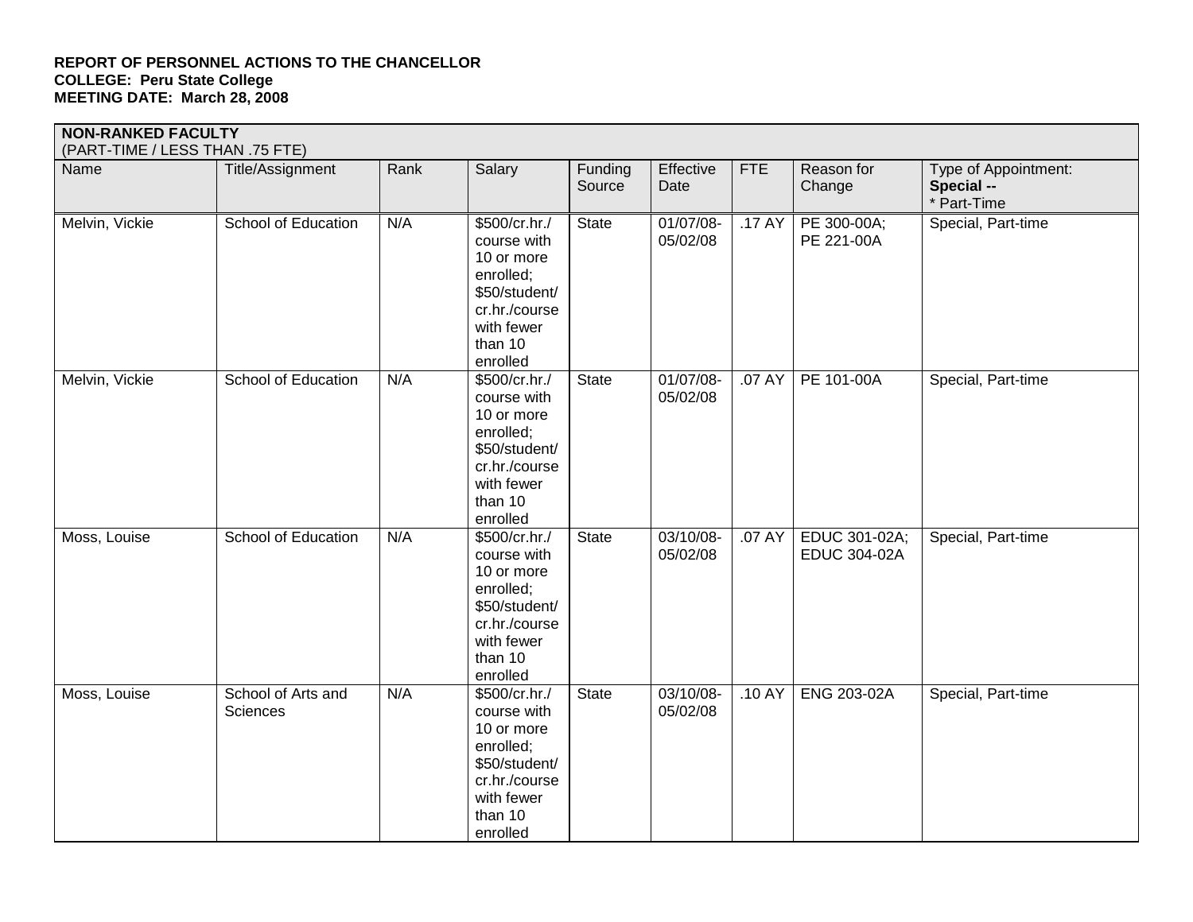**REPORT OF PERSONNEL ACTIONS TO THE CHANCELLOR**
**COLLEGE: Peru State College**
**MEETING DATE: March 28, 2008**

| **NON-RANKED FACULTY** (PART-TIME / LESS THAN .75 FTE) | | | | | | | | |
|---|---|---|---|---|---|---|---|---|
| Name | Title/Assignment | Rank | Salary | Funding Source | Effective Date | FTE | Reason for Change | Type of Appointment: **Special --** * Part-Time |
| Melvin, Vickie | School of Education | N/A | $500/cr.hr./ course with 10 or more enrolled; $50/student/ cr.hr./course with fewer than 10 enrolled | State | 01/07/08-05/02/08 | .17 AY | PE 300-00A; PE 221-00A | Special, Part-time |
| Melvin, Vickie | School of Education | N/A | $500/cr.hr./ course with 10 or more enrolled; $50/student/ cr.hr./course with fewer than 10 enrolled | State | 01/07/08-05/02/08 | .07 AY | PE 101-00A | Special, Part-time |
| Moss, Louise | School of Education | N/A | $500/cr.hr./ course with 10 or more enrolled; $50/student/ cr.hr./course with fewer than 10 enrolled | State | 03/10/08-05/02/08 | .07 AY | EDUC 301-02A; EDUC 304-02A | Special, Part-time |
| Moss, Louise | School of Arts and Sciences | N/A | $500/cr.hr./ course with 10 or more enrolled; $50/student/ cr.hr./course with fewer than 10 enrolled | State | 03/10/08-05/02/08 | .10 AY | ENG 203-02A | Special, Part-time |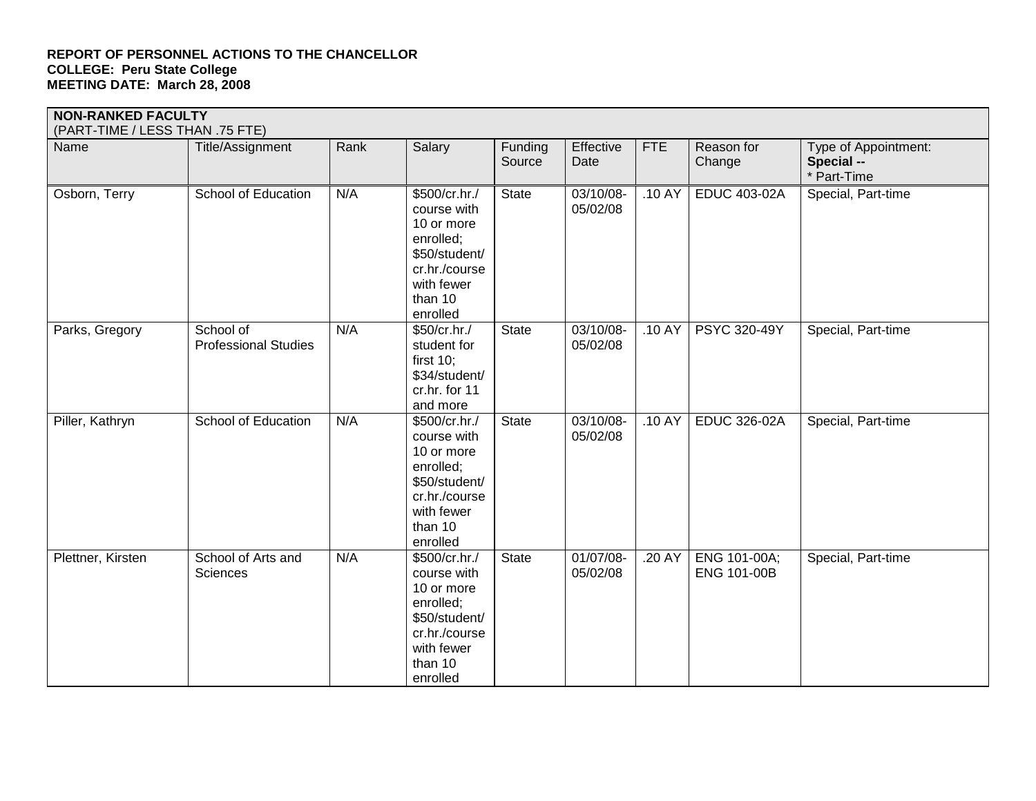**REPORT OF PERSONNEL ACTIONS TO THE CHANCELLOR**
**COLLEGE: Peru State College**
**MEETING DATE: March 28, 2008**

| **NON-RANKED FACULTY** (PART-TIME / LESS THAN .75 FTE) | | | | | | | | |
|---|---|---|---|---|---|---|---|---|
| Name | Title/Assignment | Rank | Salary | Funding Source | Effective Date | FTE | Reason for Change | Type of Appointment: **Special --** * Part-Time |
| Osborn, Terry | School of Education | N/A | \$500/cr.hr./ course with 10 or more enrolled; \$50/student/ cr.hr./course with fewer than 10 enrolled | State | 03/10/08-05/02/08 | .10 AY | EDUC 403-02A | Special, Part-time |
| Parks, Gregory | School of Professional Studies | N/A | \$50/cr.hr./ student for first 10; \$34/student/ cr.hr. for 11 and more | State | 03/10/08-05/02/08 | .10 AY | PSYC 320-49Y | Special, Part-time |
| Piller, Kathryn | School of Education | N/A | \$500/cr.hr./ course with 10 or more enrolled; \$50/student/ cr.hr./course with fewer than 10 enrolled | State | 03/10/08-05/02/08 | .10 AY | EDUC 326-02A | Special, Part-time |
| Plettner, Kirsten | School of Arts and Sciences | N/A | \$500/cr.hr./ course with 10 or more enrolled; \$50/student/ cr.hr./course with fewer than 10 enrolled | State | 01/07/08-05/02/08 | .20 AY | ENG 101-00A; ENG 101-00B | Special, Part-time |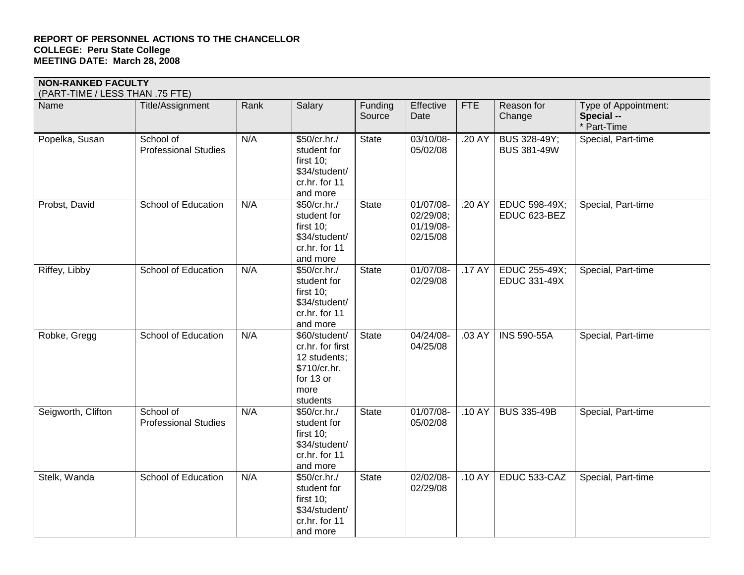**REPORT OF PERSONNEL ACTIONS TO THE CHANCELLOR**
**COLLEGE: Peru State College**
**MEETING DATE: March 28, 2008**

**NON-RANKED FACULTY**
(PART-TIME / LESS THAN .75 FTE)

| Name | Title/Assignment | Rank | Salary | Funding Source | Effective Date | FTE | Reason for Change | Type of Appointment: **Special --** * Part-Time |
|---|---|---|---|---|---|---|---|---|
| Popelka, Susan | School of Professional Studies | N/A | $50/cr.hr./ student for first 10; $34/student/ cr.hr. for 11 and more | State | 03/10/08-05/02/08 | .20 AY | BUS 328-49Y; BUS 381-49W | Special, Part-time |
| Probst, David | School of Education | N/A | $50/cr.hr./ student for first 10; $34/student/ cr.hr. for 11 and more | State | 01/07/08-02/29/08; 01/19/08-02/15/08 | .20 AY | EDUC 598-49X; EDUC 623-BEZ | Special, Part-time |
| Riffey, Libby | School of Education | N/A | $50/cr.hr./ student for first 10; $34/student/ cr.hr. for 11 and more | State | 01/07/08-02/29/08 | .17 AY | EDUC 255-49X; EDUC 331-49X | Special, Part-time |
| Robke, Gregg | School of Education | N/A | $60/student/ cr.hr. for first 12 students; $710/cr.hr. for 13 or more students | State | 04/24/08-04/25/08 | .03 AY | INS 590-55A | Special, Part-time |
| Seigworth, Clifton | School of Professional Studies | N/A | $50/cr.hr./ student for first 10; $34/student/ cr.hr. for 11 and more | State | 01/07/08-05/02/08 | .10 AY | BUS 335-49B | Special, Part-time |
| Stelk, Wanda | School of Education | N/A | $50/cr.hr./ student for first 10; $34/student/ cr.hr. for 11 and more | State | 02/02/08-02/29/08 | .10 AY | EDUC 533-CAZ | Special, Part-time |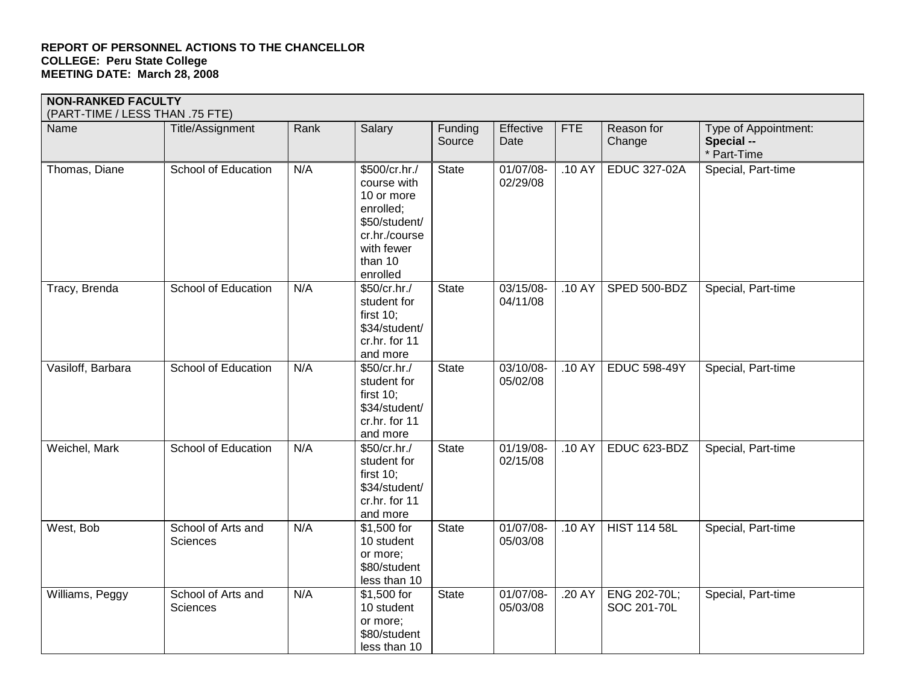**REPORT OF PERSONNEL ACTIONS TO THE CHANCELLOR**
**COLLEGE: Peru State College**
**MEETING DATE: March 28, 2008**

**NON-RANKED FACULTY**
(PART-TIME / LESS THAN .75 FTE)

| Name | Title/Assignment | Rank | Salary | Funding Source | Effective Date | FTE | Reason for Change | Type of Appointment: **Special --** * Part-Time |
|---|---|---|---|---|---|---|---|---|
| Thomas, Diane | School of Education | N/A | \$500/cr.hr./ course with 10 or more enrolled; \$50/student/ cr.hr./course with fewer than 10 enrolled | State | 01/07/08-02/29/08 | .10 AY | EDUC 327-02A | Special, Part-time |
| Tracy, Brenda | School of Education | N/A | \$50/cr.hr./ student for first 10; \$34/student/ cr.hr. for 11 and more | State | 03/15/08-04/11/08 | .10 AY | SPED 500-BDZ | Special, Part-time |
| Vasiloff, Barbara | School of Education | N/A | \$50/cr.hr./ student for first 10; \$34/student/ cr.hr. for 11 and more | State | 03/10/08-05/02/08 | .10 AY | EDUC 598-49Y | Special, Part-time |
| Weichel, Mark | School of Education | N/A | \$50/cr.hr./ student for first 10; \$34/student/ cr.hr. for 11 and more | State | 01/19/08-02/15/08 | .10 AY | EDUC 623-BDZ | Special, Part-time |
| West, Bob | School of Arts and Sciences | N/A | \$1,500 for 10 student or more; \$80/student less than 10 | State | 01/07/08-05/03/08 | .10 AY | HIST 114 58L | Special, Part-time |
| Williams, Peggy | School of Arts and Sciences | N/A | \$1,500 for 10 student or more; \$80/student less than 10 | State | 01/07/08-05/03/08 | .20 AY | ENG 202-70L; SOC 201-70L | Special, Part-time |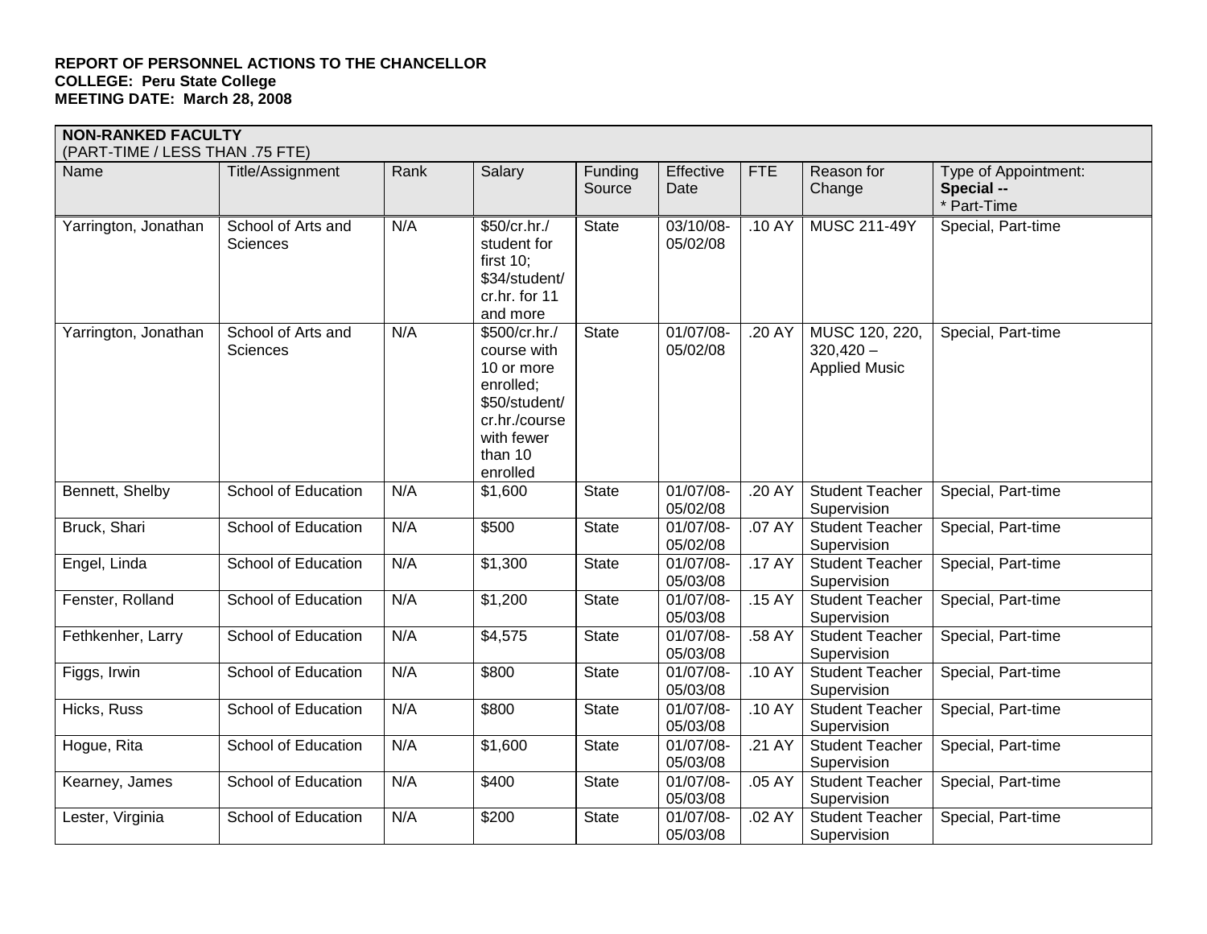**REPORT OF PERSONNEL ACTIONS TO THE CHANCELLOR**
**COLLEGE: Peru State College**
**MEETING DATE: March 28, 2008**

**NON-RANKED FACULTY**
(PART-TIME / LESS THAN .75 FTE)

| Name | Title/Assignment | Rank | Salary | Funding Source | Effective Date | FTE | Reason for Change | Type of Appointment: **Special --** * Part-Time |
|---|---|---|---|---|---|---|---|---|
| Yarrington, Jonathan | School of Arts and Sciences | N/A | $50/cr.hr./ student for first 10; $34/student/ cr.hr. for 11 and more | State | 03/10/08-05/02/08 | .10 AY | MUSC 211-49Y | Special, Part-time |
| Yarrington, Jonathan | School of Arts and Sciences | N/A | $500/cr.hr./ course with 10 or more enrolled; $50/student/ cr.hr./course with fewer than 10 enrolled | State | 01/07/08-05/02/08 | .20 AY | MUSC 120, 220, 320,420 – Applied Music | Special, Part-time |
| Bennett, Shelby | School of Education | N/A | $1,600 | State | 01/07/08-05/02/08 | .20 AY | Student Teacher Supervision | Special, Part-time |
| Bruck, Shari | School of Education | N/A | $500 | State | 01/07/08-05/02/08 | .07 AY | Student Teacher Supervision | Special, Part-time |
| Engel, Linda | School of Education | N/A | $1,300 | State | 01/07/08-05/03/08 | .17 AY | Student Teacher Supervision | Special, Part-time |
| Fenster, Rolland | School of Education | N/A | $1,200 | State | 01/07/08-05/03/08 | .15 AY | Student Teacher Supervision | Special, Part-time |
| Fethkenher, Larry | School of Education | N/A | $4,575 | State | 01/07/08-05/03/08 | .58 AY | Student Teacher Supervision | Special, Part-time |
| Figgs, Irwin | School of Education | N/A | $800 | State | 01/07/08-05/03/08 | .10 AY | Student Teacher Supervision | Special, Part-time |
| Hicks, Russ | School of Education | N/A | $800 | State | 01/07/08-05/03/08 | .10 AY | Student Teacher Supervision | Special, Part-time |
| Hogue, Rita | School of Education | N/A | $1,600 | State | 01/07/08-05/03/08 | .21 AY | Student Teacher Supervision | Special, Part-time |
| Kearney, James | School of Education | N/A | $400 | State | 01/07/08-05/03/08 | .05 AY | Student Teacher Supervision | Special, Part-time |
| Lester, Virginia | School of Education | N/A | $200 | State | 01/07/08-05/03/08 | .02 AY | Student Teacher Supervision | Special, Part-time |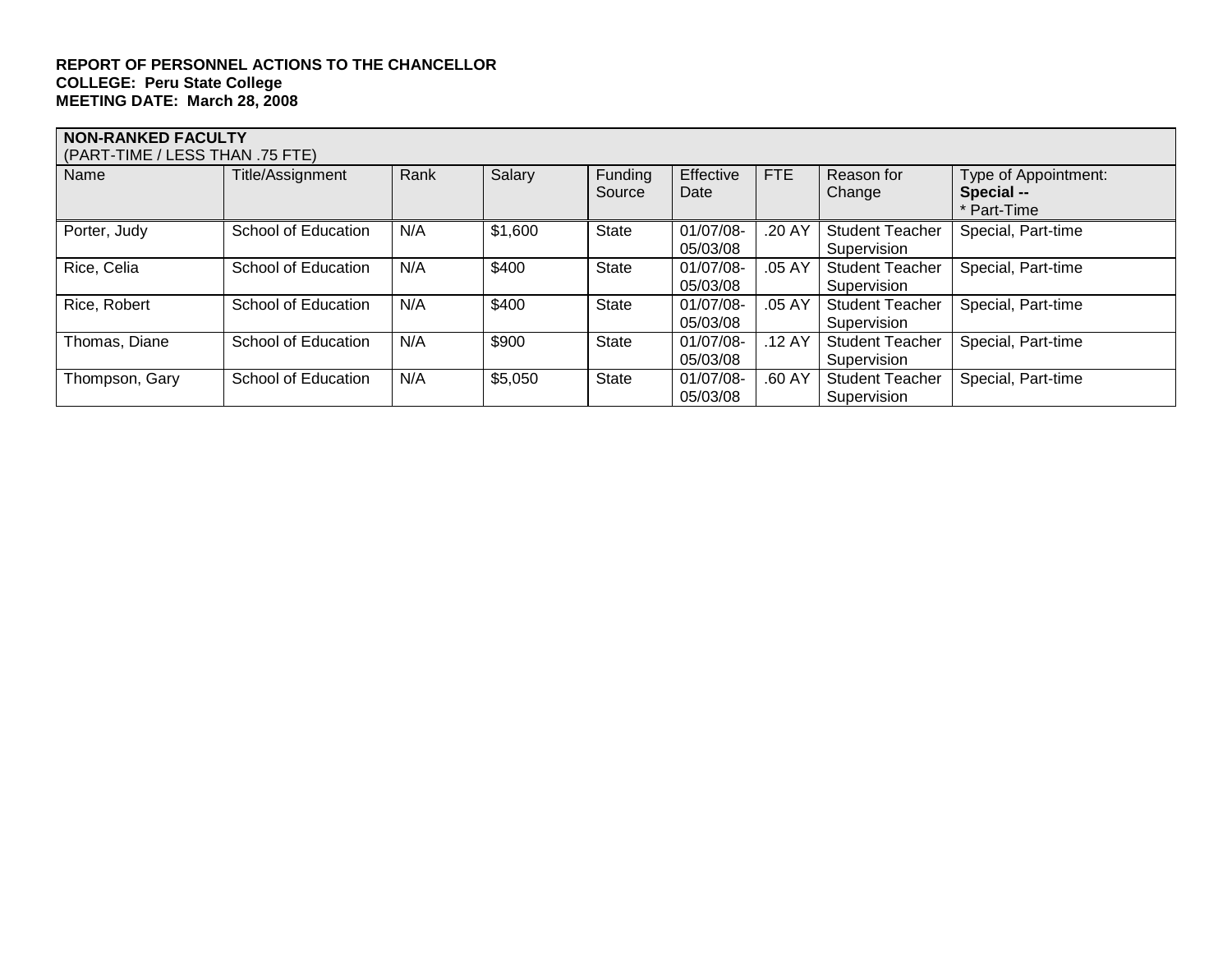**REPORT OF PERSONNEL ACTIONS TO THE CHANCELLOR**
**COLLEGE: Peru State College**
**MEETING DATE: March 28, 2008**

| **NON-RANKED FACULTY** (PART-TIME / LESS THAN .75 FTE) | | | | | | | | |
|---|---|---|---|---|---|---|---|---|
| Name | Title/Assignment | Rank | Salary | Funding Source | Effective Date | FTE | Reason for Change | Type of Appointment: **Special --** * Part-Time |
| Porter, Judy | School of Education | N/A | $1,600 | State | 01/07/08-05/03/08 | .20 AY | Student Teacher Supervision | Special, Part-time |
| Rice, Celia | School of Education | N/A | $400 | State | 01/07/08-05/03/08 | .05 AY | Student Teacher Supervision | Special, Part-time |
| Rice, Robert | School of Education | N/A | $400 | State | 01/07/08-05/03/08 | .05 AY | Student Teacher Supervision | Special, Part-time |
| Thomas, Diane | School of Education | N/A | $900 | State | 01/07/08-05/03/08 | .12 AY | Student Teacher Supervision | Special, Part-time |
| Thompson, Gary | School of Education | N/A | $5,050 | State | 01/07/08-05/03/08 | .60 AY | Student Teacher Supervision | Special, Part-time |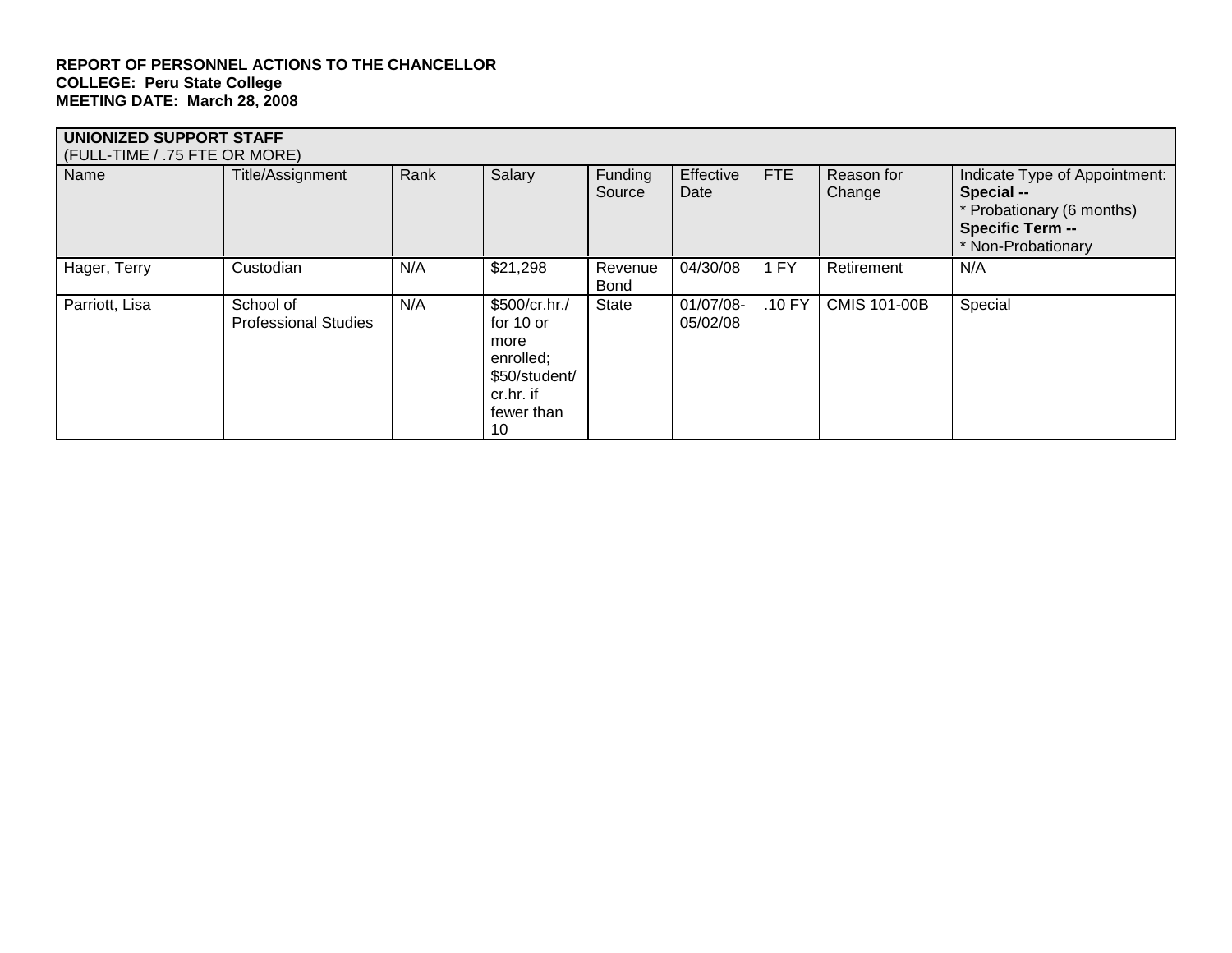**REPORT OF PERSONNEL ACTIONS TO THE CHANCELLOR**
**COLLEGE: Peru State College**
**MEETING DATE: March 28, 2008**

| **UNIONIZED SUPPORT STAFF** (FULL-TIME / .75 FTE OR MORE) | | | | | | | | |
|---|---|---|---|---|---|---|---|---|
| Name | Title/Assignment | Rank | Salary | Funding Source | Effective Date | FTE | Reason for Change | Indicate Type of Appointment: **Special --** * Probationary (6 months) **Specific Term --** * Non-Probationary |
| Hager, Terry | Custodian | N/A | $21,298 | Revenue Bond | 04/30/08 | 1 FY | Retirement | N/A |
| Parriott, Lisa | School of Professional Studies | N/A | $500/cr.hr./ for 10 or more enrolled; $50/student/ cr.hr. if fewer than 10 | State | 01/07/08-05/02/08 | .10 FY | CMIS 101-00B | Special |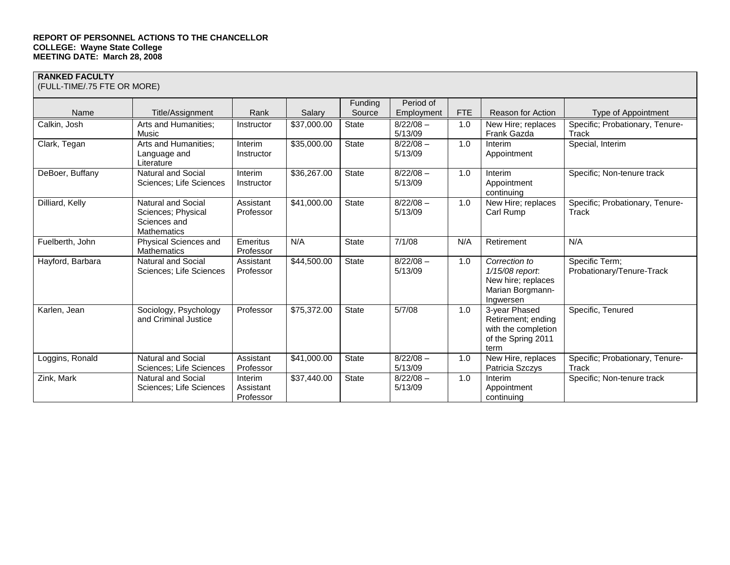**REPORT OF PERSONNEL ACTIONS TO THE CHANCELLOR**
**COLLEGE: Wayne State College**
**MEETING DATE: March 28, 2008**

**RANKED FACULTY**
(FULL-TIME/.75 FTE OR MORE)

| Name | Title/Assignment | Rank | Salary | Funding Source | Period of Employment | FTE | Reason for Action | Type of Appointment |
|---|---|---|---|---|---|---|---|---|
| Calkin, Josh | Arts and Humanities; Music | Instructor | $37,000.00 | State | 8/22/08 – 5/13/09 | 1.0 | New Hire; replaces Frank Gazda | Specific; Probationary, Tenure-Track |
| Clark, Tegan | Arts and Humanities; Language and Literature | Interim Instructor | $35,000.00 | State | 8/22/08 – 5/13/09 | 1.0 | Interim Appointment | Special, Interim |
| DeBoer, Buffany | Natural and Social Sciences; Life Sciences | Interim Instructor | $36,267.00 | State | 8/22/08 – 5/13/09 | 1.0 | Interim Appointment continuing | Specific; Non-tenure track |
| Dilliard, Kelly | Natural and Social Sciences; Physical Sciences and Mathematics | Assistant Professor | $41,000.00 | State | 8/22/08 – 5/13/09 | 1.0 | New Hire; replaces Carl Rump | Specific; Probationary, Tenure-Track |
| Fuelberth, John | Physical Sciences and Mathematics | Emeritus Professor | N/A | State | 7/1/08 | N/A | Retirement | N/A |
| Hayford, Barbara | Natural and Social Sciences; Life Sciences | Assistant Professor | $44,500.00 | State | 8/22/08 – 5/13/09 | 1.0 | *Correction to 1/15/08 report*: New hire; replaces Marian Borgmann-Ingwersen | Specific Term; Probationary/Tenure-Track |
| Karlen, Jean | Sociology, Psychology and Criminal Justice | Professor | $75,372.00 | State | 5/7/08 | 1.0 | 3-year Phased Retirement; ending with the completion of the Spring 2011 term | Specific, Tenured |
| Loggins, Ronald | Natural and Social Sciences; Life Sciences | Assistant Professor | $41,000.00 | State | 8/22/08 – 5/13/09 | 1.0 | New Hire, replaces Patricia Szczys | Specific; Probationary, Tenure-Track |
| Zink, Mark | Natural and Social Sciences; Life Sciences | Interim Assistant Professor | $37,440.00 | State | 8/22/08 – 5/13/09 | 1.0 | Interim Appointment continuing | Specific; Non-tenure track |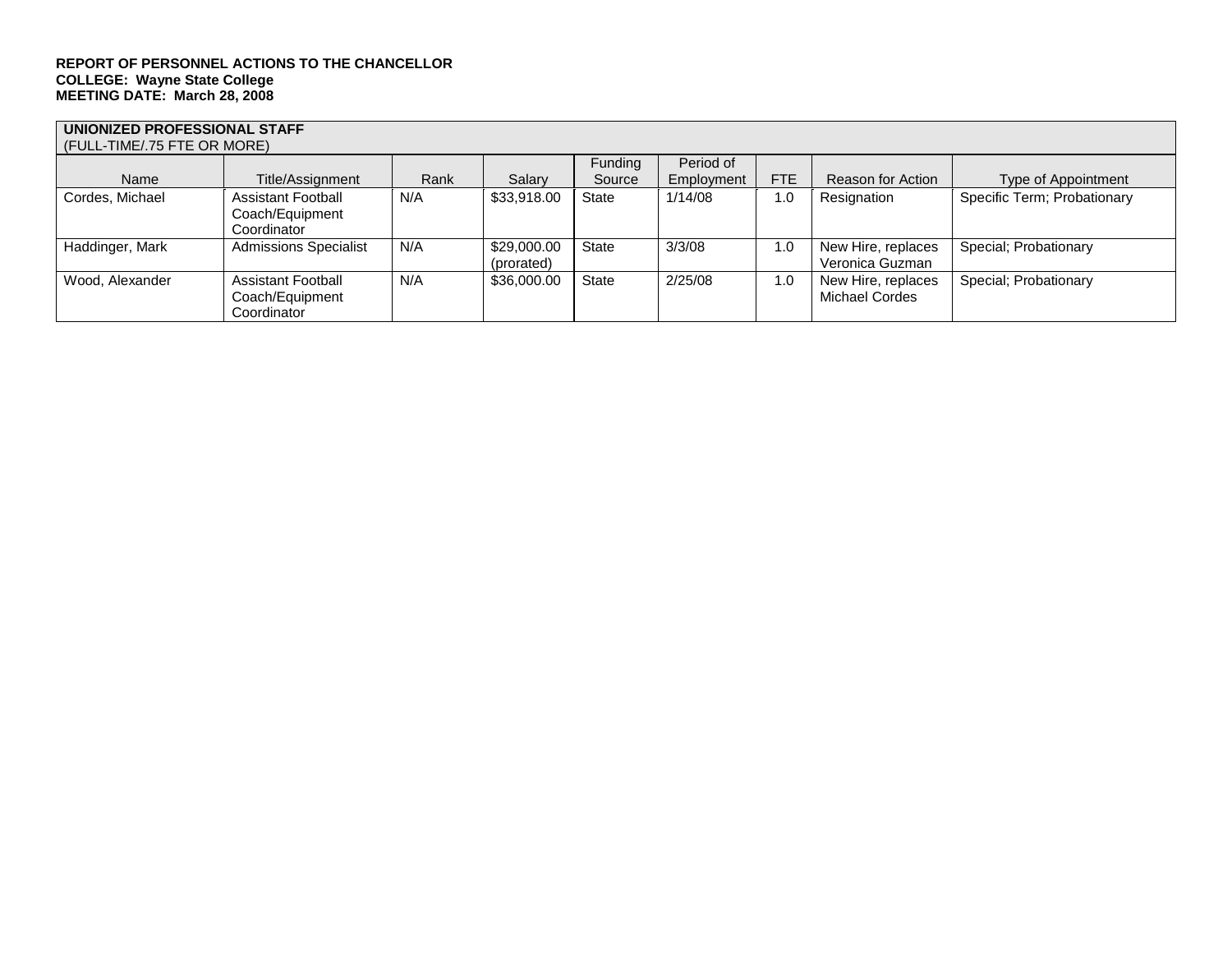**REPORT OF PERSONNEL ACTIONS TO THE CHANCELLOR**
**COLLEGE: Wayne State College**
**MEETING DATE: March 28, 2008**

| **UNIONIZED PROFESSIONAL STAFF** (FULL-TIME/.75 FTE OR MORE) | | | | | | | | |
|---|---|---|---|---|---|---|---|---|
| Name | Title/Assignment | Rank | Salary | Funding Source | Period of Employment | FTE | Reason for Action | Type of Appointment |
| Cordes, Michael | Assistant Football Coach/Equipment Coordinator | N/A | $33,918.00 | State | 1/14/08 | 1.0 | Resignation | Specific Term; Probationary |
| Haddinger, Mark | Admissions Specialist | N/A | $29,000.00 (prorated) | State | 3/3/08 | 1.0 | New Hire, replaces Veronica Guzman | Special; Probationary |
| Wood, Alexander | Assistant Football Coach/Equipment Coordinator | N/A | $36,000.00 | State | 2/25/08 | 1.0 | New Hire, replaces Michael Cordes | Special; Probationary |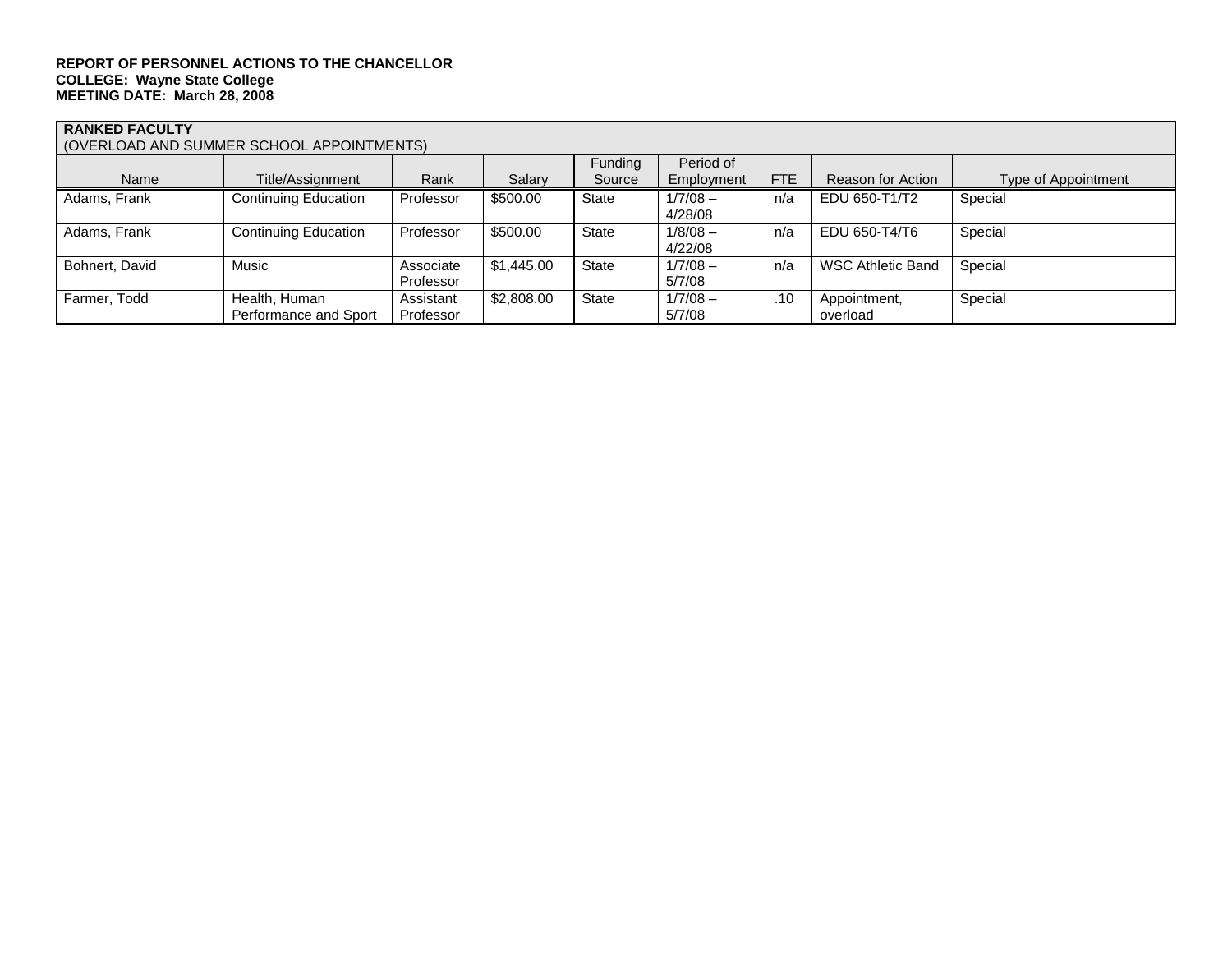**REPORT OF PERSONNEL ACTIONS TO THE CHANCELLOR**
**COLLEGE: Wayne State College**
**MEETING DATE: March 28, 2008**

**RANKED FACULTY**
(OVERLOAD AND SUMMER SCHOOL APPOINTMENTS)

| Name | Title/Assignment | Rank | Salary | Funding Source | Period of Employment | FTE | Reason for Action | Type of Appointment |
|---|---|---|---|---|---|---|---|---|
| Adams, Frank | Continuing Education | Professor | $500.00 | State | 1/7/08 – 4/28/08 | n/a | EDU 650-T1/T2 | Special |
| Adams, Frank | Continuing Education | Professor | $500.00 | State | 1/8/08 – 4/22/08 | n/a | EDU 650-T4/T6 | Special |
| Bohnert, David | Music | Associate Professor | $1,445.00 | State | 1/7/08 – 5/7/08 | n/a | WSC Athletic Band | Special |
| Farmer, Todd | Health, Human Performance and Sport | Assistant Professor | $2,808.00 | State | 1/7/08 – 5/7/08 | .10 | Appointment, overload | Special |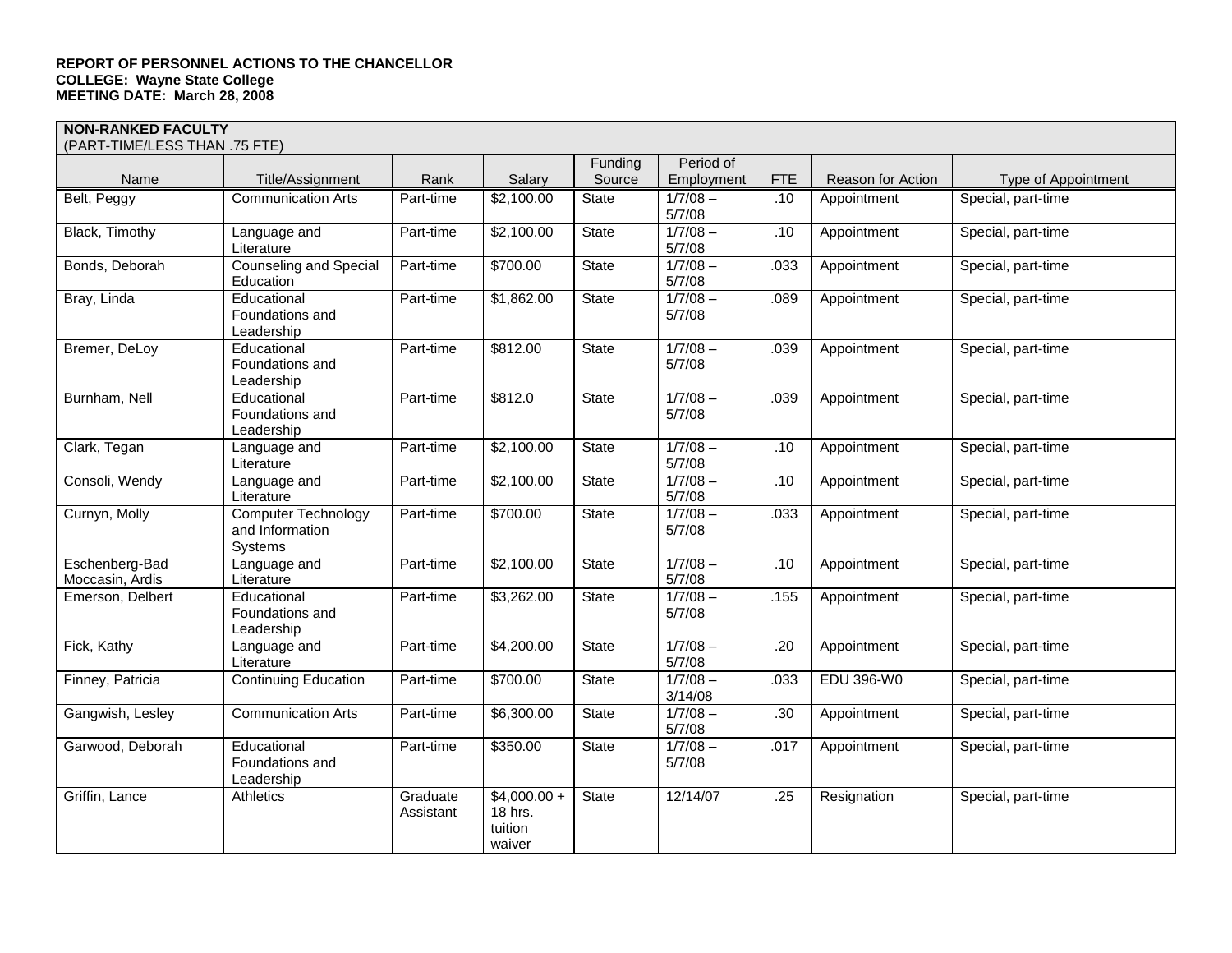**REPORT OF PERSONNEL ACTIONS TO THE CHANCELLOR**
**COLLEGE: Wayne State College**
**MEETING DATE: March 28, 2008**

**NON-RANKED FACULTY**
(PART-TIME/LESS THAN .75 FTE)

| Name | Title/Assignment | Rank | Salary | Funding Source | Period of Employment | FTE | Reason for Action | Type of Appointment |
|---|---|---|---|---|---|---|---|---|
| Belt, Peggy | Communication Arts | Part-time | $2,100.00 | State | 1/7/08 – 5/7/08 | .10 | Appointment | Special, part-time |
| Black, Timothy | Language and Literature | Part-time | $2,100.00 | State | 1/7/08 – 5/7/08 | .10 | Appointment | Special, part-time |
| Bonds, Deborah | Counseling and Special Education | Part-time | $700.00 | State | 1/7/08 – 5/7/08 | .033 | Appointment | Special, part-time |
| Bray, Linda | Educational Foundations and Leadership | Part-time | $1,862.00 | State | 1/7/08 – 5/7/08 | .089 | Appointment | Special, part-time |
| Bremer, DeLoy | Educational Foundations and Leadership | Part-time | $812.00 | State | 1/7/08 – 5/7/08 | .039 | Appointment | Special, part-time |
| Burnham, Nell | Educational Foundations and Leadership | Part-time | $812.0 | State | 1/7/08 – 5/7/08 | .039 | Appointment | Special, part-time |
| Clark, Tegan | Language and Literature | Part-time | $2,100.00 | State | 1/7/08 – 5/7/08 | .10 | Appointment | Special, part-time |
| Consoli, Wendy | Language and Literature | Part-time | $2,100.00 | State | 1/7/08 – 5/7/08 | .10 | Appointment | Special, part-time |
| Curnyn, Molly | Computer Technology and Information Systems | Part-time | $700.00 | State | 1/7/08 – 5/7/08 | .033 | Appointment | Special, part-time |
| Eschenberg-Bad Moccasin, Ardis | Language and Literature | Part-time | $2,100.00 | State | 1/7/08 – 5/7/08 | .10 | Appointment | Special, part-time |
| Emerson, Delbert | Educational Foundations and Leadership | Part-time | $3,262.00 | State | 1/7/08 – 5/7/08 | .155 | Appointment | Special, part-time |
| Fick, Kathy | Language and Literature | Part-time | $4,200.00 | State | 1/7/08 – 5/7/08 | .20 | Appointment | Special, part-time |
| Finney, Patricia | Continuing Education | Part-time | $700.00 | State | 1/7/08 – 3/14/08 | .033 | EDU 396-W0 | Special, part-time |
| Gangwish, Lesley | Communication Arts | Part-time | $6,300.00 | State | 1/7/08 – 5/7/08 | .30 | Appointment | Special, part-time |
| Garwood, Deborah | Educational Foundations and Leadership | Part-time | $350.00 | State | 1/7/08 – 5/7/08 | .017 | Appointment | Special, part-time |
| Griffin, Lance | Athletics | Graduate Assistant | $4,000.00 + 18 hrs. tuition waiver | State | 12/14/07 | .25 | Resignation | Special, part-time |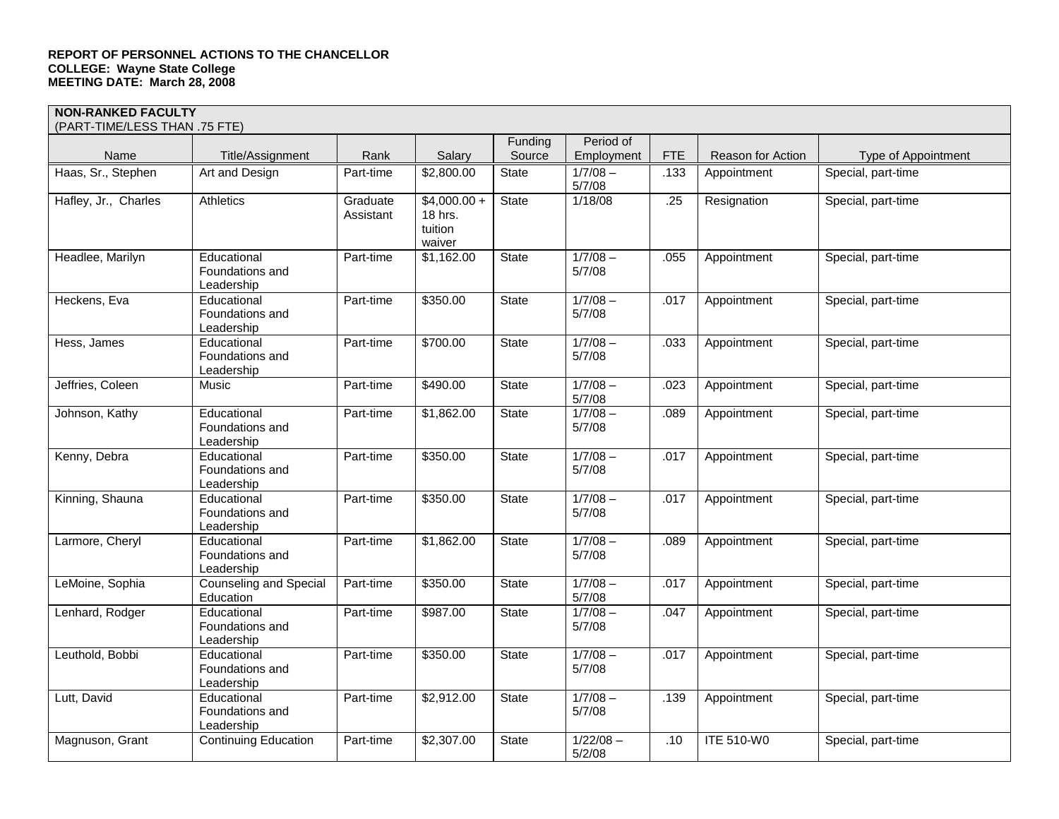**REPORT OF PERSONNEL ACTIONS TO THE CHANCELLOR**
**COLLEGE: Wayne State College**
**MEETING DATE: March 28, 2008**

**NON-RANKED FACULTY**
(PART-TIME/LESS THAN .75 FTE)

| Name | Title/Assignment | Rank | Salary | Funding Source | Period of Employment | FTE | Reason for Action | Type of Appointment |
|---|---|---|---|---|---|---|---|---|
| Haas, Sr., Stephen | Art and Design | Part-time | $2,800.00 | State | 1/7/08 – 5/7/08 | .133 | Appointment | Special, part-time |
| Hafley, Jr., Charles | Athletics | Graduate Assistant | $4,000.00 + 18 hrs. tuition waiver | State | 1/18/08 | .25 | Resignation | Special, part-time |
| Headlee, Marilyn | Educational Foundations and Leadership | Part-time | $1,162.00 | State | 1/7/08 – 5/7/08 | .055 | Appointment | Special, part-time |
| Heckens, Eva | Educational Foundations and Leadership | Part-time | $350.00 | State | 1/7/08 – 5/7/08 | .017 | Appointment | Special, part-time |
| Hess, James | Educational Foundations and Leadership | Part-time | $700.00 | State | 1/7/08 – 5/7/08 | .033 | Appointment | Special, part-time |
| Jeffries, Coleen | Music | Part-time | $490.00 | State | 1/7/08 – 5/7/08 | .023 | Appointment | Special, part-time |
| Johnson, Kathy | Educational Foundations and Leadership | Part-time | $1,862.00 | State | 1/7/08 – 5/7/08 | .089 | Appointment | Special, part-time |
| Kenny, Debra | Educational Foundations and Leadership | Part-time | $350.00 | State | 1/7/08 – 5/7/08 | .017 | Appointment | Special, part-time |
| Kinning, Shauna | Educational Foundations and Leadership | Part-time | $350.00 | State | 1/7/08 – 5/7/08 | .017 | Appointment | Special, part-time |
| Larmore, Cheryl | Educational Foundations and Leadership | Part-time | $1,862.00 | State | 1/7/08 – 5/7/08 | .089 | Appointment | Special, part-time |
| LeMoine, Sophia | Counseling and Special Education | Part-time | $350.00 | State | 1/7/08 – 5/7/08 | .017 | Appointment | Special, part-time |
| Lenhard, Rodger | Educational Foundations and Leadership | Part-time | $987.00 | State | 1/7/08 – 5/7/08 | .047 | Appointment | Special, part-time |
| Leuthold, Bobbi | Educational Foundations and Leadership | Part-time | $350.00 | State | 1/7/08 – 5/7/08 | .017 | Appointment | Special, part-time |
| Lutt, David | Educational Foundations and Leadership | Part-time | $2,912.00 | State | 1/7/08 – 5/7/08 | .139 | Appointment | Special, part-time |
| Magnuson, Grant | Continuing Education | Part-time | $2,307.00 | State | 1/22/08 – 5/2/08 | .10 | ITE 510-W0 | Special, part-time |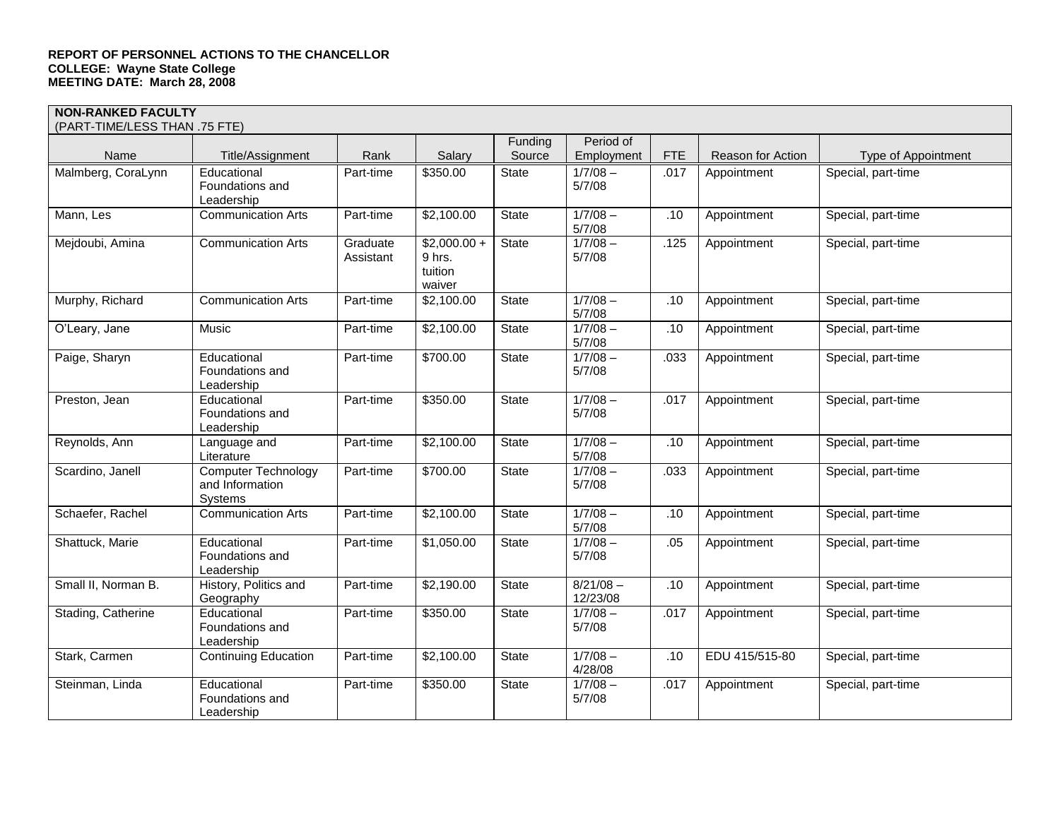**REPORT OF PERSONNEL ACTIONS TO THE CHANCELLOR**
**COLLEGE: Wayne State College**
**MEETING DATE: March 28, 2008**

**NON-RANKED FACULTY**
(PART-TIME/LESS THAN .75 FTE)

| Name | Title/Assignment | Rank | Salary | Funding Source | Period of Employment | FTE | Reason for Action | Type of Appointment |
|---|---|---|---|---|---|---|---|---|
| Malmberg, CoraLynn | Educational Foundations and Leadership | Part-time | $350.00 | State | 1/7/08 – 5/7/08 | .017 | Appointment | Special, part-time |
| Mann, Les | Communication Arts | Part-time | $2,100.00 | State | 1/7/08 – 5/7/08 | .10 | Appointment | Special, part-time |
| Mejdoubi, Amina | Communication Arts | Graduate Assistant | $2,000.00 + 9 hrs. tuition waiver | State | 1/7/08 – 5/7/08 | .125 | Appointment | Special, part-time |
| Murphy, Richard | Communication Arts | Part-time | $2,100.00 | State | 1/7/08 – 5/7/08 | .10 | Appointment | Special, part-time |
| O'Leary, Jane | Music | Part-time | $2,100.00 | State | 1/7/08 – 5/7/08 | .10 | Appointment | Special, part-time |
| Paige, Sharyn | Educational Foundations and Leadership | Part-time | $700.00 | State | 1/7/08 – 5/7/08 | .033 | Appointment | Special, part-time |
| Preston, Jean | Educational Foundations and Leadership | Part-time | $350.00 | State | 1/7/08 – 5/7/08 | .017 | Appointment | Special, part-time |
| Reynolds, Ann | Language and Literature | Part-time | $2,100.00 | State | 1/7/08 – 5/7/08 | .10 | Appointment | Special, part-time |
| Scardino, Janell | Computer Technology and Information Systems | Part-time | $700.00 | State | 1/7/08 – 5/7/08 | .033 | Appointment | Special, part-time |
| Schaefer, Rachel | Communication Arts | Part-time | $2,100.00 | State | 1/7/08 – 5/7/08 | .10 | Appointment | Special, part-time |
| Shattuck, Marie | Educational Foundations and Leadership | Part-time | $1,050.00 | State | 1/7/08 – 5/7/08 | .05 | Appointment | Special, part-time |
| Small II, Norman B. | History, Politics and Geography | Part-time | $2,190.00 | State | 8/21/08 – 12/23/08 | .10 | Appointment | Special, part-time |
| Stading, Catherine | Educational Foundations and Leadership | Part-time | $350.00 | State | 1/7/08 – 5/7/08 | .017 | Appointment | Special, part-time |
| Stark, Carmen | Continuing Education | Part-time | $2,100.00 | State | 1/7/08 – 4/28/08 | .10 | EDU 415/515-80 | Special, part-time |
| Steinman, Linda | Educational Foundations and Leadership | Part-time | $350.00 | State | 1/7/08 – 5/7/08 | .017 | Appointment | Special, part-time |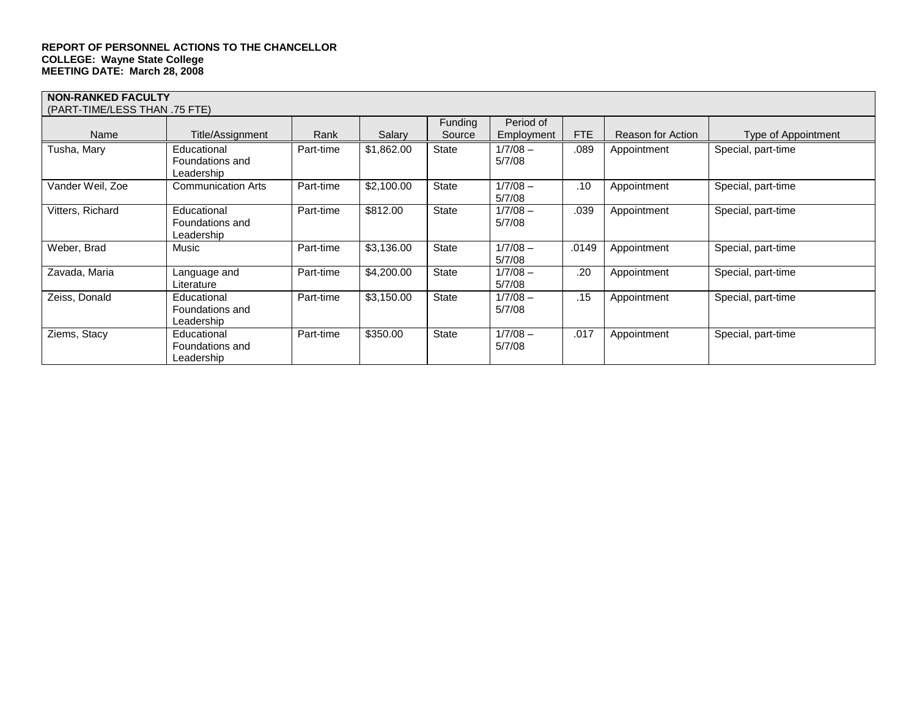**REPORT OF PERSONNEL ACTIONS TO THE CHANCELLOR**
**COLLEGE: Wayne State College**
**MEETING DATE: March 28, 2008**

| **NON-RANKED FACULTY** (PART-TIME/LESS THAN .75 FTE) | | | | | | | | |
|---|---|---|---|---|---|---|---|---|
| Name | Title/Assignment | Rank | Salary | Funding Source | Period of Employment | FTE | Reason for Action | Type of Appointment |
| Tusha, Mary | Educational Foundations and Leadership | Part-time | $1,862.00 | State | 1/7/08 – 5/7/08 | .089 | Appointment | Special, part-time |
| Vander Weil, Zoe | Communication Arts | Part-time | $2,100.00 | State | 1/7/08 – 5/7/08 | .10 | Appointment | Special, part-time |
| Vitters, Richard | Educational Foundations and Leadership | Part-time | $812.00 | State | 1/7/08 – 5/7/08 | .039 | Appointment | Special, part-time |
| Weber, Brad | Music | Part-time | $3,136.00 | State | 1/7/08 – 5/7/08 | .0149 | Appointment | Special, part-time |
| Zavada, Maria | Language and Literature | Part-time | $4,200.00 | State | 1/7/08 – 5/7/08 | .20 | Appointment | Special, part-time |
| Zeiss, Donald | Educational Foundations and Leadership | Part-time | $3,150.00 | State | 1/7/08 – 5/7/08 | .15 | Appointment | Special, part-time |
| Ziems, Stacy | Educational Foundations and Leadership | Part-time | $350.00 | State | 1/7/08 – 5/7/08 | .017 | Appointment | Special, part-time |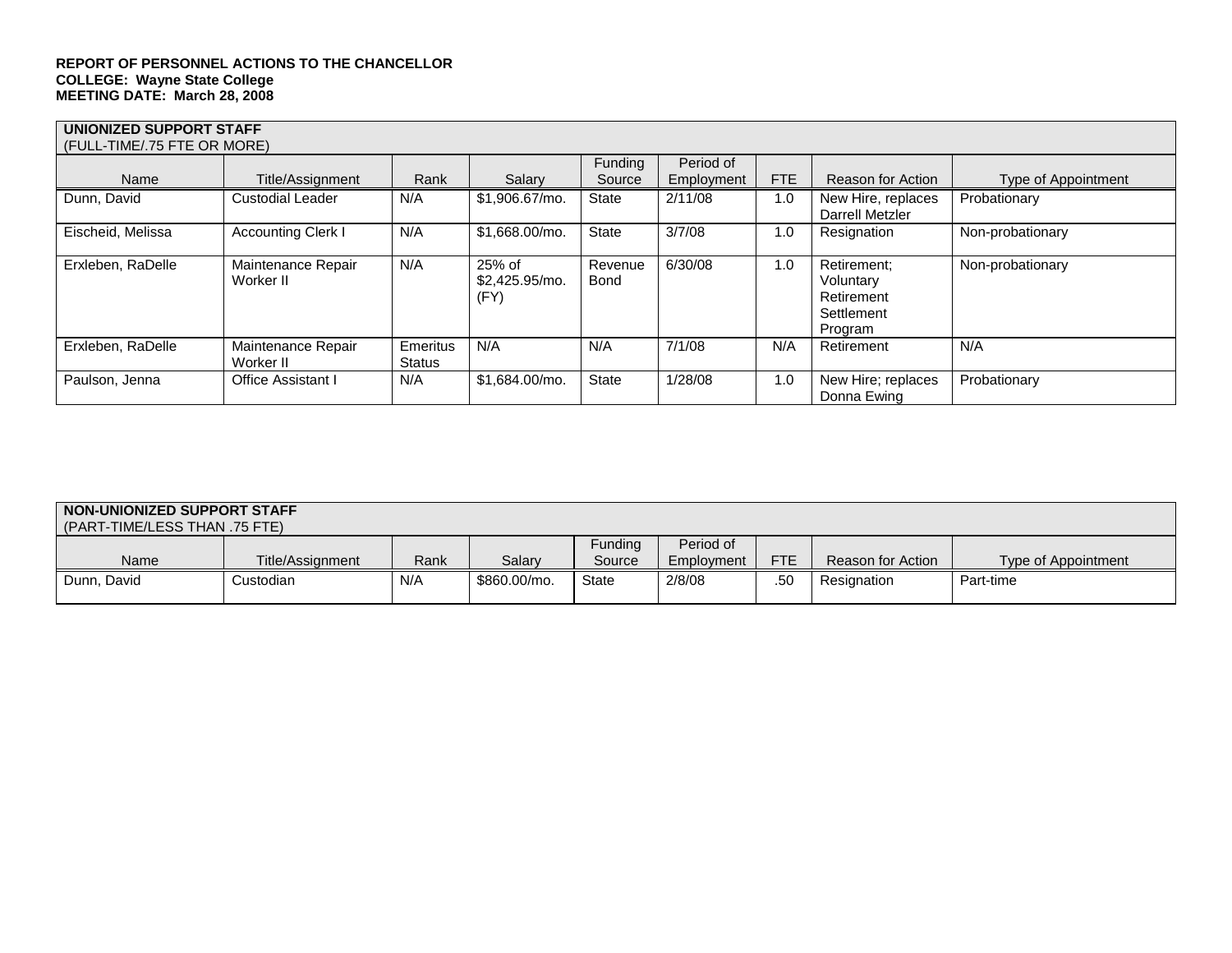**REPORT OF PERSONNEL ACTIONS TO THE CHANCELLOR**
**COLLEGE: Wayne State College**
**MEETING DATE: March 28, 2008**

**UNIONIZED SUPPORT STAFF**
(FULL-TIME/.75 FTE OR MORE)

| Name | Title/Assignment | Rank | Salary | Funding Source | Period of Employment | FTE | Reason for Action | Type of Appointment |
|---|---|---|---|---|---|---|---|---|
| Dunn, David | Custodial Leader | N/A | $1,906.67/mo. | State | 2/11/08 | 1.0 | New Hire, replaces Darrell Metzler | Probationary |
| Eischeid, Melissa | Accounting Clerk I | N/A | $1,668.00/mo. | State | 3/7/08 | 1.0 | Resignation | Non-probationary |
| Erxleben, RaDelle | Maintenance Repair Worker II | N/A | 25% of $2,425.95/mo. (FY) | Revenue Bond | 6/30/08 | 1.0 | Retirement; Voluntary Retirement Settlement Program | Non-probationary |
| Erxleben, RaDelle | Maintenance Repair Worker II | Emeritus Status | N/A | N/A | 7/1/08 | N/A | Retirement | N/A |
| Paulson, Jenna | Office Assistant I | N/A | $1,684.00/mo. | State | 1/28/08 | 1.0 | New Hire; replaces Donna Ewing | Probationary |

**NON-UNIONIZED SUPPORT STAFF**
(PART-TIME/LESS THAN .75 FTE)

| Name | Title/Assignment | Rank | Salary | Funding Source | Period of Employment | FTE | Reason for Action | Type of Appointment |
|---|---|---|---|---|---|---|---|---|
| Dunn, David | Custodian | N/A | $860.00/mo. | State | 2/8/08 | .50 | Resignation | Part-time |